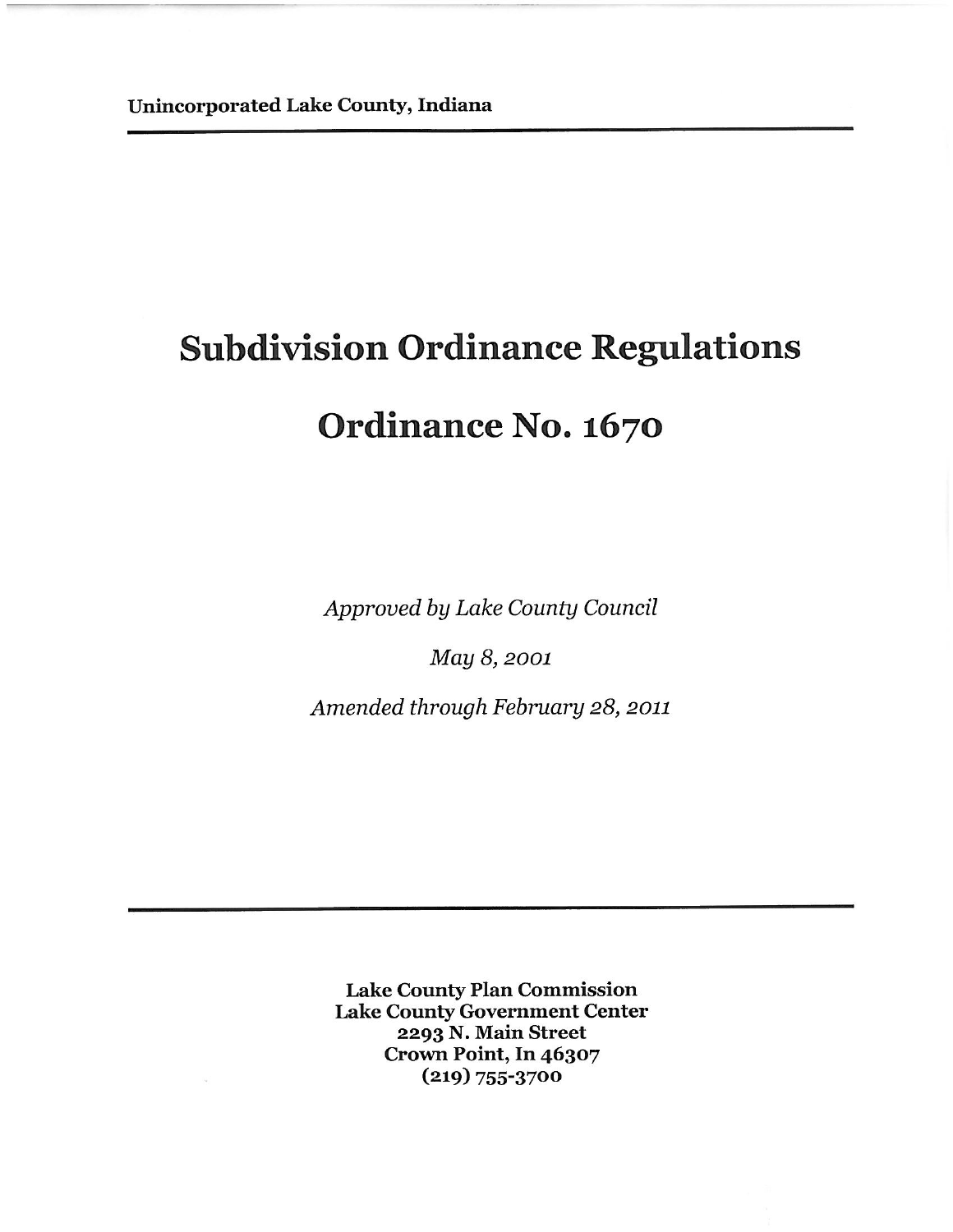Unincorporated Lake County, Indiana

# Subdivision Ordinance Regulations

# Ordinance No. 1670

*Approved by Lake County Council*

*May 8, 2001*

*Amended through February 28, 2011*

**Lake County Plan Commission**
**Lake County Government Center**
**2293 N. Main Street**
**Crown Point, In 46307**
**(219) 755-3700**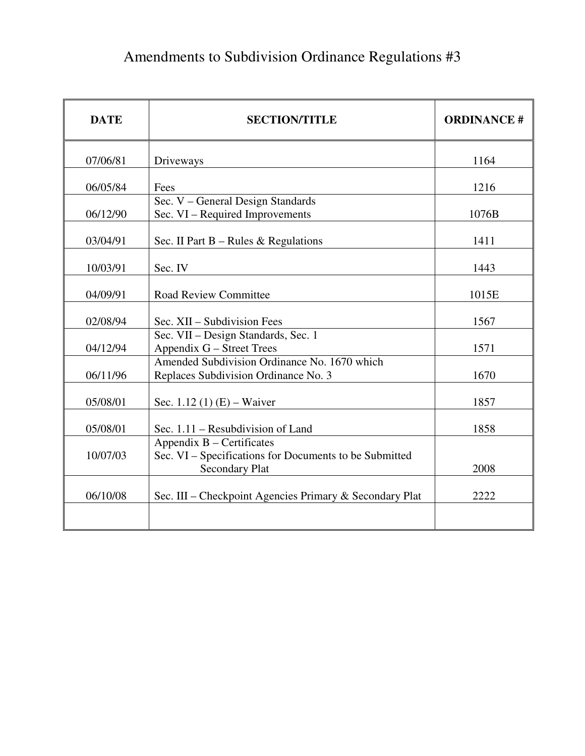# Amendments to Subdivision Ordinance Regulations #3

| DATE | SECTION/TITLE | ORDINANCE # |
|---|---|---|
| 07/06/81 | Driveways | 1164 |
| 06/05/84 | Fees | 1216 |
| 06/12/90 | Sec. V – General Design Standards<br>Sec. VI – Required Improvements | 1076B |
| 03/04/91 | Sec. II Part B – Rules & Regulations | 1411 |
| 10/03/91 | Sec. IV | 1443 |
| 04/09/91 | Road Review Committee | 1015E |
| 02/08/94 | Sec. XII – Subdivision Fees | 1567 |
| 04/12/94 | Sec. VII – Design Standards, Sec. 1<br>Appendix G – Street Trees | 1571 |
| 06/11/96 | Amended Subdivision Ordinance No. 1670 which Replaces Subdivision Ordinance No. 3 | 1670 |
| 05/08/01 | Sec. 1.12 (1) (E) – Waiver | 1857 |
| 05/08/01 | Sec. 1.11 – Resubdivision of Land | 1858 |
| 10/07/03 | Appendix B – Certificates<br>Sec. VI – Specifications for Documents to be Submitted Secondary Plat | 2008 |
| 06/10/08 | Sec. III – Checkpoint Agencies Primary & Secondary Plat | 2222 |
| | | |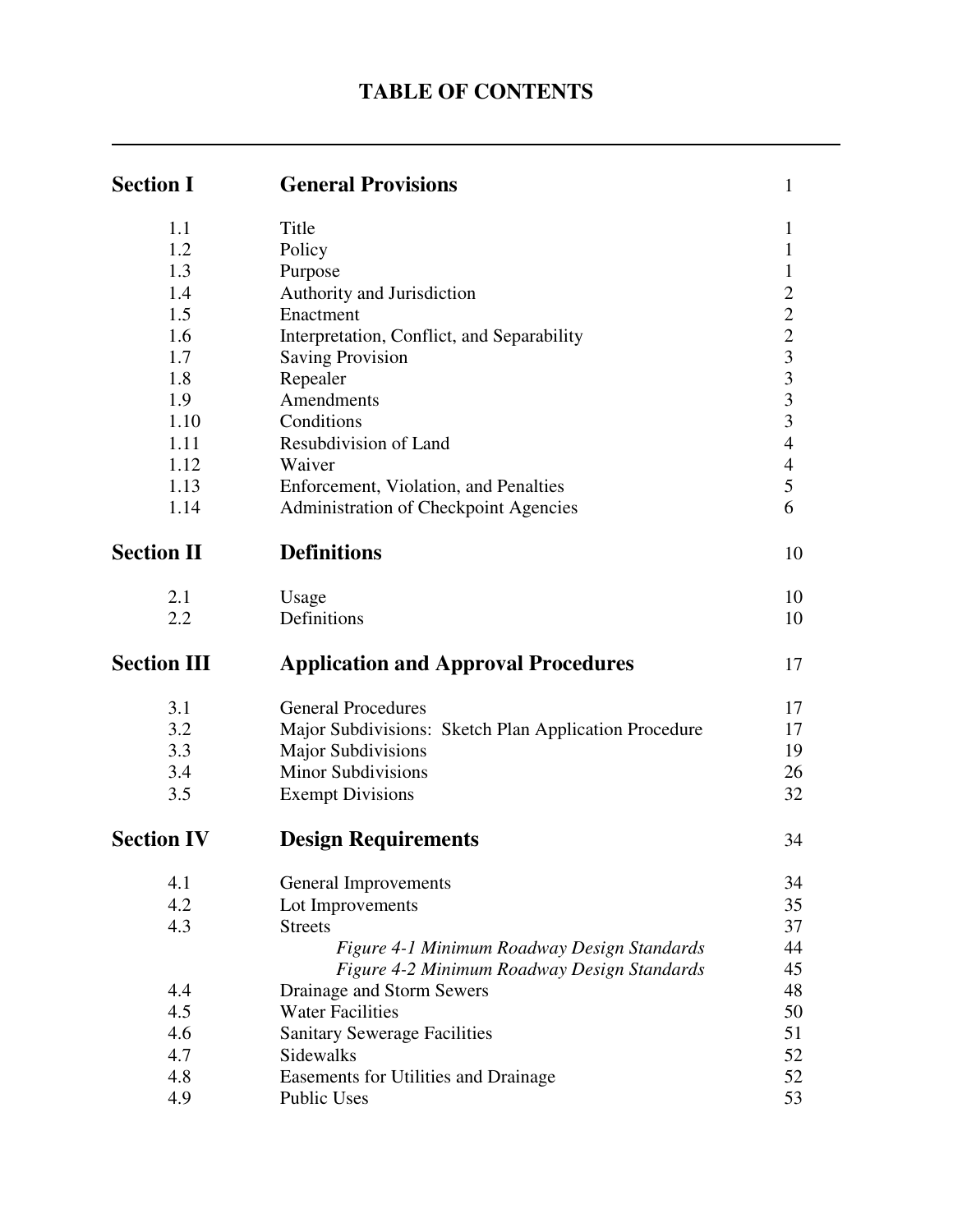# TABLE OF CONTENTS

| | | |
|---|---|---|
| **Section I** | **General Provisions** | 1 |
| 1.1 | Title | 1 |
| 1.2 | Policy | 1 |
| 1.3 | Purpose | 1 |
| 1.4 | Authority and Jurisdiction | 2 |
| 1.5 | Enactment | 2 |
| 1.6 | Interpretation, Conflict, and Separability | 2 |
| 1.7 | Saving Provision | 3 |
| 1.8 | Repealer | 3 |
| 1.9 | Amendments | 3 |
| 1.10 | Conditions | 3 |
| 1.11 | Resubdivision of Land | 4 |
| 1.12 | Waiver | 4 |
| 1.13 | Enforcement, Violation, and Penalties | 5 |
| 1.14 | Administration of Checkpoint Agencies | 6 |
| **Section II** | **Definitions** | 10 |
| 2.1 | Usage | 10 |
| 2.2 | Definitions | 10 |
| **Section III** | **Application and Approval Procedures** | 17 |
| 3.1 | General Procedures | 17 |
| 3.2 | Major Subdivisions: Sketch Plan Application Procedure | 17 |
| 3.3 | Major Subdivisions | 19 |
| 3.4 | Minor Subdivisions | 26 |
| 3.5 | Exempt Divisions | 32 |
| **Section IV** | **Design Requirements** | 34 |
| 4.1 | General Improvements | 34 |
| 4.2 | Lot Improvements | 35 |
| 4.3 | Streets | 37 |
| | *Figure 4-1 Minimum Roadway Design Standards* | 44 |
| | *Figure 4-2 Minimum Roadway Design Standards* | 45 |
| 4.4 | Drainage and Storm Sewers | 48 |
| 4.5 | Water Facilities | 50 |
| 4.6 | Sanitary Sewerage Facilities | 51 |
| 4.7 | Sidewalks | 52 |
| 4.8 | Easements for Utilities and Drainage | 52 |
| 4.9 | Public Uses | 53 |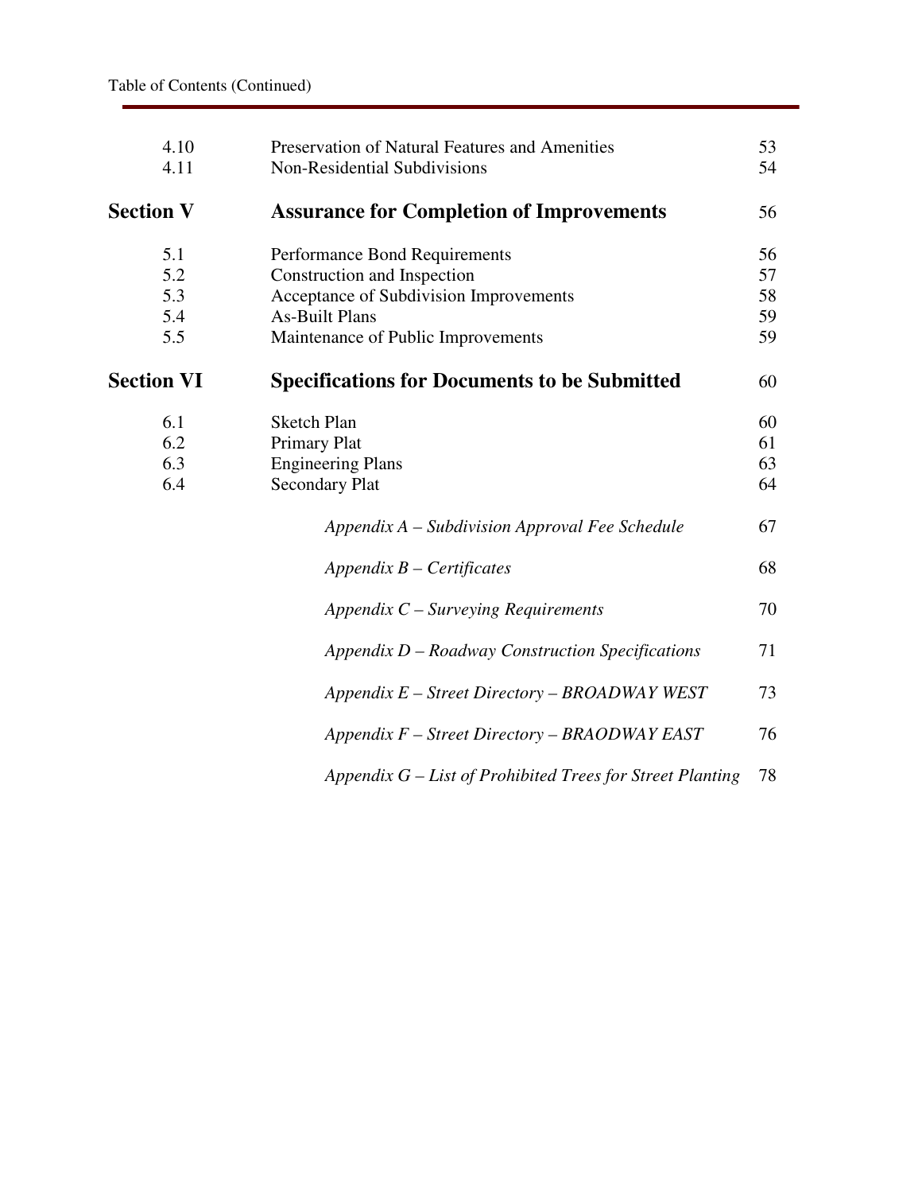Table of Contents (Continued)

| | | |
|---|---|---|
| 4.10 | Preservation of Natural Features and Amenities | 53 |
| 4.11 | Non-Residential Subdivisions | 54 |
| **Section V** | **Assurance for Completion of Improvements** | 56 |
| 5.1 | Performance Bond Requirements | 56 |
| 5.2 | Construction and Inspection | 57 |
| 5.3 | Acceptance of Subdivision Improvements | 58 |
| 5.4 | As-Built Plans | 59 |
| 5.5 | Maintenance of Public Improvements | 59 |
| **Section VI** | **Specifications for Documents to be Submitted** | 60 |
| 6.1 | Sketch Plan | 60 |
| 6.2 | Primary Plat | 61 |
| 6.3 | Engineering Plans | 63 |
| 6.4 | Secondary Plat | 64 |
| | *Appendix A – Subdivision Approval Fee Schedule* | 67 |
| | *Appendix B – Certificates* | 68 |
| | *Appendix C – Surveying Requirements* | 70 |
| | *Appendix D – Roadway Construction Specifications* | 71 |
| | *Appendix E – Street Directory – BROADWAY WEST* | 73 |
| | *Appendix F – Street Directory – BRAODWAY EAST* | 76 |
| | *Appendix G – List of Prohibited Trees for Street Planting* | 78 |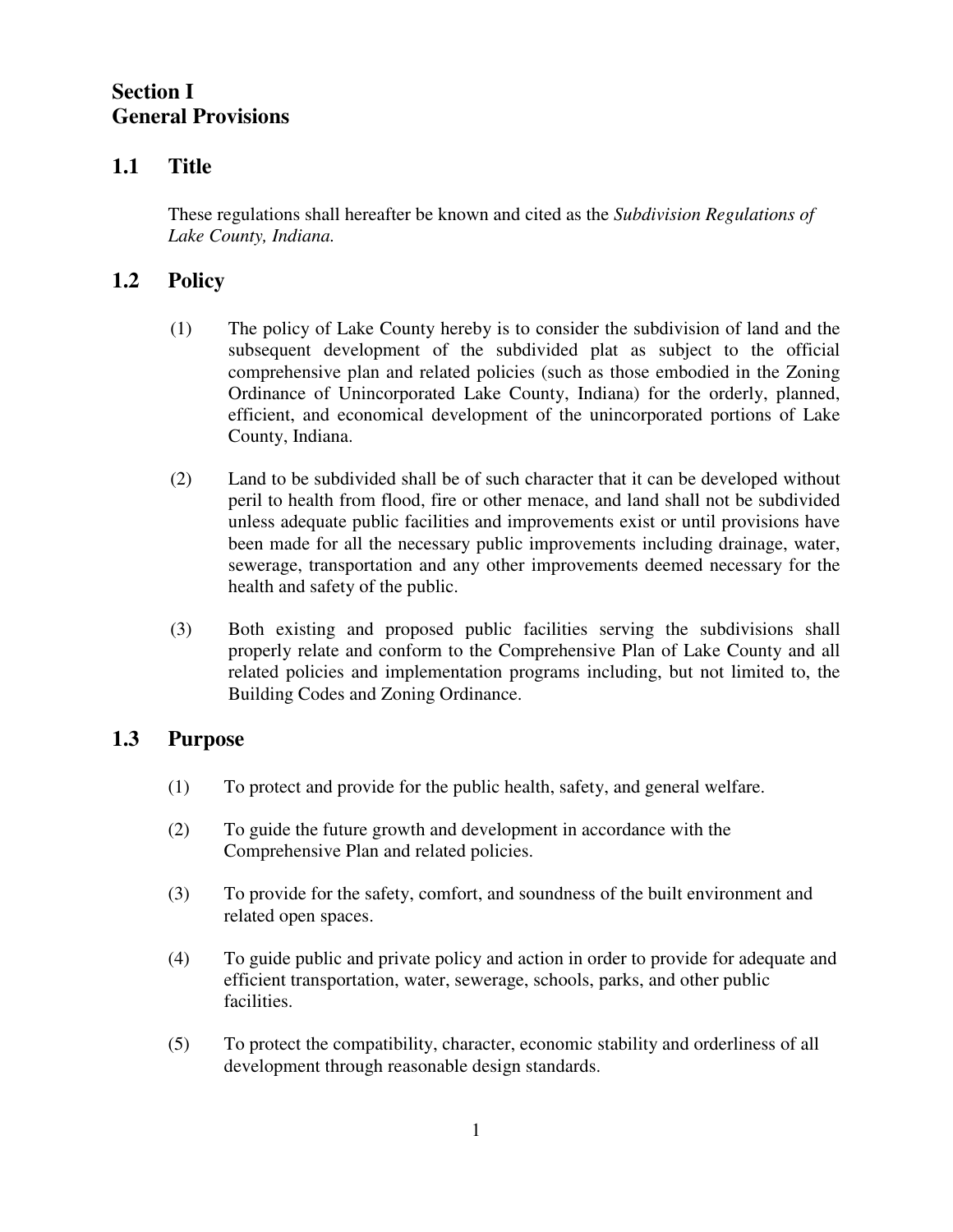# Section I
# General Provisions

## 1.1 Title

These regulations shall hereafter be known and cited as the *Subdivision Regulations of Lake County, Indiana.*

## 1.2 Policy

(1) The policy of Lake County hereby is to consider the subdivision of land and the subsequent development of the subdivided plat as subject to the official comprehensive plan and related policies (such as those embodied in the Zoning Ordinance of Unincorporated Lake County, Indiana) for the orderly, planned, efficient, and economical development of the unincorporated portions of Lake County, Indiana.

(2) Land to be subdivided shall be of such character that it can be developed without peril to health from flood, fire or other menace, and land shall not be subdivided unless adequate public facilities and improvements exist or until provisions have been made for all the necessary public improvements including drainage, water, sewerage, transportation and any other improvements deemed necessary for the health and safety of the public.

(3) Both existing and proposed public facilities serving the subdivisions shall properly relate and conform to the Comprehensive Plan of Lake County and all related policies and implementation programs including, but not limited to, the Building Codes and Zoning Ordinance.

## 1.3 Purpose

(1) To protect and provide for the public health, safety, and general welfare.

(2) To guide the future growth and development in accordance with the Comprehensive Plan and related policies.

(3) To provide for the safety, comfort, and soundness of the built environment and related open spaces.

(4) To guide public and private policy and action in order to provide for adequate and efficient transportation, water, sewerage, schools, parks, and other public facilities.

(5) To protect the compatibility, character, economic stability and orderliness of all development through reasonable design standards.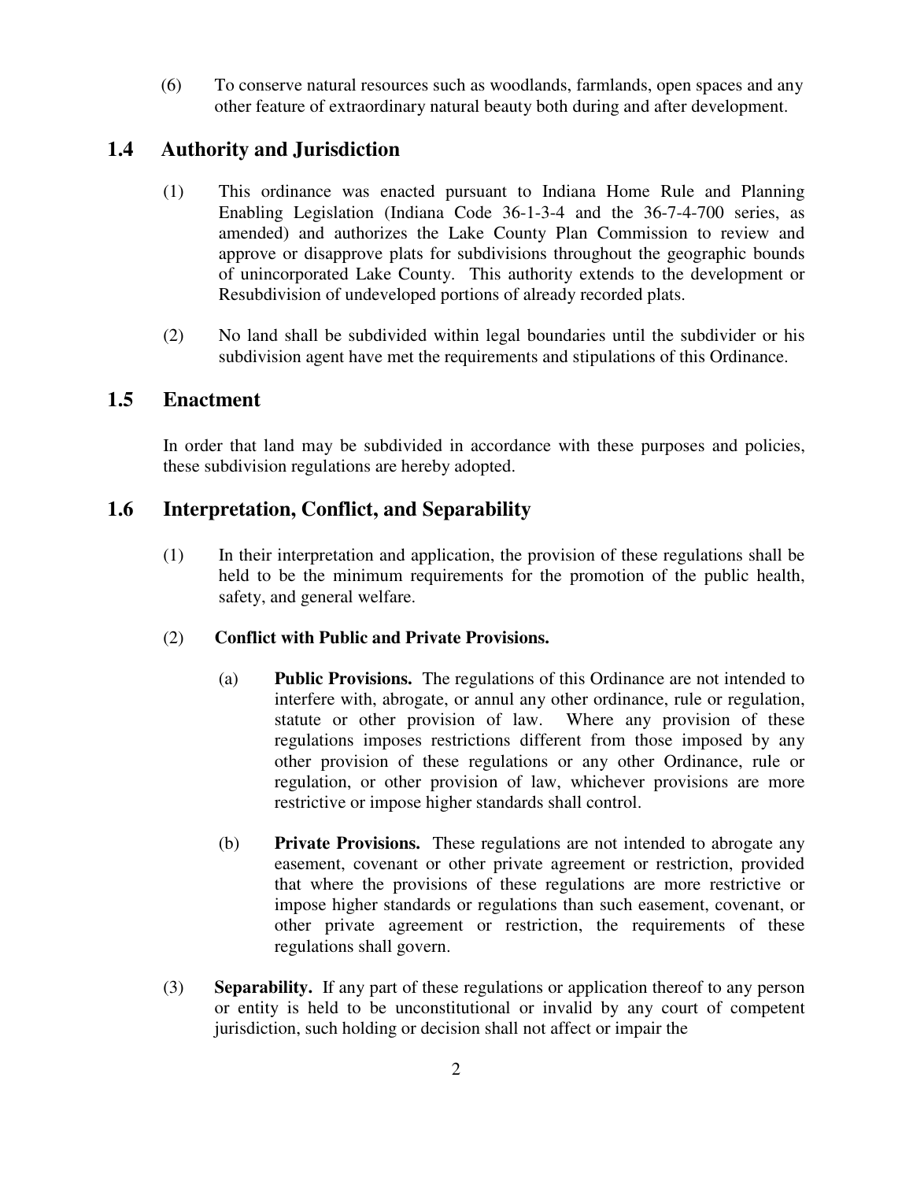(6) To conserve natural resources such as woodlands, farmlands, open spaces and any other feature of extraordinary natural beauty both during and after development.

## 1.4 Authority and Jurisdiction

(1) This ordinance was enacted pursuant to Indiana Home Rule and Planning Enabling Legislation (Indiana Code 36-1-3-4 and the 36-7-4-700 series, as amended) and authorizes the Lake County Plan Commission to review and approve or disapprove plats for subdivisions throughout the geographic bounds of unincorporated Lake County. This authority extends to the development or Resubdivision of undeveloped portions of already recorded plats.

(2) No land shall be subdivided within legal boundaries until the subdivider or his subdivision agent have met the requirements and stipulations of this Ordinance.

## 1.5 Enactment

In order that land may be subdivided in accordance with these purposes and policies, these subdivision regulations are hereby adopted.

## 1.6 Interpretation, Conflict, and Separability

(1) In their interpretation and application, the provision of these regulations shall be held to be the minimum requirements for the promotion of the public health, safety, and general welfare.

(2) **Conflict with Public and Private Provisions.**

(a) **Public Provisions.** The regulations of this Ordinance are not intended to interfere with, abrogate, or annul any other ordinance, rule or regulation, statute or other provision of law. Where any provision of these regulations imposes restrictions different from those imposed by any other provision of these regulations or any other Ordinance, rule or regulation, or other provision of law, whichever provisions are more restrictive or impose higher standards shall control.

(b) **Private Provisions.** These regulations are not intended to abrogate any easement, covenant or other private agreement or restriction, provided that where the provisions of these regulations are more restrictive or impose higher standards or regulations than such easement, covenant, or other private agreement or restriction, the requirements of these regulations shall govern.

(3) **Separability.** If any part of these regulations or application thereof to any person or entity is held to be unconstitutional or invalid by any court of competent jurisdiction, such holding or decision shall not affect or impair the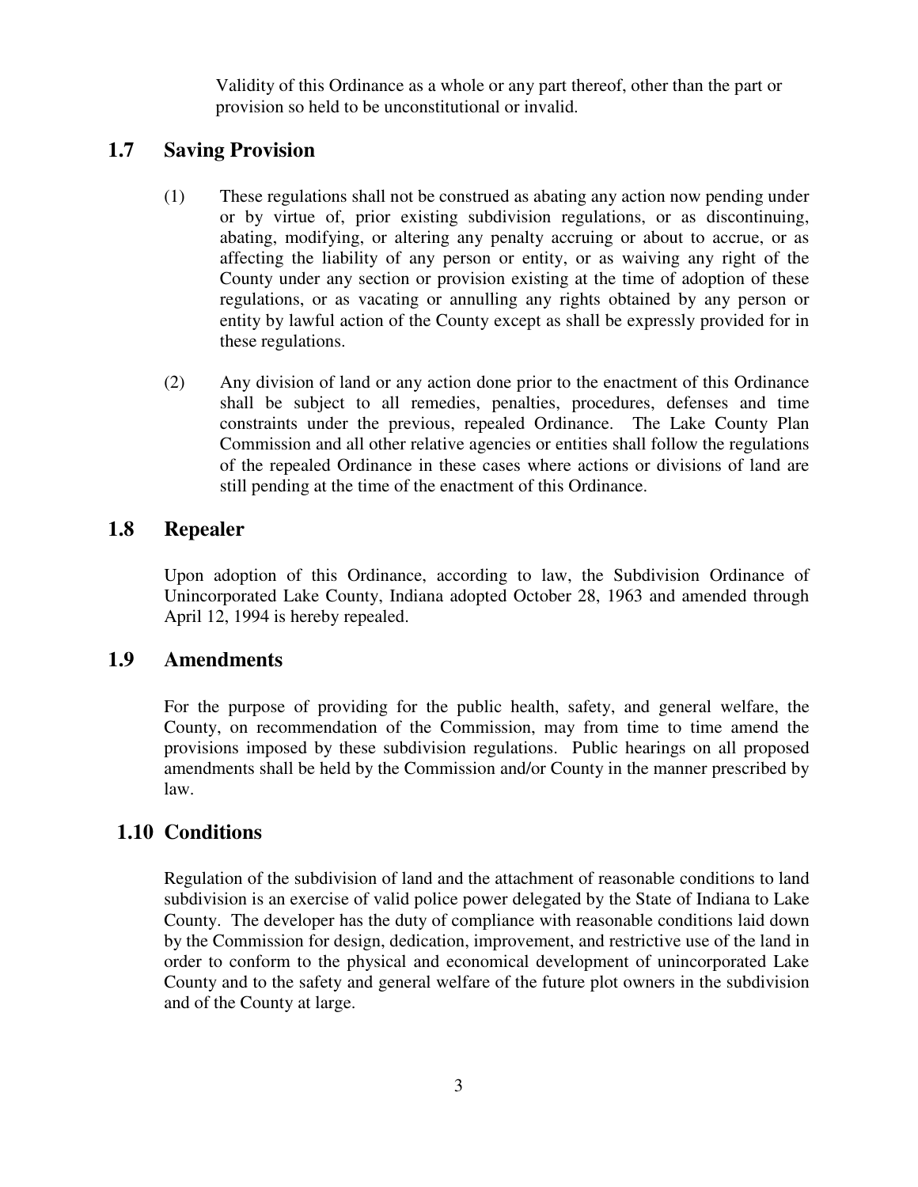Validity of this Ordinance as a whole or any part thereof, other than the part or provision so held to be unconstitutional or invalid.

## 1.7 Saving Provision

(1) These regulations shall not be construed as abating any action now pending under or by virtue of, prior existing subdivision regulations, or as discontinuing, abating, modifying, or altering any penalty accruing or about to accrue, or as affecting the liability of any person or entity, or as waiving any right of the County under any section or provision existing at the time of adoption of these regulations, or as vacating or annulling any rights obtained by any person or entity by lawful action of the County except as shall be expressly provided for in these regulations.

(2) Any division of land or any action done prior to the enactment of this Ordinance shall be subject to all remedies, penalties, procedures, defenses and time constraints under the previous, repealed Ordinance. The Lake County Plan Commission and all other relative agencies or entities shall follow the regulations of the repealed Ordinance in these cases where actions or divisions of land are still pending at the time of the enactment of this Ordinance.

## 1.8 Repealer

Upon adoption of this Ordinance, according to law, the Subdivision Ordinance of Unincorporated Lake County, Indiana adopted October 28, 1963 and amended through April 12, 1994 is hereby repealed.

## 1.9 Amendments

For the purpose of providing for the public health, safety, and general welfare, the County, on recommendation of the Commission, may from time to time amend the provisions imposed by these subdivision regulations. Public hearings on all proposed amendments shall be held by the Commission and/or County in the manner prescribed by law.

## 1.10 Conditions

Regulation of the subdivision of land and the attachment of reasonable conditions to land subdivision is an exercise of valid police power delegated by the State of Indiana to Lake County. The developer has the duty of compliance with reasonable conditions laid down by the Commission for design, dedication, improvement, and restrictive use of the land in order to conform to the physical and economical development of unincorporated Lake County and to the safety and general welfare of the future plot owners in the subdivision and of the County at large.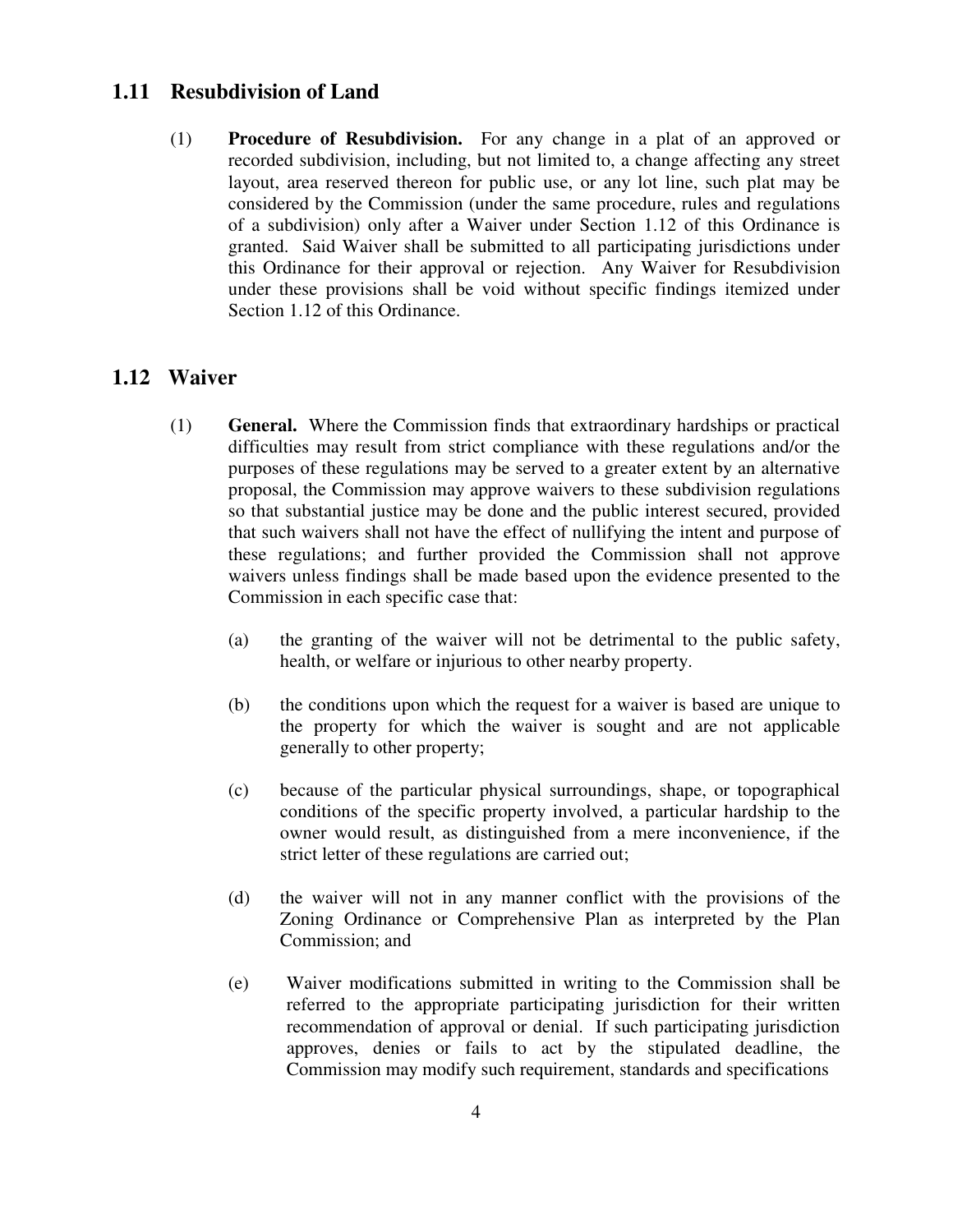## 1.11 Resubdivision of Land

(1) **Procedure of Resubdivision.** For any change in a plat of an approved or recorded subdivision, including, but not limited to, a change affecting any street layout, area reserved thereon for public use, or any lot line, such plat may be considered by the Commission (under the same procedure, rules and regulations of a subdivision) only after a Waiver under Section 1.12 of this Ordinance is granted. Said Waiver shall be submitted to all participating jurisdictions under this Ordinance for their approval or rejection. Any Waiver for Resubdivision under these provisions shall be void without specific findings itemized under Section 1.12 of this Ordinance.

## 1.12 Waiver

(1) **General.** Where the Commission finds that extraordinary hardships or practical difficulties may result from strict compliance with these regulations and/or the purposes of these regulations may be served to a greater extent by an alternative proposal, the Commission may approve waivers to these subdivision regulations so that substantial justice may be done and the public interest secured, provided that such waivers shall not have the effect of nullifying the intent and purpose of these regulations; and further provided the Commission shall not approve waivers unless findings shall be made based upon the evidence presented to the Commission in each specific case that:

(a) the granting of the waiver will not be detrimental to the public safety, health, or welfare or injurious to other nearby property.

(b) the conditions upon which the request for a waiver is based are unique to the property for which the waiver is sought and are not applicable generally to other property;

(c) because of the particular physical surroundings, shape, or topographical conditions of the specific property involved, a particular hardship to the owner would result, as distinguished from a mere inconvenience, if the strict letter of these regulations are carried out;

(d) the waiver will not in any manner conflict with the provisions of the Zoning Ordinance or Comprehensive Plan as interpreted by the Plan Commission; and

(e) Waiver modifications submitted in writing to the Commission shall be referred to the appropriate participating jurisdiction for their written recommendation of approval or denial. If such participating jurisdiction approves, denies or fails to act by the stipulated deadline, the Commission may modify such requirement, standards and specifications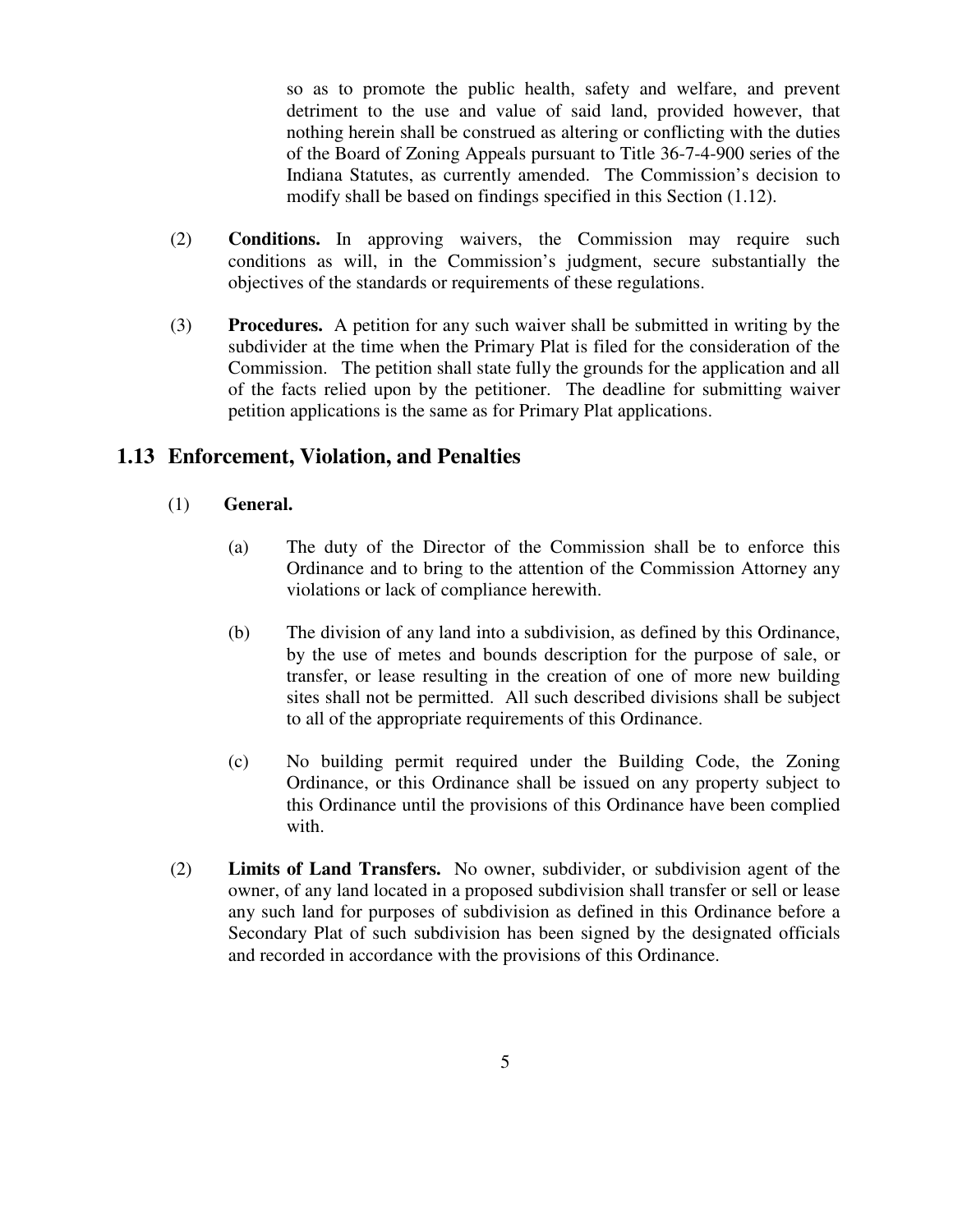so as to promote the public health, safety and welfare, and prevent detriment to the use and value of said land, provided however, that nothing herein shall be construed as altering or conflicting with the duties of the Board of Zoning Appeals pursuant to Title 36-7-4-900 series of the Indiana Statutes, as currently amended. The Commission's decision to modify shall be based on findings specified in this Section (1.12).

(2) **Conditions.** In approving waivers, the Commission may require such conditions as will, in the Commission's judgment, secure substantially the objectives of the standards or requirements of these regulations.

(3) **Procedures.** A petition for any such waiver shall be submitted in writing by the subdivider at the time when the Primary Plat is filed for the consideration of the Commission. The petition shall state fully the grounds for the application and all of the facts relied upon by the petitioner. The deadline for submitting waiver petition applications is the same as for Primary Plat applications.

## 1.13 Enforcement, Violation, and Penalties

(1) **General.**

(a) The duty of the Director of the Commission shall be to enforce this Ordinance and to bring to the attention of the Commission Attorney any violations or lack of compliance herewith.

(b) The division of any land into a subdivision, as defined by this Ordinance, by the use of metes and bounds description for the purpose of sale, or transfer, or lease resulting in the creation of one of more new building sites shall not be permitted. All such described divisions shall be subject to all of the appropriate requirements of this Ordinance.

(c) No building permit required under the Building Code, the Zoning Ordinance, or this Ordinance shall be issued on any property subject to this Ordinance until the provisions of this Ordinance have been complied with.

(2) **Limits of Land Transfers.** No owner, subdivider, or subdivision agent of the owner, of any land located in a proposed subdivision shall transfer or sell or lease any such land for purposes of subdivision as defined in this Ordinance before a Secondary Plat of such subdivision has been signed by the designated officials and recorded in accordance with the provisions of this Ordinance.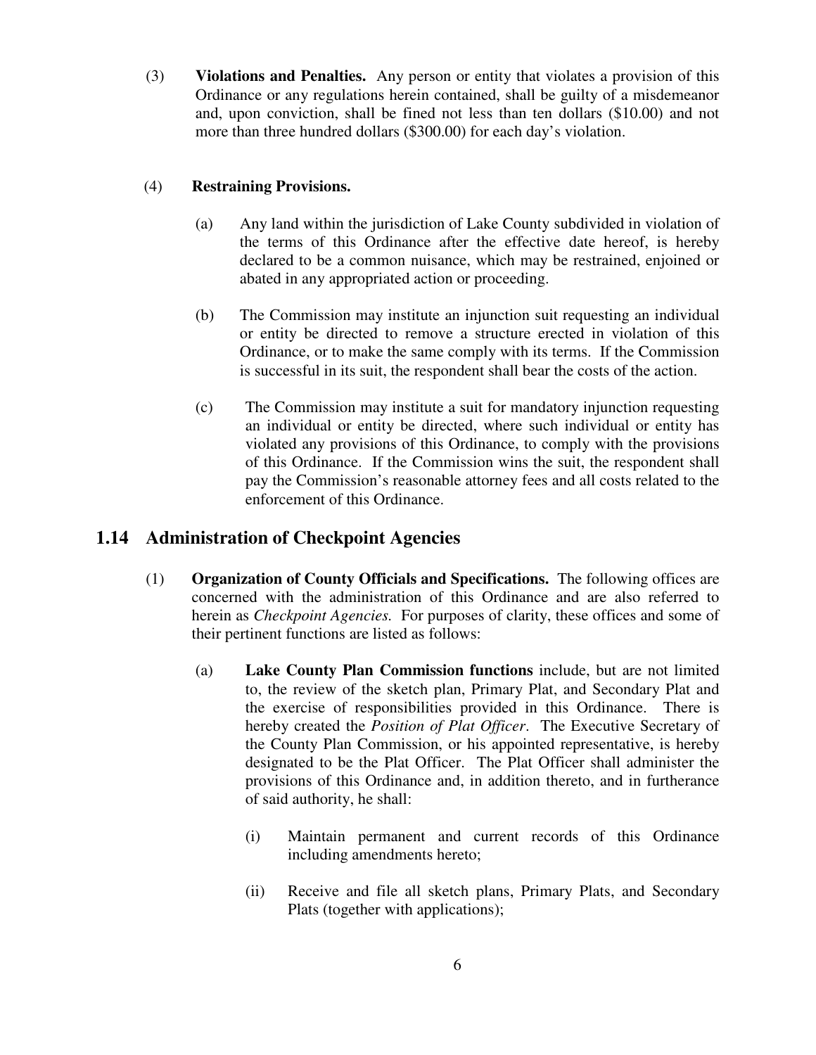(3) **Violations and Penalties.** Any person or entity that violates a provision of this Ordinance or any regulations herein contained, shall be guilty of a misdemeanor and, upon conviction, shall be fined not less than ten dollars ($10.00) and not more than three hundred dollars ($300.00) for each day's violation.

(4) **Restraining Provisions.**

(a) Any land within the jurisdiction of Lake County subdivided in violation of the terms of this Ordinance after the effective date hereof, is hereby declared to be a common nuisance, which may be restrained, enjoined or abated in any appropriated action or proceeding.

(b) The Commission may institute an injunction suit requesting an individual or entity be directed to remove a structure erected in violation of this Ordinance, or to make the same comply with its terms. If the Commission is successful in its suit, the respondent shall bear the costs of the action.

(c) The Commission may institute a suit for mandatory injunction requesting an individual or entity be directed, where such individual or entity has violated any provisions of this Ordinance, to comply with the provisions of this Ordinance. If the Commission wins the suit, the respondent shall pay the Commission's reasonable attorney fees and all costs related to the enforcement of this Ordinance.

## 1.14 Administration of Checkpoint Agencies

(1) **Organization of County Officials and Specifications.** The following offices are concerned with the administration of this Ordinance and are also referred to herein as *Checkpoint Agencies.* For purposes of clarity, these offices and some of their pertinent functions are listed as follows:

(a) **Lake County Plan Commission functions** include, but are not limited to, the review of the sketch plan, Primary Plat, and Secondary Plat and the exercise of responsibilities provided in this Ordinance. There is hereby created the *Position of Plat Officer*. The Executive Secretary of the County Plan Commission, or his appointed representative, is hereby designated to be the Plat Officer. The Plat Officer shall administer the provisions of this Ordinance and, in addition thereto, and in furtherance of said authority, he shall:

(i) Maintain permanent and current records of this Ordinance including amendments hereto;

(ii) Receive and file all sketch plans, Primary Plats, and Secondary Plats (together with applications);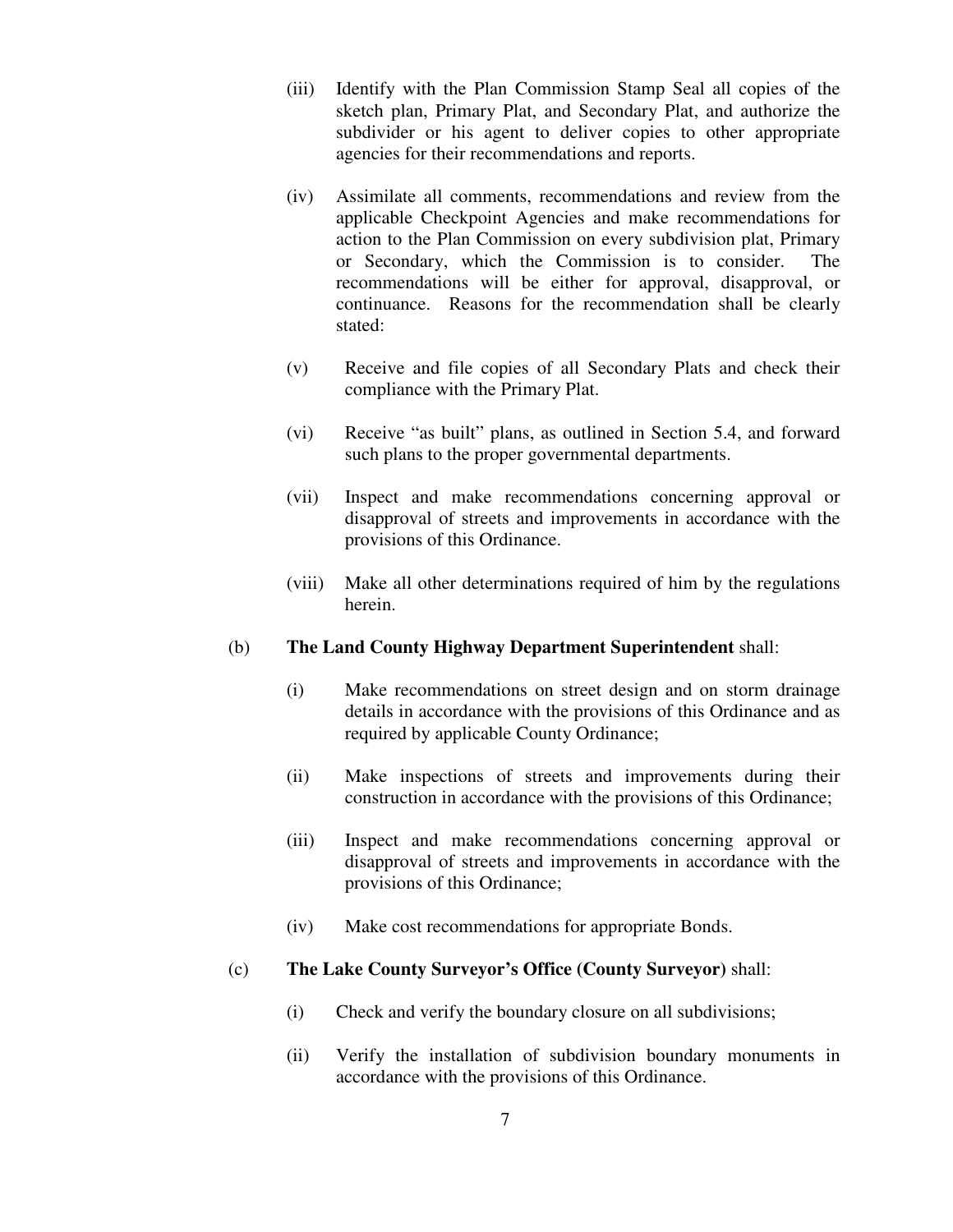(iii) Identify with the Plan Commission Stamp Seal all copies of the sketch plan, Primary Plat, and Secondary Plat, and authorize the subdivider or his agent to deliver copies to other appropriate agencies for their recommendations and reports.

(iv) Assimilate all comments, recommendations and review from the applicable Checkpoint Agencies and make recommendations for action to the Plan Commission on every subdivision plat, Primary or Secondary, which the Commission is to consider. The recommendations will be either for approval, disapproval, or continuance. Reasons for the recommendation shall be clearly stated:

(v) Receive and file copies of all Secondary Plats and check their compliance with the Primary Plat.

(vi) Receive "as built" plans, as outlined in Section 5.4, and forward such plans to the proper governmental departments.

(vii) Inspect and make recommendations concerning approval or disapproval of streets and improvements in accordance with the provisions of this Ordinance.

(viii) Make all other determinations required of him by the regulations herein.

(b) **The Land County Highway Department Superintendent** shall:

(i) Make recommendations on street design and on storm drainage details in accordance with the provisions of this Ordinance and as required by applicable County Ordinance;

(ii) Make inspections of streets and improvements during their construction in accordance with the provisions of this Ordinance;

(iii) Inspect and make recommendations concerning approval or disapproval of streets and improvements in accordance with the provisions of this Ordinance;

(iv) Make cost recommendations for appropriate Bonds.

(c) **The Lake County Surveyor's Office (County Surveyor)** shall:

(i) Check and verify the boundary closure on all subdivisions;

(ii) Verify the installation of subdivision boundary monuments in accordance with the provisions of this Ordinance.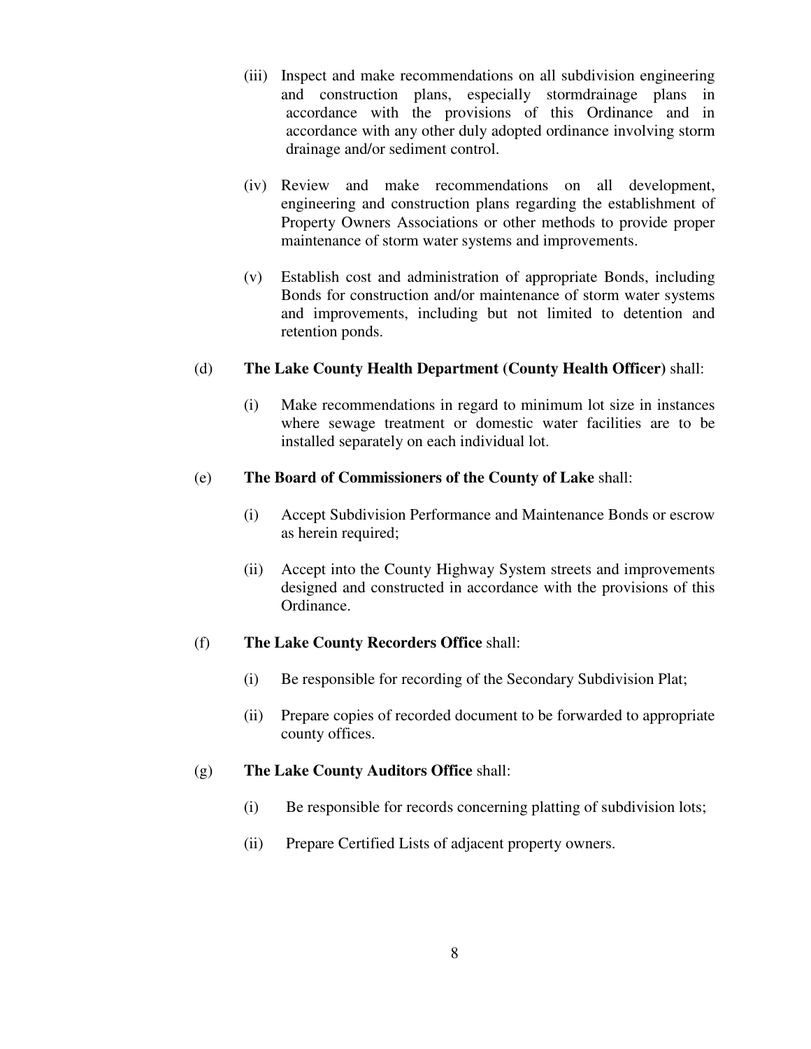(iii) Inspect and make recommendations on all subdivision engineering and construction plans, especially stormdrainage plans in accordance with the provisions of this Ordinance and in accordance with any other duly adopted ordinance involving storm drainage and/or sediment control.

(iv) Review and make recommendations on all development, engineering and construction plans regarding the establishment of Property Owners Associations or other methods to provide proper maintenance of storm water systems and improvements.

(v) Establish cost and administration of appropriate Bonds, including Bonds for construction and/or maintenance of storm water systems and improvements, including but not limited to detention and retention ponds.

(d) **The Lake County Health Department (County Health Officer)** shall:

(i) Make recommendations in regard to minimum lot size in instances where sewage treatment or domestic water facilities are to be installed separately on each individual lot.

(e) **The Board of Commissioners of the County of Lake** shall:

(i) Accept Subdivision Performance and Maintenance Bonds or escrow as herein required;

(ii) Accept into the County Highway System streets and improvements designed and constructed in accordance with the provisions of this Ordinance.

(f) **The Lake County Recorders Office** shall:

(i) Be responsible for recording of the Secondary Subdivision Plat;

(ii) Prepare copies of recorded document to be forwarded to appropriate county offices.

(g) **The Lake County Auditors Office** shall:

(i) Be responsible for records concerning platting of subdivision lots;

(ii) Prepare Certified Lists of adjacent property owners.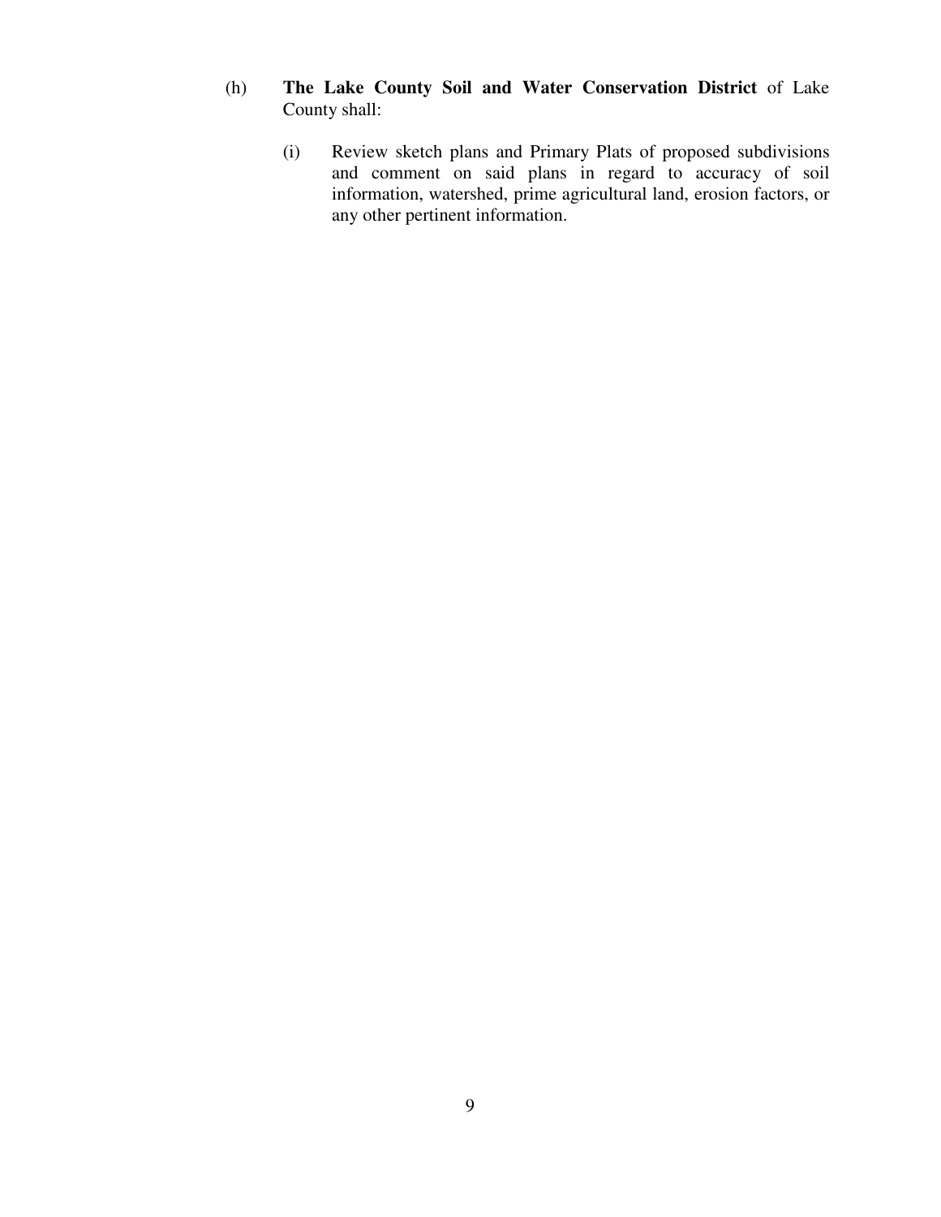(h) **The Lake County Soil and Water Conservation District** of Lake County shall:

(i) Review sketch plans and Primary Plats of proposed subdivisions and comment on said plans in regard to accuracy of soil information, watershed, prime agricultural land, erosion factors, or any other pertinent information.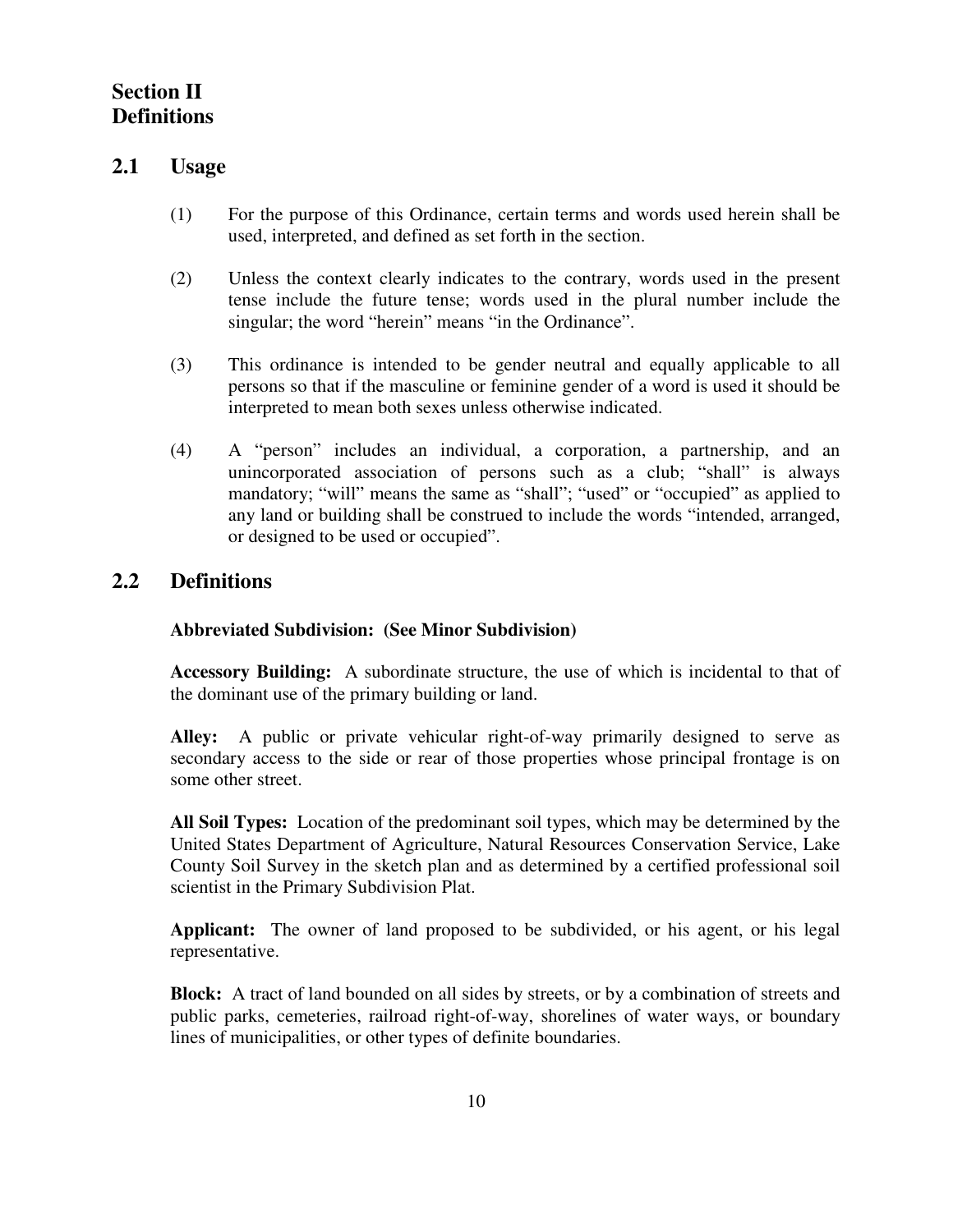# Section II
# Definitions

## 2.1 Usage

(1) For the purpose of this Ordinance, certain terms and words used herein shall be used, interpreted, and defined as set forth in the section.

(2) Unless the context clearly indicates to the contrary, words used in the present tense include the future tense; words used in the plural number include the singular; the word "herein" means "in the Ordinance".

(3) This ordinance is intended to be gender neutral and equally applicable to all persons so that if the masculine or feminine gender of a word is used it should be interpreted to mean both sexes unless otherwise indicated.

(4) A "person" includes an individual, a corporation, a partnership, and an unincorporated association of persons such as a club; "shall" is always mandatory; "will" means the same as "shall"; "used" or "occupied" as applied to any land or building shall be construed to include the words "intended, arranged, or designed to be used or occupied".

## 2.2 Definitions

**Abbreviated Subdivision: (See Minor Subdivision)**

**Accessory Building:** A subordinate structure, the use of which is incidental to that of the dominant use of the primary building or land.

**Alley:** A public or private vehicular right-of-way primarily designed to serve as secondary access to the side or rear of those properties whose principal frontage is on some other street.

**All Soil Types:** Location of the predominant soil types, which may be determined by the United States Department of Agriculture, Natural Resources Conservation Service, Lake County Soil Survey in the sketch plan and as determined by a certified professional soil scientist in the Primary Subdivision Plat.

**Applicant:** The owner of land proposed to be subdivided, or his agent, or his legal representative.

**Block:** A tract of land bounded on all sides by streets, or by a combination of streets and public parks, cemeteries, railroad right-of-way, shorelines of water ways, or boundary lines of municipalities, or other types of definite boundaries.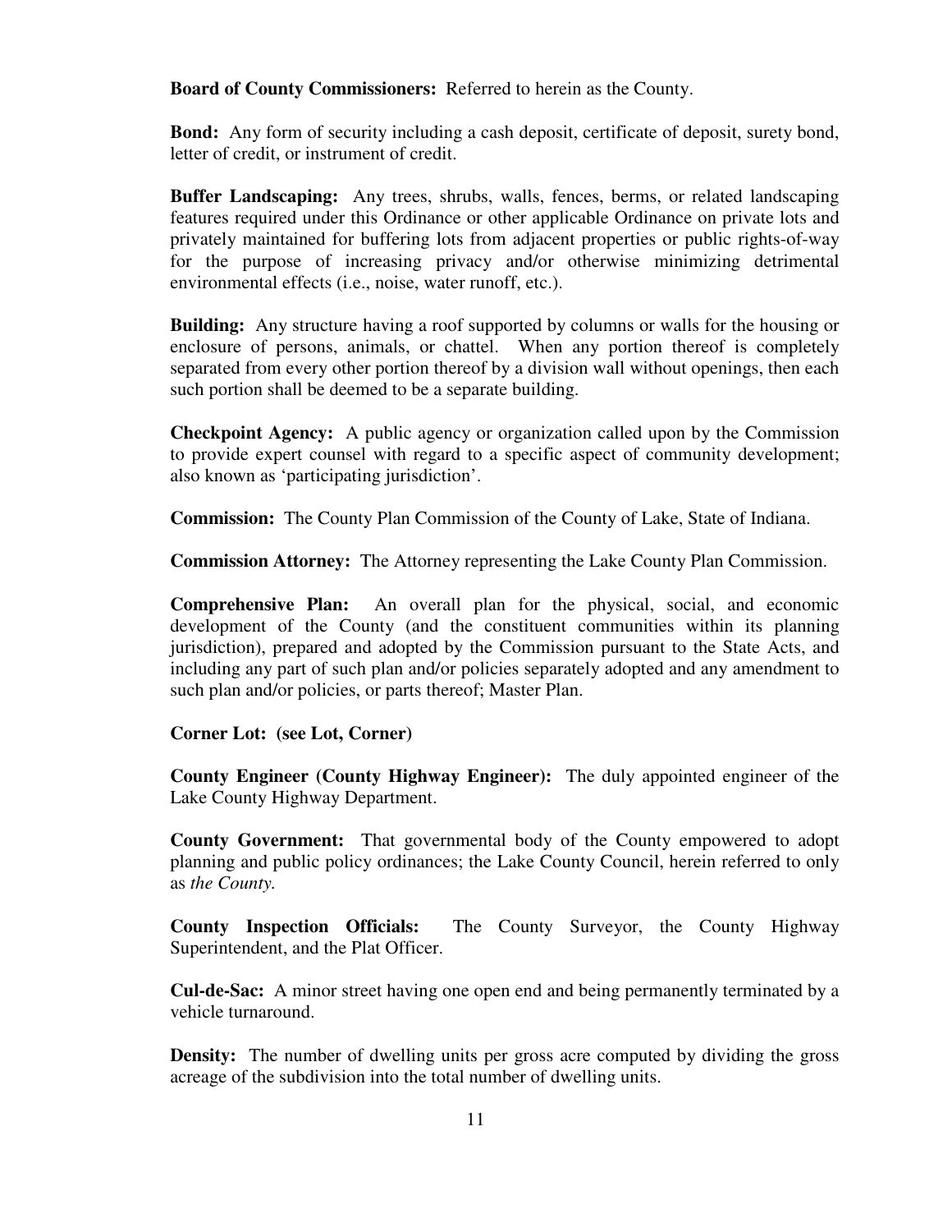**Board of County Commissioners:** Referred to herein as the County.

**Bond:** Any form of security including a cash deposit, certificate of deposit, surety bond, letter of credit, or instrument of credit.

**Buffer Landscaping:** Any trees, shrubs, walls, fences, berms, or related landscaping features required under this Ordinance or other applicable Ordinance on private lots and privately maintained for buffering lots from adjacent properties or public rights-of-way for the purpose of increasing privacy and/or otherwise minimizing detrimental environmental effects (i.e., noise, water runoff, etc.).

**Building:** Any structure having a roof supported by columns or walls for the housing or enclosure of persons, animals, or chattel. When any portion thereof is completely separated from every other portion thereof by a division wall without openings, then each such portion shall be deemed to be a separate building.

**Checkpoint Agency:** A public agency or organization called upon by the Commission to provide expert counsel with regard to a specific aspect of community development; also known as 'participating jurisdiction'.

**Commission:** The County Plan Commission of the County of Lake, State of Indiana.

**Commission Attorney:** The Attorney representing the Lake County Plan Commission.

**Comprehensive Plan:** An overall plan for the physical, social, and economic development of the County (and the constituent communities within its planning jurisdiction), prepared and adopted by the Commission pursuant to the State Acts, and including any part of such plan and/or policies separately adopted and any amendment to such plan and/or policies, or parts thereof; Master Plan.

**Corner Lot: (see Lot, Corner)**

**County Engineer (County Highway Engineer):** The duly appointed engineer of the Lake County Highway Department.

**County Government:** That governmental body of the County empowered to adopt planning and public policy ordinances; the Lake County Council, herein referred to only as *the County.*

**County Inspection Officials:** The County Surveyor, the County Highway Superintendent, and the Plat Officer.

**Cul-de-Sac:** A minor street having one open end and being permanently terminated by a vehicle turnaround.

**Density:** The number of dwelling units per gross acre computed by dividing the gross acreage of the subdivision into the total number of dwelling units.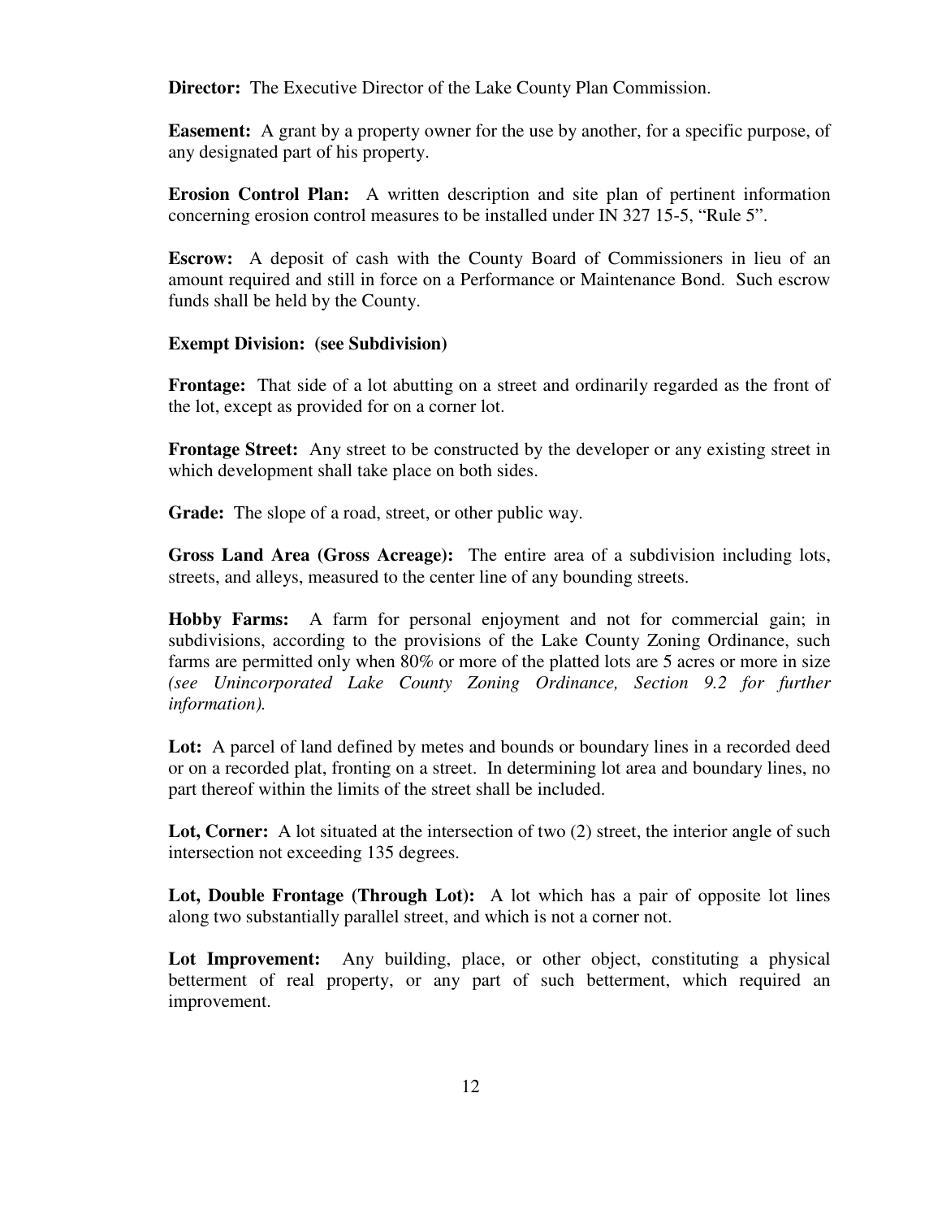**Director:** The Executive Director of the Lake County Plan Commission.

**Easement:** A grant by a property owner for the use by another, for a specific purpose, of any designated part of his property.

**Erosion Control Plan:** A written description and site plan of pertinent information concerning erosion control measures to be installed under IN 327 15-5, "Rule 5".

**Escrow:** A deposit of cash with the County Board of Commissioners in lieu of an amount required and still in force on a Performance or Maintenance Bond. Such escrow funds shall be held by the County.

**Exempt Division: (see Subdivision)**

**Frontage:** That side of a lot abutting on a street and ordinarily regarded as the front of the lot, except as provided for on a corner lot.

**Frontage Street:** Any street to be constructed by the developer or any existing street in which development shall take place on both sides.

**Grade:** The slope of a road, street, or other public way.

**Gross Land Area (Gross Acreage):** The entire area of a subdivision including lots, streets, and alleys, measured to the center line of any bounding streets.

**Hobby Farms:** A farm for personal enjoyment and not for commercial gain; in subdivisions, according to the provisions of the Lake County Zoning Ordinance, such farms are permitted only when 80% or more of the platted lots are 5 acres or more in size *(see Unincorporated Lake County Zoning Ordinance, Section 9.2 for further information).*

**Lot:** A parcel of land defined by metes and bounds or boundary lines in a recorded deed or on a recorded plat, fronting on a street. In determining lot area and boundary lines, no part thereof within the limits of the street shall be included.

**Lot, Corner:** A lot situated at the intersection of two (2) street, the interior angle of such intersection not exceeding 135 degrees.

**Lot, Double Frontage (Through Lot):** A lot which has a pair of opposite lot lines along two substantially parallel street, and which is not a corner not.

**Lot Improvement:** Any building, place, or other object, constituting a physical betterment of real property, or any part of such betterment, which required an improvement.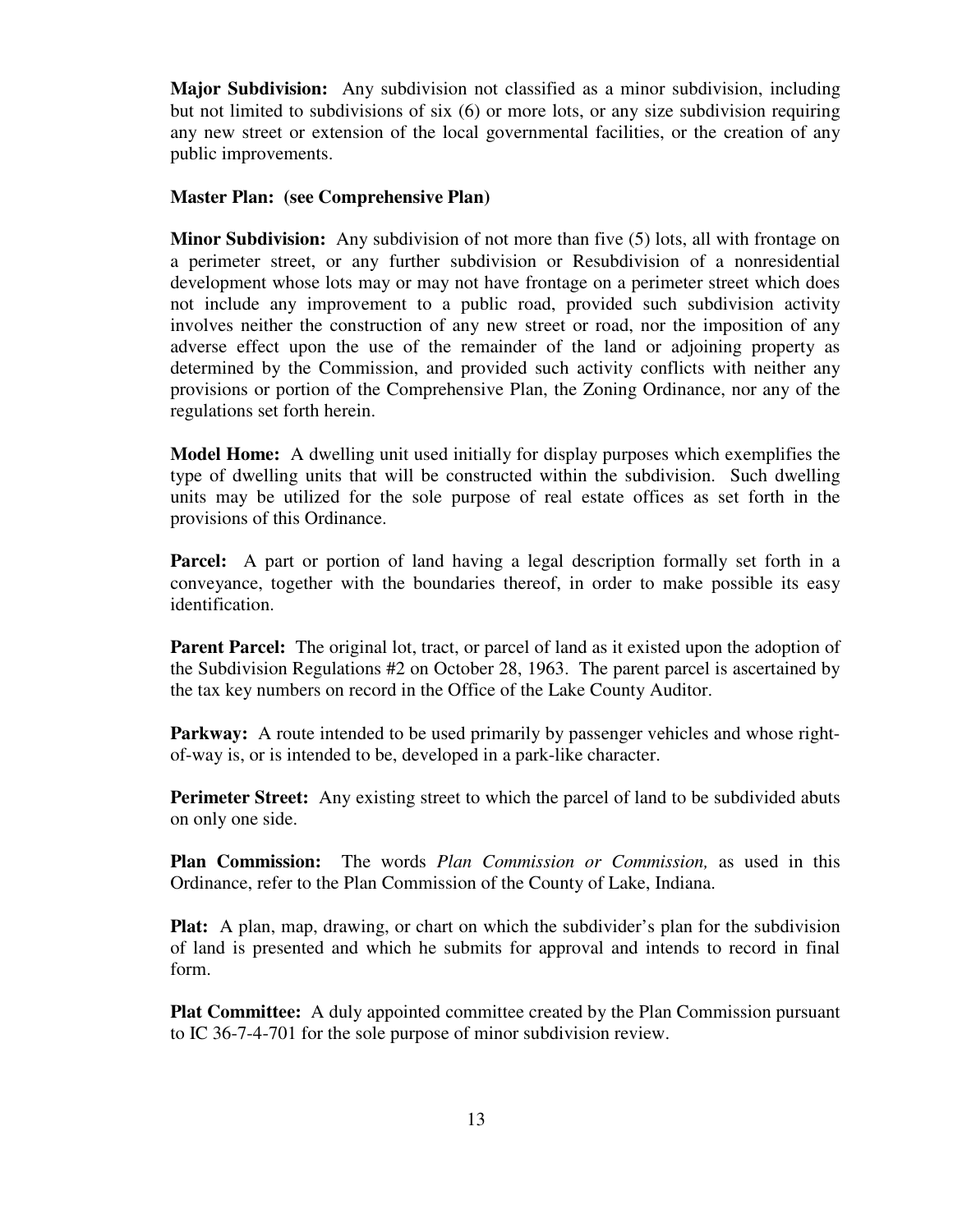**Major Subdivision:** Any subdivision not classified as a minor subdivision, including but not limited to subdivisions of six (6) or more lots, or any size subdivision requiring any new street or extension of the local governmental facilities, or the creation of any public improvements.

**Master Plan: (see Comprehensive Plan)**

**Minor Subdivision:** Any subdivision of not more than five (5) lots, all with frontage on a perimeter street, or any further subdivision or Resubdivision of a nonresidential development whose lots may or may not have frontage on a perimeter street which does not include any improvement to a public road, provided such subdivision activity involves neither the construction of any new street or road, nor the imposition of any adverse effect upon the use of the remainder of the land or adjoining property as determined by the Commission, and provided such activity conflicts with neither any provisions or portion of the Comprehensive Plan, the Zoning Ordinance, nor any of the regulations set forth herein.

**Model Home:** A dwelling unit used initially for display purposes which exemplifies the type of dwelling units that will be constructed within the subdivision. Such dwelling units may be utilized for the sole purpose of real estate offices as set forth in the provisions of this Ordinance.

**Parcel:** A part or portion of land having a legal description formally set forth in a conveyance, together with the boundaries thereof, in order to make possible its easy identification.

**Parent Parcel:** The original lot, tract, or parcel of land as it existed upon the adoption of the Subdivision Regulations #2 on October 28, 1963. The parent parcel is ascertained by the tax key numbers on record in the Office of the Lake County Auditor.

**Parkway:** A route intended to be used primarily by passenger vehicles and whose right-of-way is, or is intended to be, developed in a park-like character.

**Perimeter Street:** Any existing street to which the parcel of land to be subdivided abuts on only one side.

**Plan Commission:** The words *Plan Commission or Commission,* as used in this Ordinance, refer to the Plan Commission of the County of Lake, Indiana.

**Plat:** A plan, map, drawing, or chart on which the subdivider's plan for the subdivision of land is presented and which he submits for approval and intends to record in final form.

**Plat Committee:** A duly appointed committee created by the Plan Commission pursuant to IC 36-7-4-701 for the sole purpose of minor subdivision review.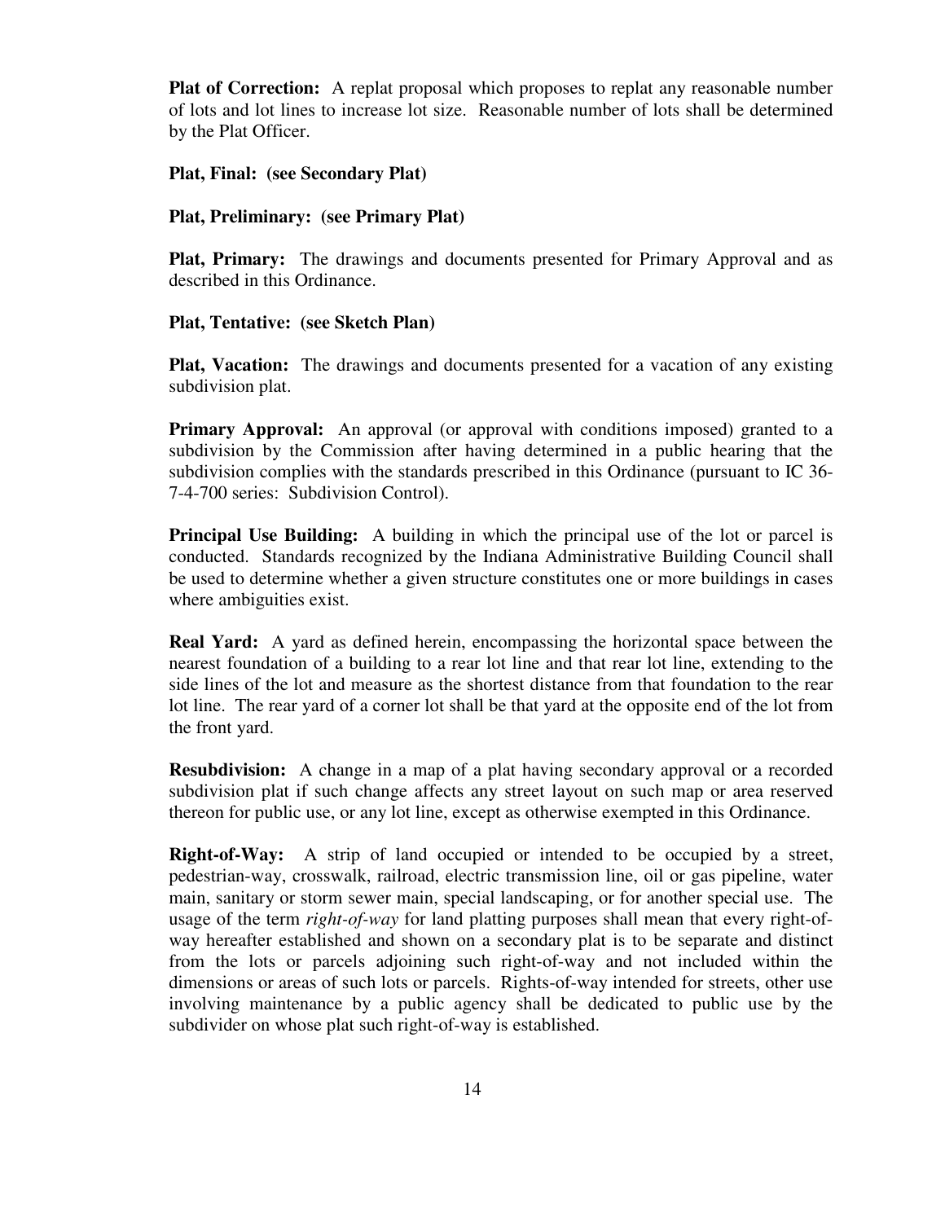**Plat of Correction:** A replat proposal which proposes to replat any reasonable number of lots and lot lines to increase lot size. Reasonable number of lots shall be determined by the Plat Officer.

**Plat, Final: (see Secondary Plat)**

**Plat, Preliminary: (see Primary Plat)**

**Plat, Primary:** The drawings and documents presented for Primary Approval and as described in this Ordinance.

**Plat, Tentative: (see Sketch Plan)**

**Plat, Vacation:** The drawings and documents presented for a vacation of any existing subdivision plat.

**Primary Approval:** An approval (or approval with conditions imposed) granted to a subdivision by the Commission after having determined in a public hearing that the subdivision complies with the standards prescribed in this Ordinance (pursuant to IC 36-7-4-700 series: Subdivision Control).

**Principal Use Building:** A building in which the principal use of the lot or parcel is conducted. Standards recognized by the Indiana Administrative Building Council shall be used to determine whether a given structure constitutes one or more buildings in cases where ambiguities exist.

**Real Yard:** A yard as defined herein, encompassing the horizontal space between the nearest foundation of a building to a rear lot line and that rear lot line, extending to the side lines of the lot and measure as the shortest distance from that foundation to the rear lot line. The rear yard of a corner lot shall be that yard at the opposite end of the lot from the front yard.

**Resubdivision:** A change in a map of a plat having secondary approval or a recorded subdivision plat if such change affects any street layout on such map or area reserved thereon for public use, or any lot line, except as otherwise exempted in this Ordinance.

**Right-of-Way:** A strip of land occupied or intended to be occupied by a street, pedestrian-way, crosswalk, railroad, electric transmission line, oil or gas pipeline, water main, sanitary or storm sewer main, special landscaping, or for another special use. The usage of the term *right-of-way* for land platting purposes shall mean that every right-of-way hereafter established and shown on a secondary plat is to be separate and distinct from the lots or parcels adjoining such right-of-way and not included within the dimensions or areas of such lots or parcels. Rights-of-way intended for streets, other use involving maintenance by a public agency shall be dedicated to public use by the subdivider on whose plat such right-of-way is established.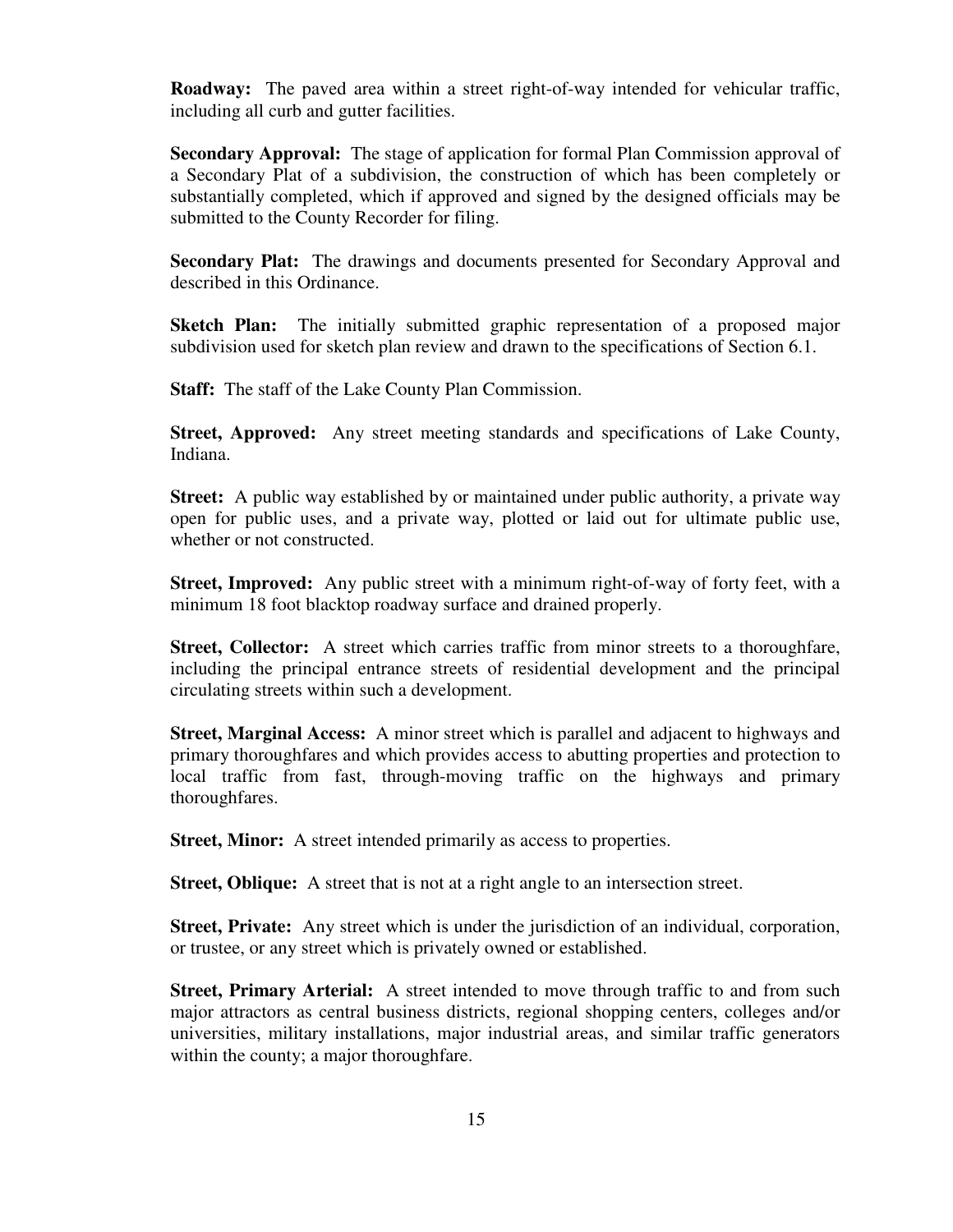**Roadway:** The paved area within a street right-of-way intended for vehicular traffic, including all curb and gutter facilities.

**Secondary Approval:** The stage of application for formal Plan Commission approval of a Secondary Plat of a subdivision, the construction of which has been completely or substantially completed, which if approved and signed by the designed officials may be submitted to the County Recorder for filing.

**Secondary Plat:** The drawings and documents presented for Secondary Approval and described in this Ordinance.

**Sketch Plan:** The initially submitted graphic representation of a proposed major subdivision used for sketch plan review and drawn to the specifications of Section 6.1.

**Staff:** The staff of the Lake County Plan Commission.

**Street, Approved:** Any street meeting standards and specifications of Lake County, Indiana.

**Street:** A public way established by or maintained under public authority, a private way open for public uses, and a private way, plotted or laid out for ultimate public use, whether or not constructed.

**Street, Improved:** Any public street with a minimum right-of-way of forty feet, with a minimum 18 foot blacktop roadway surface and drained properly.

**Street, Collector:** A street which carries traffic from minor streets to a thoroughfare, including the principal entrance streets of residential development and the principal circulating streets within such a development.

**Street, Marginal Access:** A minor street which is parallel and adjacent to highways and primary thoroughfares and which provides access to abutting properties and protection to local traffic from fast, through-moving traffic on the highways and primary thoroughfares.

**Street, Minor:** A street intended primarily as access to properties.

**Street, Oblique:** A street that is not at a right angle to an intersection street.

**Street, Private:** Any street which is under the jurisdiction of an individual, corporation, or trustee, or any street which is privately owned or established.

**Street, Primary Arterial:** A street intended to move through traffic to and from such major attractors as central business districts, regional shopping centers, colleges and/or universities, military installations, major industrial areas, and similar traffic generators within the county; a major thoroughfare.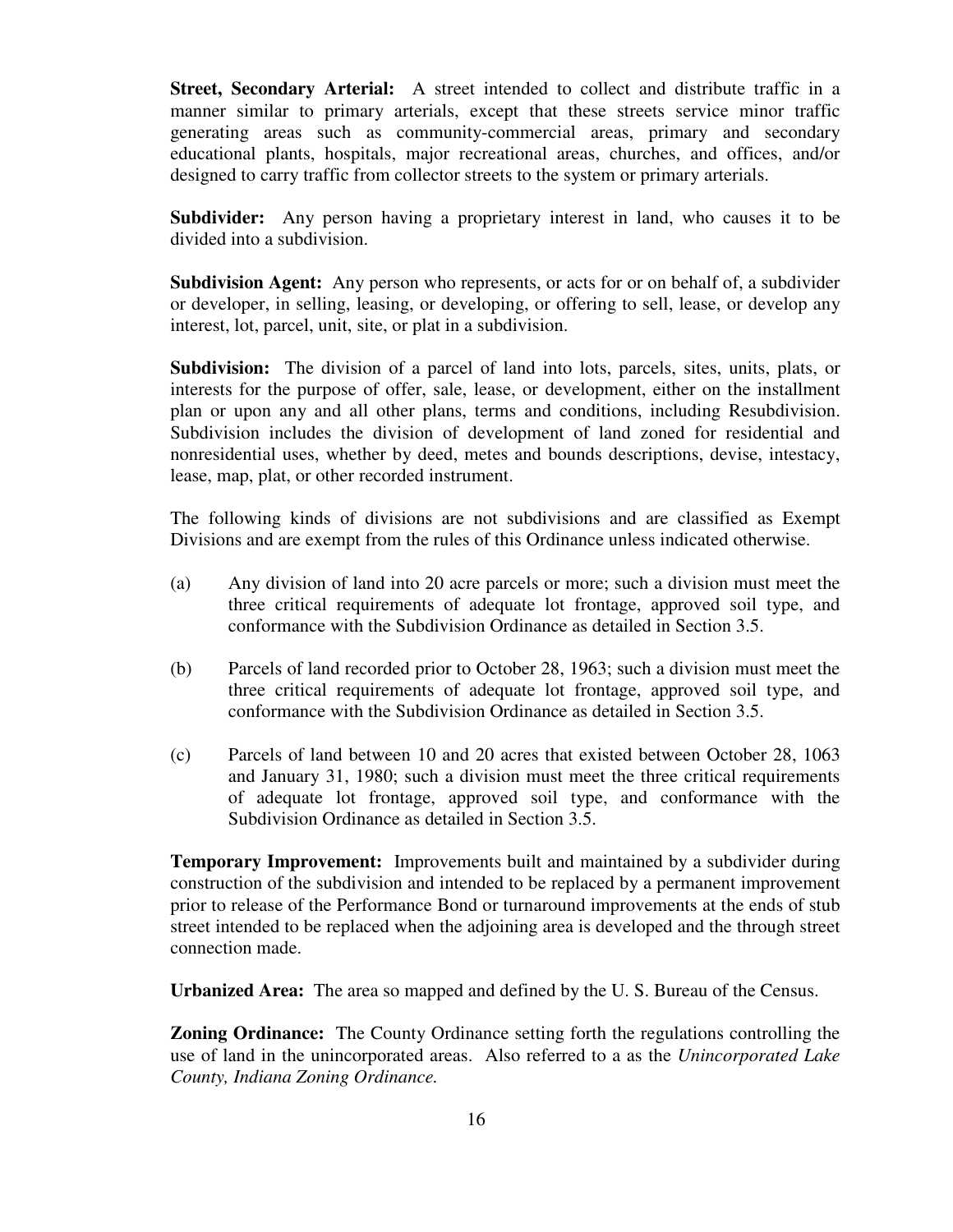**Street, Secondary Arterial:** A street intended to collect and distribute traffic in a manner similar to primary arterials, except that these streets service minor traffic generating areas such as community-commercial areas, primary and secondary educational plants, hospitals, major recreational areas, churches, and offices, and/or designed to carry traffic from collector streets to the system or primary arterials.

**Subdivider:** Any person having a proprietary interest in land, who causes it to be divided into a subdivision.

**Subdivision Agent:** Any person who represents, or acts for or on behalf of, a subdivider or developer, in selling, leasing, or developing, or offering to sell, lease, or develop any interest, lot, parcel, unit, site, or plat in a subdivision.

**Subdivision:** The division of a parcel of land into lots, parcels, sites, units, plats, or interests for the purpose of offer, sale, lease, or development, either on the installment plan or upon any and all other plans, terms and conditions, including Resubdivision. Subdivision includes the division of development of land zoned for residential and nonresidential uses, whether by deed, metes and bounds descriptions, devise, intestacy, lease, map, plat, or other recorded instrument.

The following kinds of divisions are not subdivisions and are classified as Exempt Divisions and are exempt from the rules of this Ordinance unless indicated otherwise.

(a) Any division of land into 20 acre parcels or more; such a division must meet the three critical requirements of adequate lot frontage, approved soil type, and conformance with the Subdivision Ordinance as detailed in Section 3.5.

(b) Parcels of land recorded prior to October 28, 1963; such a division must meet the three critical requirements of adequate lot frontage, approved soil type, and conformance with the Subdivision Ordinance as detailed in Section 3.5.

(c) Parcels of land between 10 and 20 acres that existed between October 28, 1063 and January 31, 1980; such a division must meet the three critical requirements of adequate lot frontage, approved soil type, and conformance with the Subdivision Ordinance as detailed in Section 3.5.

**Temporary Improvement:** Improvements built and maintained by a subdivider during construction of the subdivision and intended to be replaced by a permanent improvement prior to release of the Performance Bond or turnaround improvements at the ends of stub street intended to be replaced when the adjoining area is developed and the through street connection made.

**Urbanized Area:** The area so mapped and defined by the U. S. Bureau of the Census.

**Zoning Ordinance:** The County Ordinance setting forth the regulations controlling the use of land in the unincorporated areas. Also referred to a as the *Unincorporated Lake County, Indiana Zoning Ordinance.*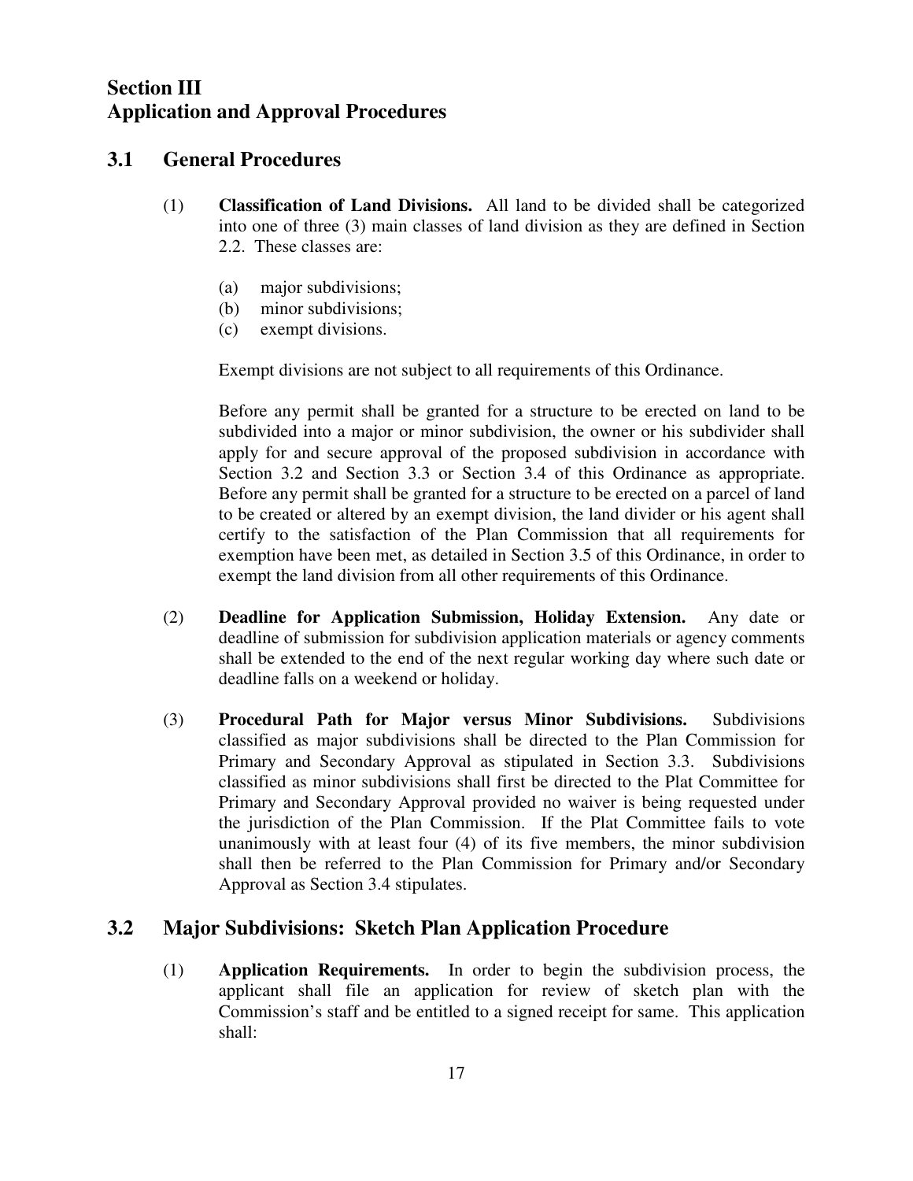# Section III
# Application and Approval Procedures

## 3.1 General Procedures

(1) **Classification of Land Divisions.** All land to be divided shall be categorized into one of three (3) main classes of land division as they are defined in Section 2.2. These classes are:

(a) major subdivisions;
(b) minor subdivisions;
(c) exempt divisions.

Exempt divisions are not subject to all requirements of this Ordinance.

Before any permit shall be granted for a structure to be erected on land to be subdivided into a major or minor subdivision, the owner or his subdivider shall apply for and secure approval of the proposed subdivision in accordance with Section 3.2 and Section 3.3 or Section 3.4 of this Ordinance as appropriate. Before any permit shall be granted for a structure to be erected on a parcel of land to be created or altered by an exempt division, the land divider or his agent shall certify to the satisfaction of the Plan Commission that all requirements for exemption have been met, as detailed in Section 3.5 of this Ordinance, in order to exempt the land division from all other requirements of this Ordinance.

(2) **Deadline for Application Submission, Holiday Extension.** Any date or deadline of submission for subdivision application materials or agency comments shall be extended to the end of the next regular working day where such date or deadline falls on a weekend or holiday.

(3) **Procedural Path for Major versus Minor Subdivisions.** Subdivisions classified as major subdivisions shall be directed to the Plan Commission for Primary and Secondary Approval as stipulated in Section 3.3. Subdivisions classified as minor subdivisions shall first be directed to the Plat Committee for Primary and Secondary Approval provided no waiver is being requested under the jurisdiction of the Plan Commission. If the Plat Committee fails to vote unanimously with at least four (4) of its five members, the minor subdivision shall then be referred to the Plan Commission for Primary and/or Secondary Approval as Section 3.4 stipulates.

## 3.2 Major Subdivisions: Sketch Plan Application Procedure

(1) **Application Requirements.** In order to begin the subdivision process, the applicant shall file an application for review of sketch plan with the Commission's staff and be entitled to a signed receipt for same. This application shall: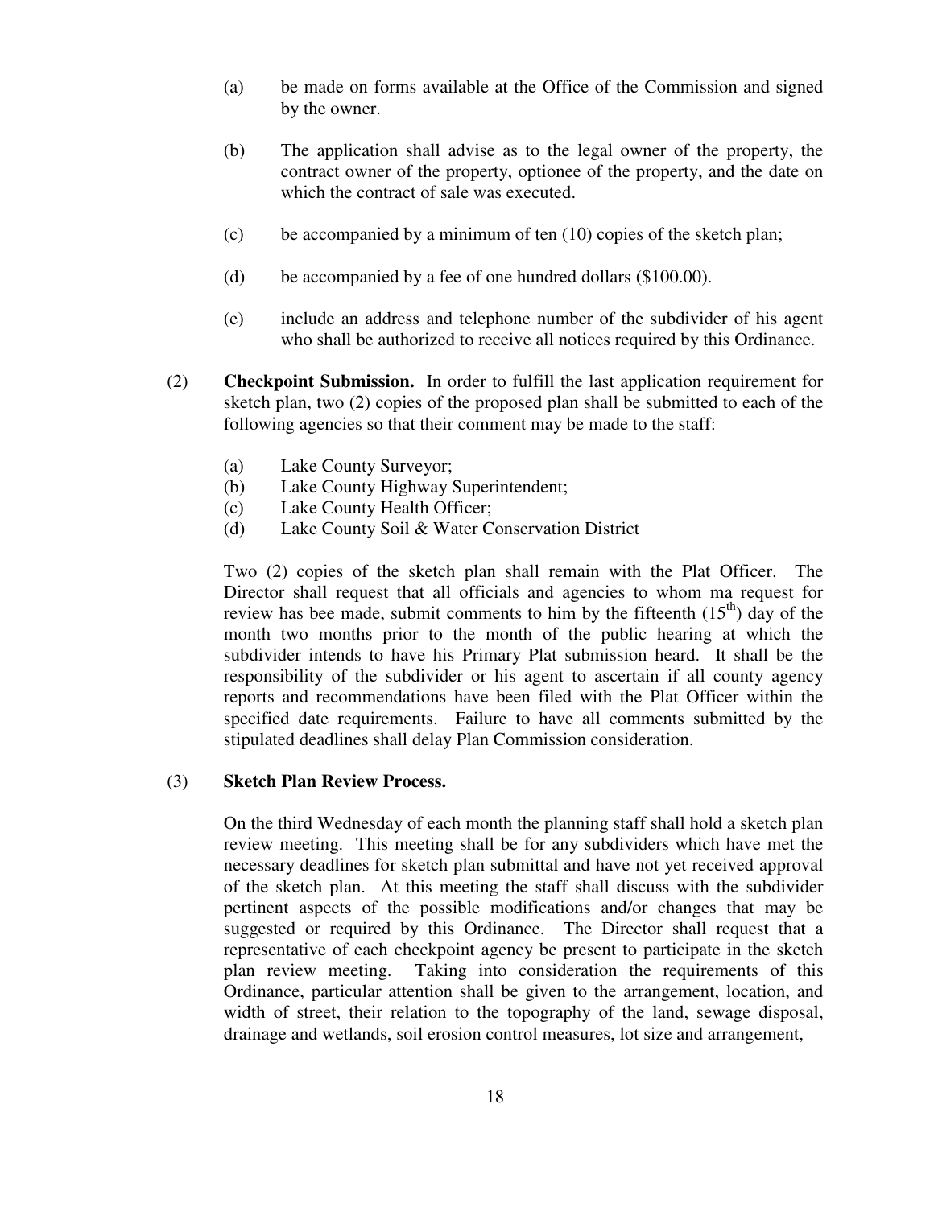(a) be made on forms available at the Office of the Commission and signed by the owner.

(b) The application shall advise as to the legal owner of the property, the contract owner of the property, optionee of the property, and the date on which the contract of sale was executed.

(c) be accompanied by a minimum of ten (10) copies of the sketch plan;

(d) be accompanied by a fee of one hundred dollars ($100.00).

(e) include an address and telephone number of the subdivider of his agent who shall be authorized to receive all notices required by this Ordinance.

(2) **Checkpoint Submission.** In order to fulfill the last application requirement for sketch plan, two (2) copies of the proposed plan shall be submitted to each of the following agencies so that their comment may be made to the staff:

(a) Lake County Surveyor;
(b) Lake County Highway Superintendent;
(c) Lake County Health Officer;
(d) Lake County Soil & Water Conservation District

Two (2) copies of the sketch plan shall remain with the Plat Officer. The Director shall request that all officials and agencies to whom ma request for review has bee made, submit comments to him by the fifteenth (15th) day of the month two months prior to the month of the public hearing at which the subdivider intends to have his Primary Plat submission heard. It shall be the responsibility of the subdivider or his agent to ascertain if all county agency reports and recommendations have been filed with the Plat Officer within the specified date requirements. Failure to have all comments submitted by the stipulated deadlines shall delay Plan Commission consideration.

(3) **Sketch Plan Review Process.**

On the third Wednesday of each month the planning staff shall hold a sketch plan review meeting. This meeting shall be for any subdividers which have met the necessary deadlines for sketch plan submittal and have not yet received approval of the sketch plan. At this meeting the staff shall discuss with the subdivider pertinent aspects of the possible modifications and/or changes that may be suggested or required by this Ordinance. The Director shall request that a representative of each checkpoint agency be present to participate in the sketch plan review meeting. Taking into consideration the requirements of this Ordinance, particular attention shall be given to the arrangement, location, and width of street, their relation to the topography of the land, sewage disposal, drainage and wetlands, soil erosion control measures, lot size and arrangement,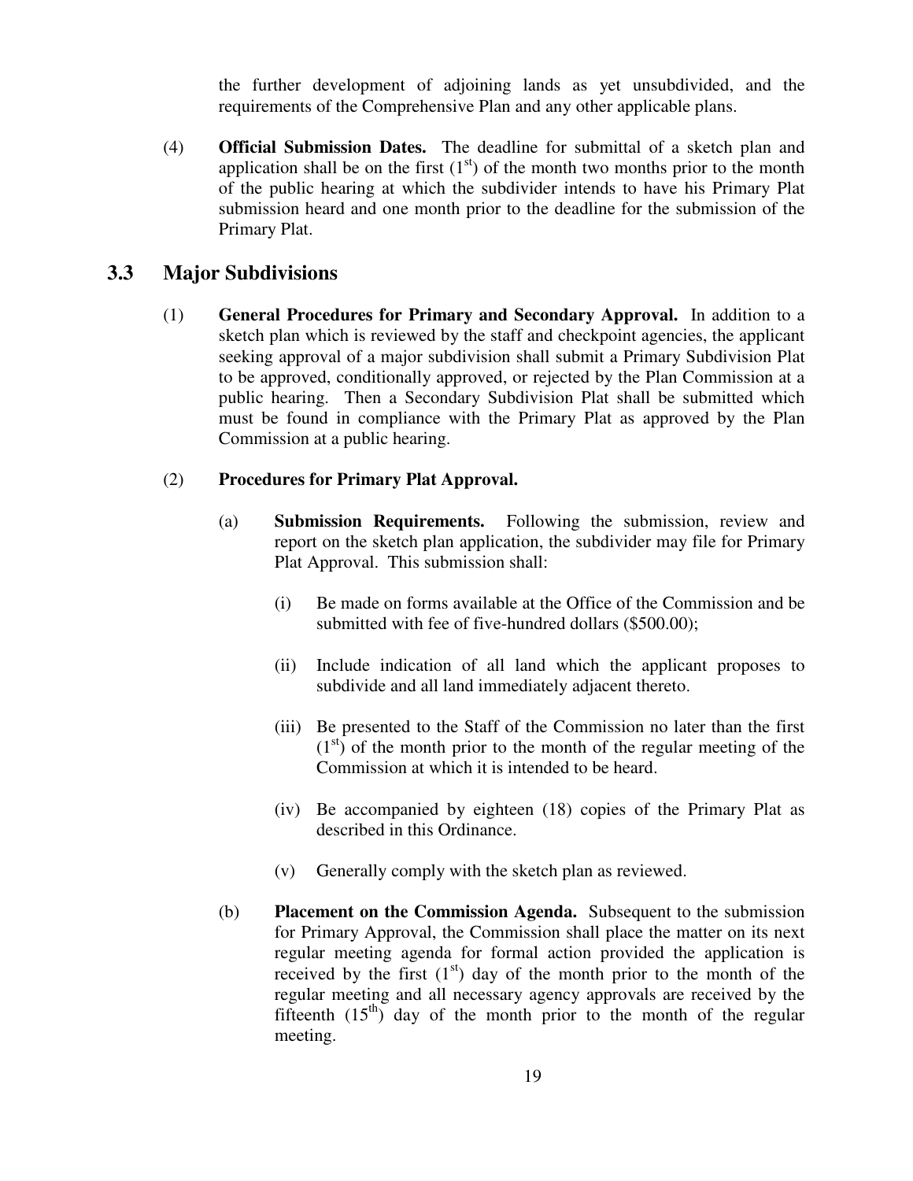the further development of adjoining lands as yet unsubdivided, and the requirements of the Comprehensive Plan and any other applicable plans.

(4) **Official Submission Dates.** The deadline for submittal of a sketch plan and application shall be on the first (1st) of the month two months prior to the month of the public hearing at which the subdivider intends to have his Primary Plat submission heard and one month prior to the deadline for the submission of the Primary Plat.

## 3.3 Major Subdivisions

(1) **General Procedures for Primary and Secondary Approval.** In addition to a sketch plan which is reviewed by the staff and checkpoint agencies, the applicant seeking approval of a major subdivision shall submit a Primary Subdivision Plat to be approved, conditionally approved, or rejected by the Plan Commission at a public hearing. Then a Secondary Subdivision Plat shall be submitted which must be found in compliance with the Primary Plat as approved by the Plan Commission at a public hearing.

(2) **Procedures for Primary Plat Approval.**

(a) **Submission Requirements.** Following the submission, review and report on the sketch plan application, the subdivider may file for Primary Plat Approval. This submission shall:

(i) Be made on forms available at the Office of the Commission and be submitted with fee of five-hundred dollars ($500.00);

(ii) Include indication of all land which the applicant proposes to subdivide and all land immediately adjacent thereto.

(iii) Be presented to the Staff of the Commission no later than the first (1st) of the month prior to the month of the regular meeting of the Commission at which it is intended to be heard.

(iv) Be accompanied by eighteen (18) copies of the Primary Plat as described in this Ordinance.

(v) Generally comply with the sketch plan as reviewed.

(b) **Placement on the Commission Agenda.** Subsequent to the submission for Primary Approval, the Commission shall place the matter on its next regular meeting agenda for formal action provided the application is received by the first (1st) day of the month prior to the month of the regular meeting and all necessary agency approvals are received by the fifteenth (15th) day of the month prior to the month of the regular meeting.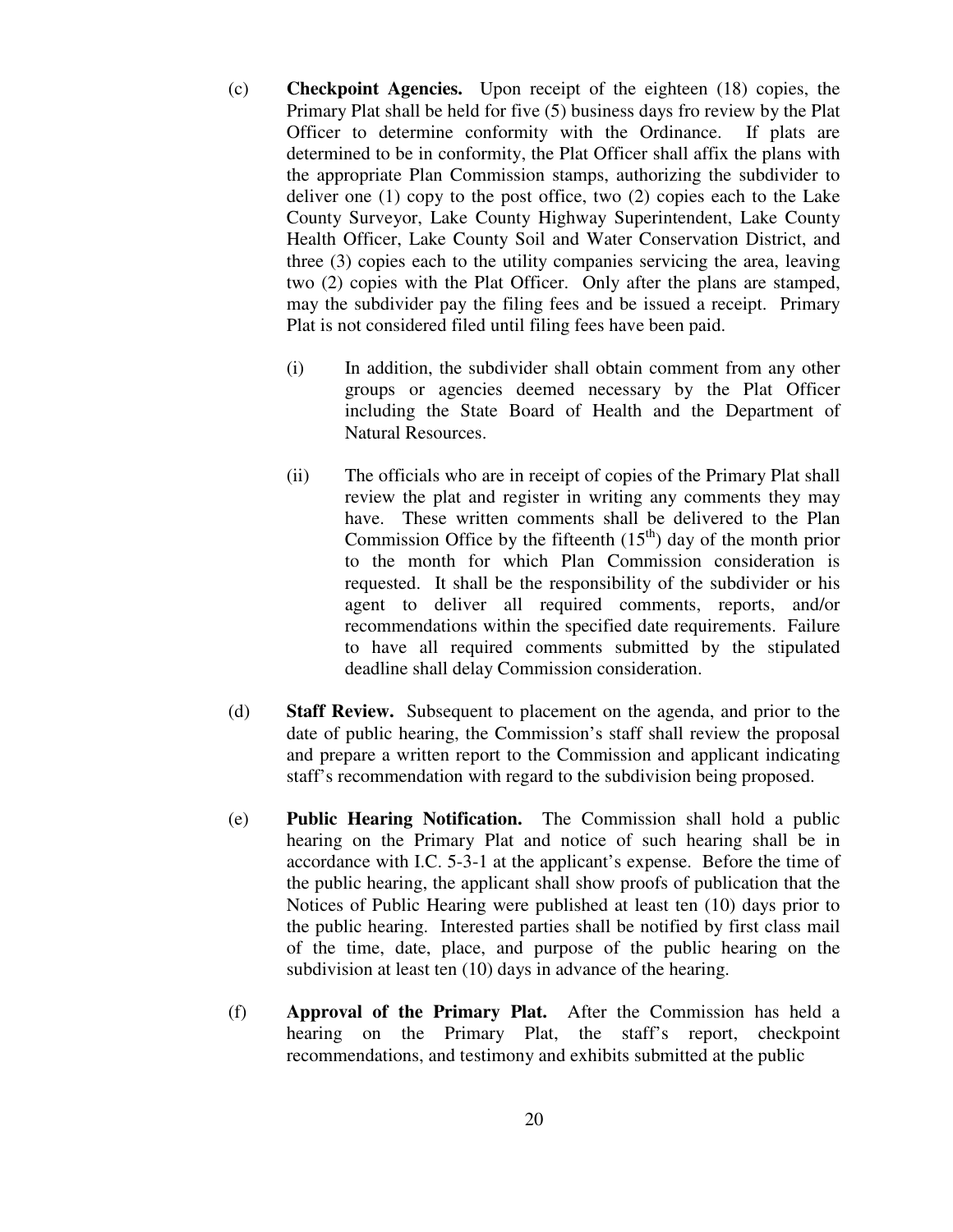(c) **Checkpoint Agencies.** Upon receipt of the eighteen (18) copies, the Primary Plat shall be held for five (5) business days fro review by the Plat Officer to determine conformity with the Ordinance. If plats are determined to be in conformity, the Plat Officer shall affix the plans with the appropriate Plan Commission stamps, authorizing the subdivider to deliver one (1) copy to the post office, two (2) copies each to the Lake County Surveyor, Lake County Highway Superintendent, Lake County Health Officer, Lake County Soil and Water Conservation District, and three (3) copies each to the utility companies servicing the area, leaving two (2) copies with the Plat Officer. Only after the plans are stamped, may the subdivider pay the filing fees and be issued a receipt. Primary Plat is not considered filed until filing fees have been paid.

(i) In addition, the subdivider shall obtain comment from any other groups or agencies deemed necessary by the Plat Officer including the State Board of Health and the Department of Natural Resources.

(ii) The officials who are in receipt of copies of the Primary Plat shall review the plat and register in writing any comments they may have. These written comments shall be delivered to the Plan Commission Office by the fifteenth (15th) day of the month prior to the month for which Plan Commission consideration is requested. It shall be the responsibility of the subdivider or his agent to deliver all required comments, reports, and/or recommendations within the specified date requirements. Failure to have all required comments submitted by the stipulated deadline shall delay Commission consideration.

(d) **Staff Review.** Subsequent to placement on the agenda, and prior to the date of public hearing, the Commission's staff shall review the proposal and prepare a written report to the Commission and applicant indicating staff's recommendation with regard to the subdivision being proposed.

(e) **Public Hearing Notification.** The Commission shall hold a public hearing on the Primary Plat and notice of such hearing shall be in accordance with I.C. 5-3-1 at the applicant's expense. Before the time of the public hearing, the applicant shall show proofs of publication that the Notices of Public Hearing were published at least ten (10) days prior to the public hearing. Interested parties shall be notified by first class mail of the time, date, place, and purpose of the public hearing on the subdivision at least ten (10) days in advance of the hearing.

(f) **Approval of the Primary Plat.** After the Commission has held a hearing on the Primary Plat, the staff's report, checkpoint recommendations, and testimony and exhibits submitted at the public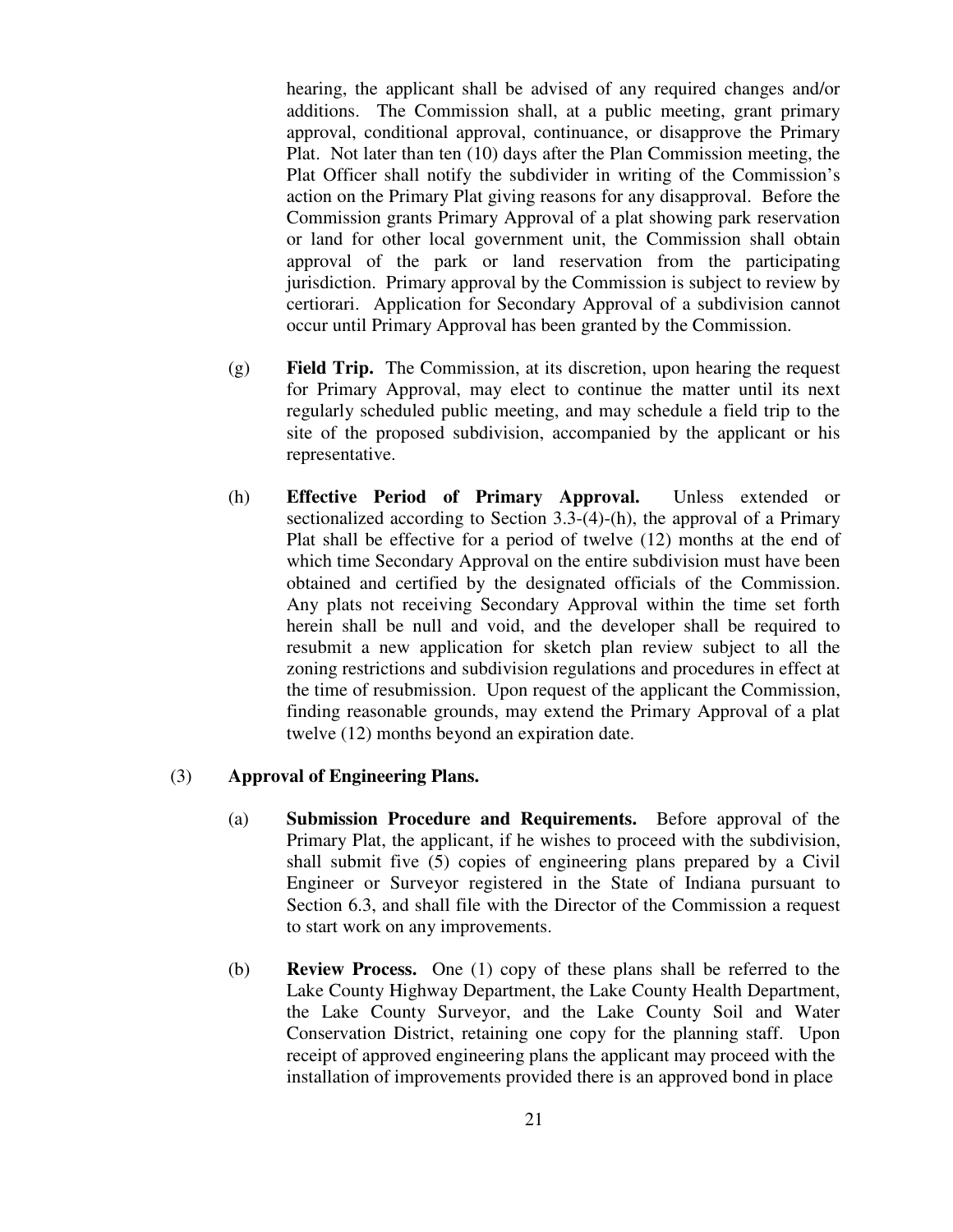hearing, the applicant shall be advised of any required changes and/or additions. The Commission shall, at a public meeting, grant primary approval, conditional approval, continuance, or disapprove the Primary Plat. Not later than ten (10) days after the Plan Commission meeting, the Plat Officer shall notify the subdivider in writing of the Commission's action on the Primary Plat giving reasons for any disapproval. Before the Commission grants Primary Approval of a plat showing park reservation or land for other local government unit, the Commission shall obtain approval of the park or land reservation from the participating jurisdiction. Primary approval by the Commission is subject to review by certiorari. Application for Secondary Approval of a subdivision cannot occur until Primary Approval has been granted by the Commission.

(g) **Field Trip.** The Commission, at its discretion, upon hearing the request for Primary Approval, may elect to continue the matter until its next regularly scheduled public meeting, and may schedule a field trip to the site of the proposed subdivision, accompanied by the applicant or his representative.

(h) **Effective Period of Primary Approval.** Unless extended or sectionalized according to Section 3.3-(4)-(h), the approval of a Primary Plat shall be effective for a period of twelve (12) months at the end of which time Secondary Approval on the entire subdivision must have been obtained and certified by the designated officials of the Commission. Any plats not receiving Secondary Approval within the time set forth herein shall be null and void, and the developer shall be required to resubmit a new application for sketch plan review subject to all the zoning restrictions and subdivision regulations and procedures in effect at the time of resubmission. Upon request of the applicant the Commission, finding reasonable grounds, may extend the Primary Approval of a plat twelve (12) months beyond an expiration date.

(3) **Approval of Engineering Plans.**

(a) **Submission Procedure and Requirements.** Before approval of the Primary Plat, the applicant, if he wishes to proceed with the subdivision, shall submit five (5) copies of engineering plans prepared by a Civil Engineer or Surveyor registered in the State of Indiana pursuant to Section 6.3, and shall file with the Director of the Commission a request to start work on any improvements.

(b) **Review Process.** One (1) copy of these plans shall be referred to the Lake County Highway Department, the Lake County Health Department, the Lake County Surveyor, and the Lake County Soil and Water Conservation District, retaining one copy for the planning staff. Upon receipt of approved engineering plans the applicant may proceed with the installation of improvements provided there is an approved bond in place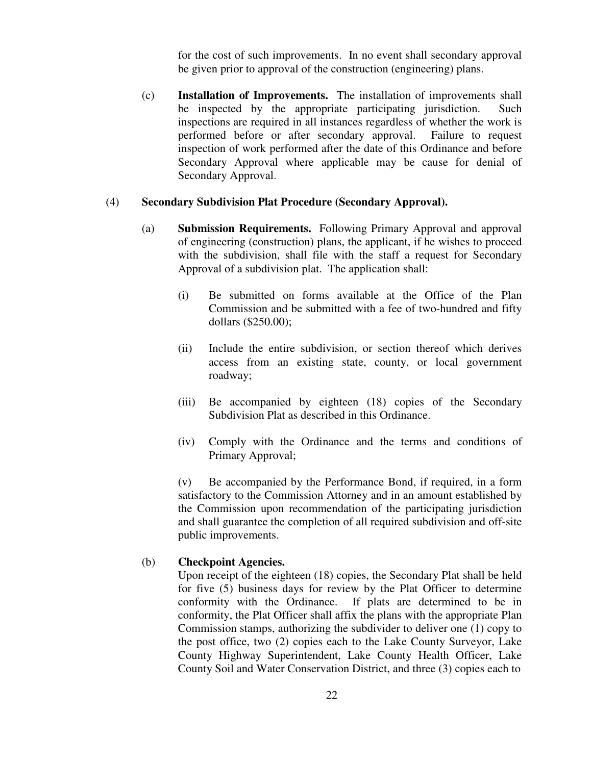for the cost of such improvements. In no event shall secondary approval be given prior to approval of the construction (engineering) plans.

(c) **Installation of Improvements.** The installation of improvements shall be inspected by the appropriate participating jurisdiction. Such inspections are required in all instances regardless of whether the work is performed before or after secondary approval. Failure to request inspection of work performed after the date of this Ordinance and before Secondary Approval where applicable may be cause for denial of Secondary Approval.

(4) **Secondary Subdivision Plat Procedure (Secondary Approval).**

(a) **Submission Requirements.** Following Primary Approval and approval of engineering (construction) plans, the applicant, if he wishes to proceed with the subdivision, shall file with the staff a request for Secondary Approval of a subdivision plat. The application shall:

(i) Be submitted on forms available at the Office of the Plan Commission and be submitted with a fee of two-hundred and fifty dollars ($250.00);

(ii) Include the entire subdivision, or section thereof which derives access from an existing state, county, or local government roadway;

(iii) Be accompanied by eighteen (18) copies of the Secondary Subdivision Plat as described in this Ordinance.

(iv) Comply with the Ordinance and the terms and conditions of Primary Approval;

(v) Be accompanied by the Performance Bond, if required, in a form satisfactory to the Commission Attorney and in an amount established by the Commission upon recommendation of the participating jurisdiction and shall guarantee the completion of all required subdivision and off-site public improvements.

(b) **Checkpoint Agencies.**
Upon receipt of the eighteen (18) copies, the Secondary Plat shall be held for five (5) business days for review by the Plat Officer to determine conformity with the Ordinance. If plats are determined to be in conformity, the Plat Officer shall affix the plans with the appropriate Plan Commission stamps, authorizing the subdivider to deliver one (1) copy to the post office, two (2) copies each to the Lake County Surveyor, Lake County Highway Superintendent, Lake County Health Officer, Lake County Soil and Water Conservation District, and three (3) copies each to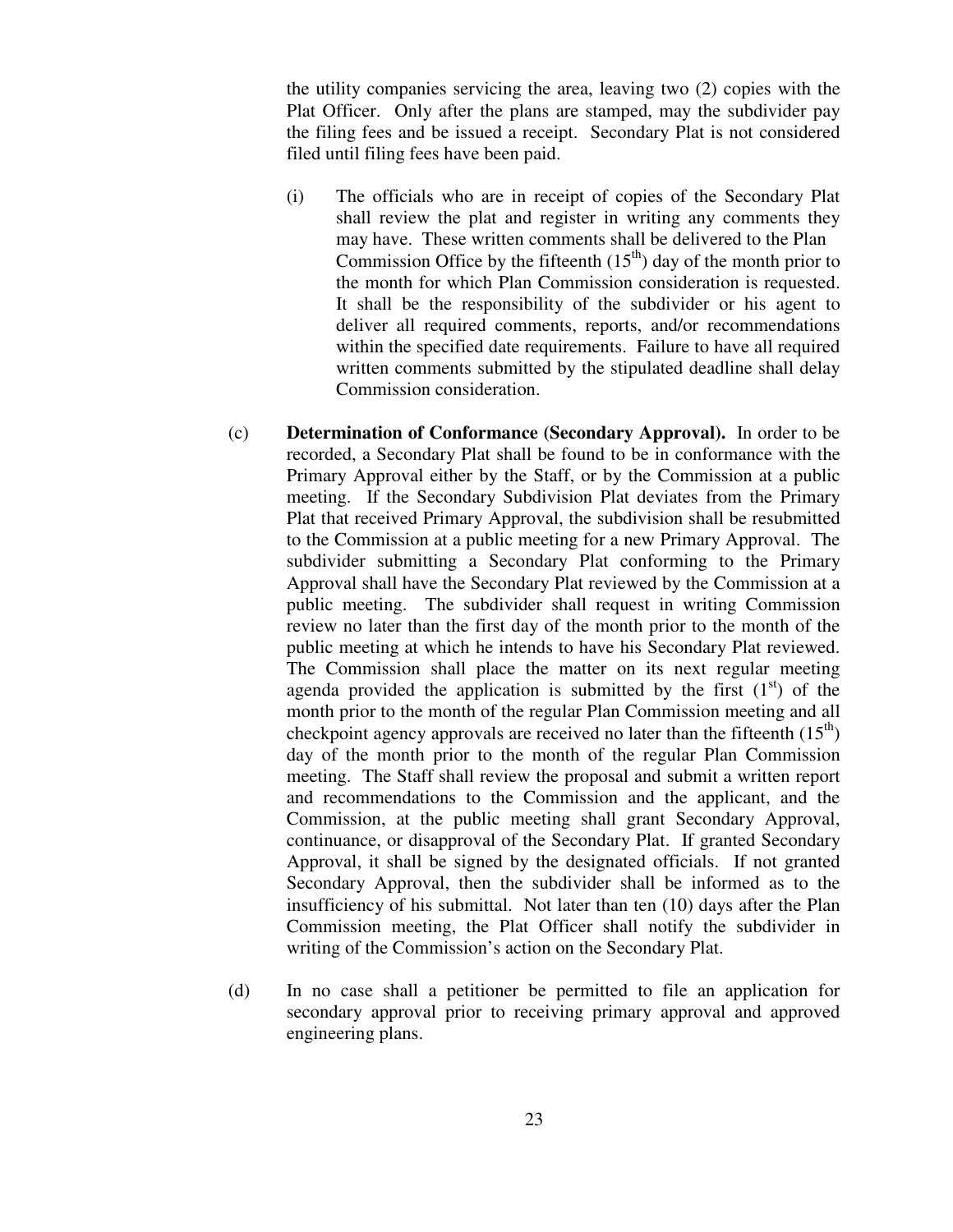the utility companies servicing the area, leaving two (2) copies with the Plat Officer. Only after the plans are stamped, may the subdivider pay the filing fees and be issued a receipt. Secondary Plat is not considered filed until filing fees have been paid.

(i) The officials who are in receipt of copies of the Secondary Plat shall review the plat and register in writing any comments they may have. These written comments shall be delivered to the Plan Commission Office by the fifteenth (15th) day of the month prior to the month for which Plan Commission consideration is requested. It shall be the responsibility of the subdivider or his agent to deliver all required comments, reports, and/or recommendations within the specified date requirements. Failure to have all required written comments submitted by the stipulated deadline shall delay Commission consideration.

(c) **Determination of Conformance (Secondary Approval).** In order to be recorded, a Secondary Plat shall be found to be in conformance with the Primary Approval either by the Staff, or by the Commission at a public meeting. If the Secondary Subdivision Plat deviates from the Primary Plat that received Primary Approval, the subdivision shall be resubmitted to the Commission at a public meeting for a new Primary Approval. The subdivider submitting a Secondary Plat conforming to the Primary Approval shall have the Secondary Plat reviewed by the Commission at a public meeting. The subdivider shall request in writing Commission review no later than the first day of the month prior to the month of the public meeting at which he intends to have his Secondary Plat reviewed. The Commission shall place the matter on its next regular meeting agenda provided the application is submitted by the first (1st) of the month prior to the month of the regular Plan Commission meeting and all checkpoint agency approvals are received no later than the fifteenth (15th) day of the month prior to the month of the regular Plan Commission meeting. The Staff shall review the proposal and submit a written report and recommendations to the Commission and the applicant, and the Commission, at the public meeting shall grant Secondary Approval, continuance, or disapproval of the Secondary Plat. If granted Secondary Approval, it shall be signed by the designated officials. If not granted Secondary Approval, then the subdivider shall be informed as to the insufficiency of his submittal. Not later than ten (10) days after the Plan Commission meeting, the Plat Officer shall notify the subdivider in writing of the Commission's action on the Secondary Plat.

(d) In no case shall a petitioner be permitted to file an application for secondary approval prior to receiving primary approval and approved engineering plans.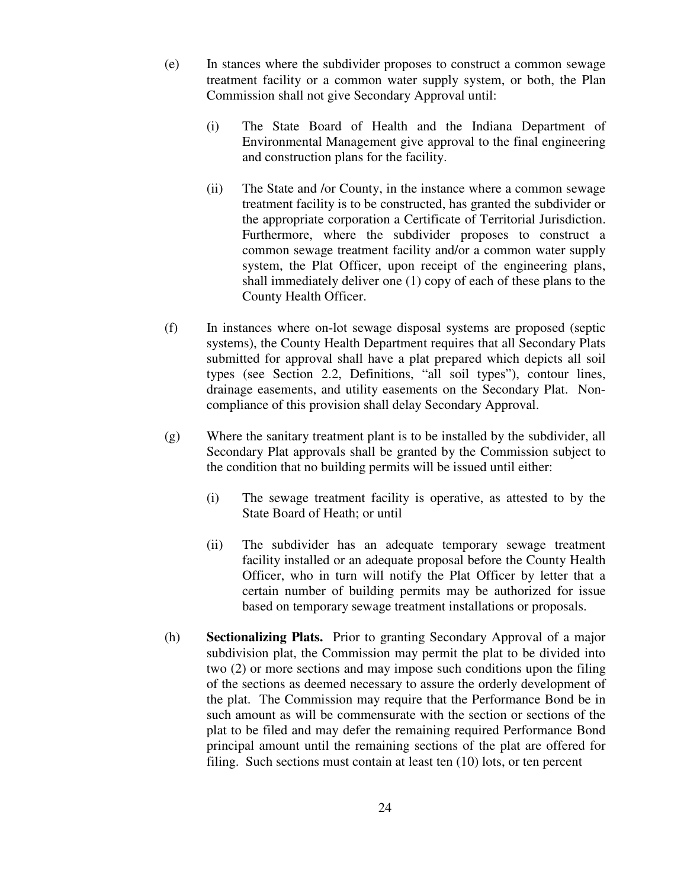(e) In stances where the subdivider proposes to construct a common sewage treatment facility or a common water supply system, or both, the Plan Commission shall not give Secondary Approval until:

  (i) The State Board of Health and the Indiana Department of Environmental Management give approval to the final engineering and construction plans for the facility.

  (ii) The State and /or County, in the instance where a common sewage treatment facility is to be constructed, has granted the subdivider or the appropriate corporation a Certificate of Territorial Jurisdiction. Furthermore, where the subdivider proposes to construct a common sewage treatment facility and/or a common water supply system, the Plat Officer, upon receipt of the engineering plans, shall immediately deliver one (1) copy of each of these plans to the County Health Officer.

(f) In instances where on-lot sewage disposal systems are proposed (septic systems), the County Health Department requires that all Secondary Plats submitted for approval shall have a plat prepared which depicts all soil types (see Section 2.2, Definitions, "all soil types"), contour lines, drainage easements, and utility easements on the Secondary Plat. Non-compliance of this provision shall delay Secondary Approval.

(g) Where the sanitary treatment plant is to be installed by the subdivider, all Secondary Plat approvals shall be granted by the Commission subject to the condition that no building permits will be issued until either:

  (i) The sewage treatment facility is operative, as attested to by the State Board of Heath; or until

  (ii) The subdivider has an adequate temporary sewage treatment facility installed or an adequate proposal before the County Health Officer, who in turn will notify the Plat Officer by letter that a certain number of building permits may be authorized for issue based on temporary sewage treatment installations or proposals.

(h) **Sectionalizing Plats.** Prior to granting Secondary Approval of a major subdivision plat, the Commission may permit the plat to be divided into two (2) or more sections and may impose such conditions upon the filing of the sections as deemed necessary to assure the orderly development of the plat. The Commission may require that the Performance Bond be in such amount as will be commensurate with the section or sections of the plat to be filed and may defer the remaining required Performance Bond principal amount until the remaining sections of the plat are offered for filing. Such sections must contain at least ten (10) lots, or ten percent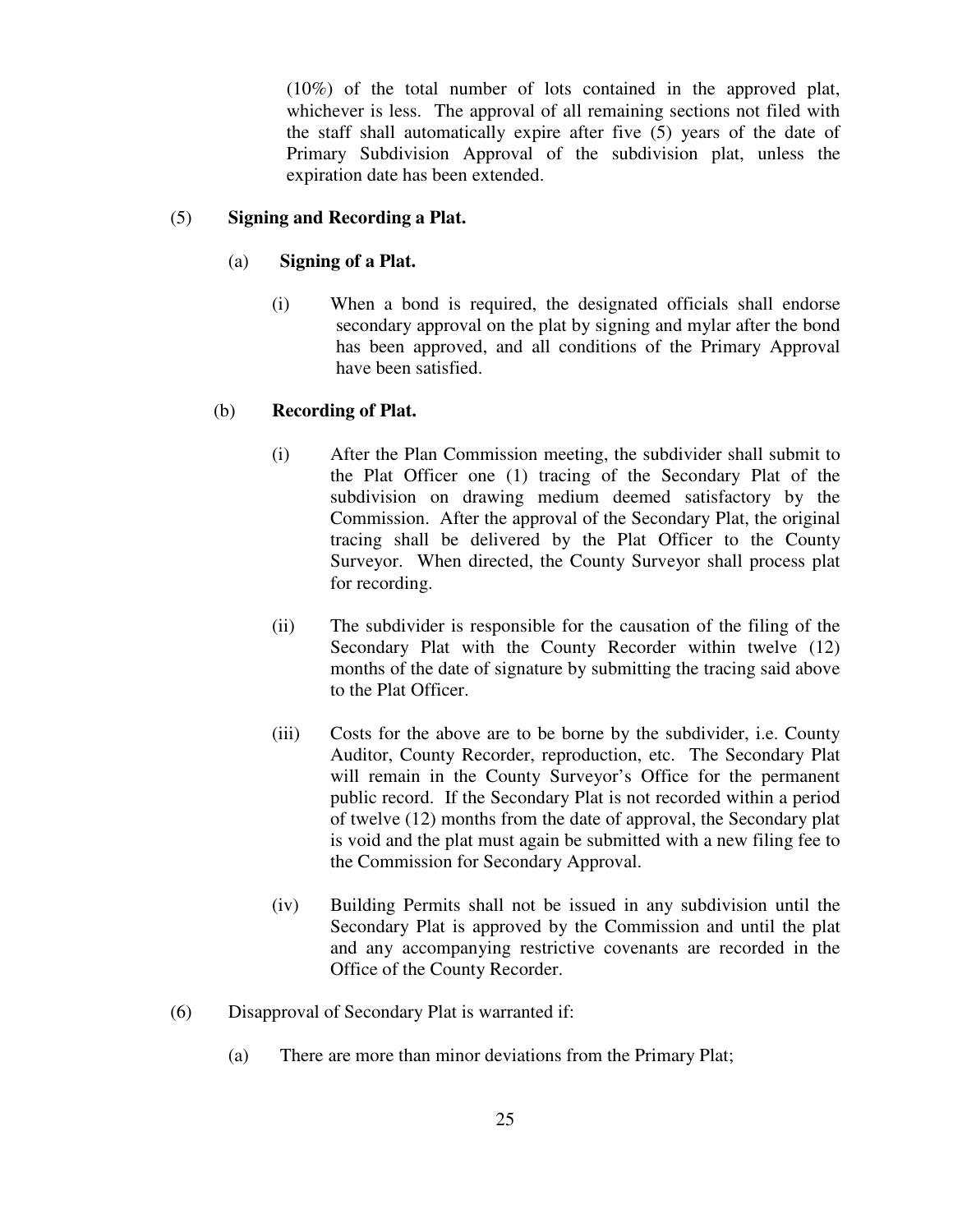(10%) of the total number of lots contained in the approved plat, whichever is less. The approval of all remaining sections not filed with the staff shall automatically expire after five (5) years of the date of Primary Subdivision Approval of the subdivision plat, unless the expiration date has been extended.

(5) **Signing and Recording a Plat.**

(a) **Signing of a Plat.**

(i) When a bond is required, the designated officials shall endorse secondary approval on the plat by signing and mylar after the bond has been approved, and all conditions of the Primary Approval have been satisfied.

(b) **Recording of Plat.**

(i) After the Plan Commission meeting, the subdivider shall submit to the Plat Officer one (1) tracing of the Secondary Plat of the subdivision on drawing medium deemed satisfactory by the Commission. After the approval of the Secondary Plat, the original tracing shall be delivered by the Plat Officer to the County Surveyor. When directed, the County Surveyor shall process plat for recording.

(ii) The subdivider is responsible for the causation of the filing of the Secondary Plat with the County Recorder within twelve (12) months of the date of signature by submitting the tracing said above to the Plat Officer.

(iii) Costs for the above are to be borne by the subdivider, i.e. County Auditor, County Recorder, reproduction, etc. The Secondary Plat will remain in the County Surveyor's Office for the permanent public record. If the Secondary Plat is not recorded within a period of twelve (12) months from the date of approval, the Secondary plat is void and the plat must again be submitted with a new filing fee to the Commission for Secondary Approval.

(iv) Building Permits shall not be issued in any subdivision until the Secondary Plat is approved by the Commission and until the plat and any accompanying restrictive covenants are recorded in the Office of the County Recorder.

(6) Disapproval of Secondary Plat is warranted if:

(a) There are more than minor deviations from the Primary Plat;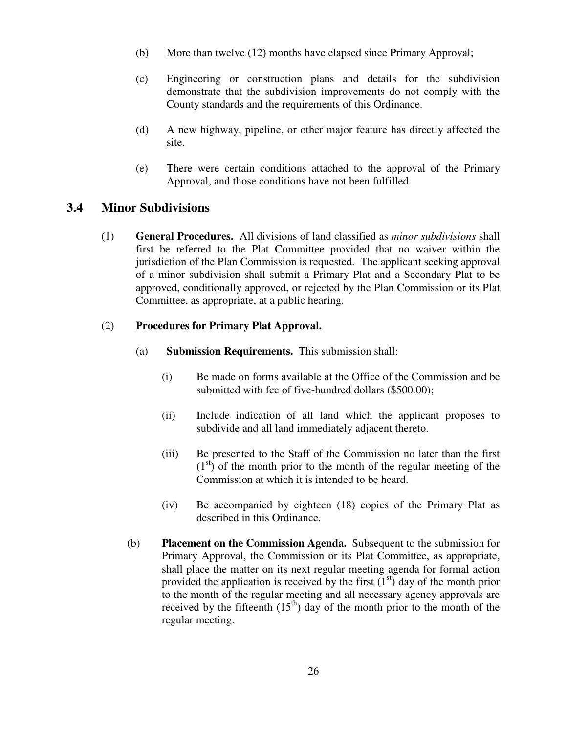(b) More than twelve (12) months have elapsed since Primary Approval;

(c) Engineering or construction plans and details for the subdivision demonstrate that the subdivision improvements do not comply with the County standards and the requirements of this Ordinance.

(d) A new highway, pipeline, or other major feature has directly affected the site.

(e) There were certain conditions attached to the approval of the Primary Approval, and those conditions have not been fulfilled.

## 3.4 Minor Subdivisions

(1) **General Procedures.** All divisions of land classified as *minor subdivisions* shall first be referred to the Plat Committee provided that no waiver within the jurisdiction of the Plan Commission is requested. The applicant seeking approval of a minor subdivision shall submit a Primary Plat and a Secondary Plat to be approved, conditionally approved, or rejected by the Plan Commission or its Plat Committee, as appropriate, at a public hearing.

(2) **Procedures for Primary Plat Approval.**

(a) **Submission Requirements.** This submission shall:

(i) Be made on forms available at the Office of the Commission and be submitted with fee of five-hundred dollars ($500.00);

(ii) Include indication of all land which the applicant proposes to subdivide and all land immediately adjacent thereto.

(iii) Be presented to the Staff of the Commission no later than the first (1st) of the month prior to the month of the regular meeting of the Commission at which it is intended to be heard.

(iv) Be accompanied by eighteen (18) copies of the Primary Plat as described in this Ordinance.

(b) **Placement on the Commission Agenda.** Subsequent to the submission for Primary Approval, the Commission or its Plat Committee, as appropriate, shall place the matter on its next regular meeting agenda for formal action provided the application is received by the first (1st) day of the month prior to the month of the regular meeting and all necessary agency approvals are received by the fifteenth (15th) day of the month prior to the month of the regular meeting.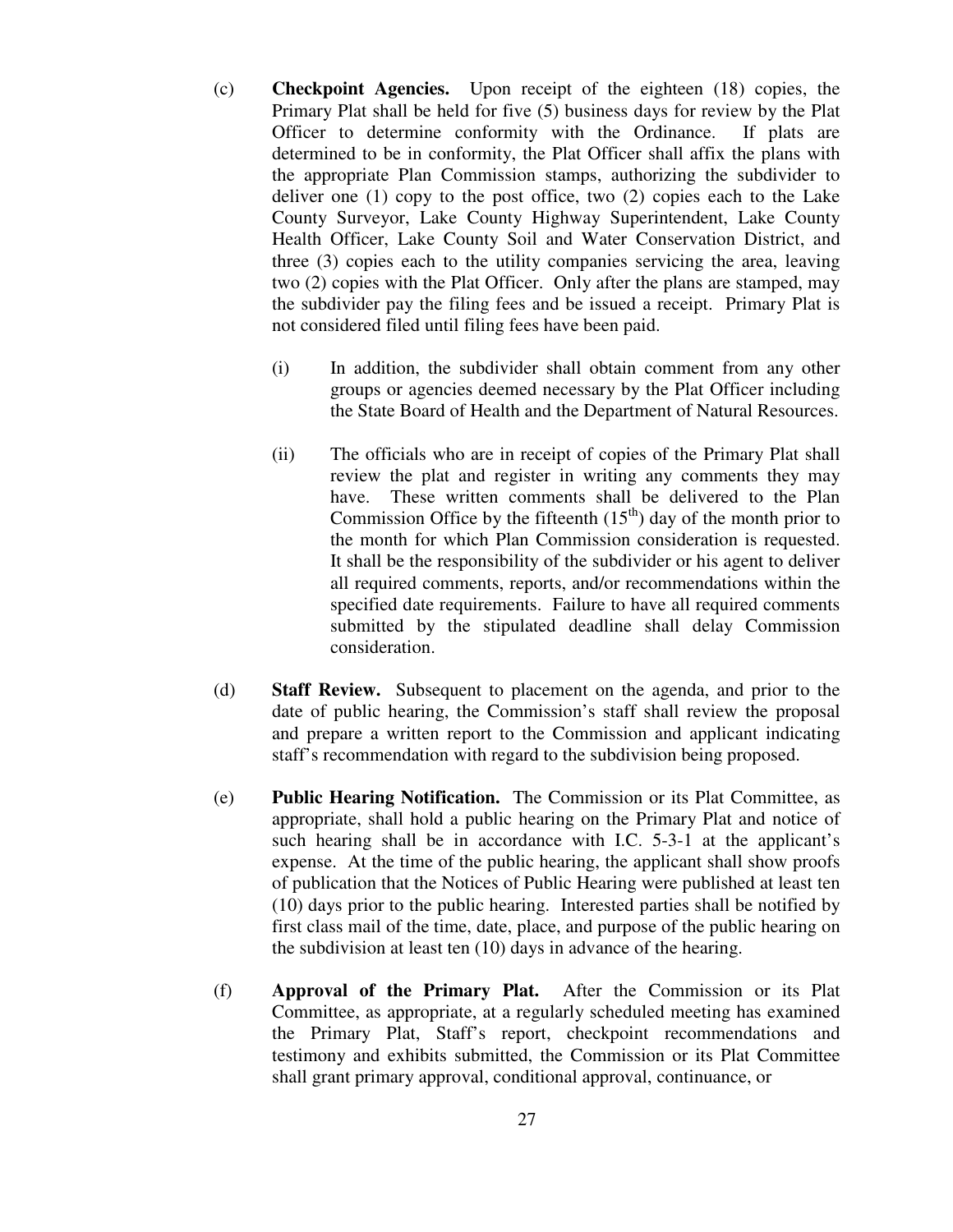(c) **Checkpoint Agencies.** Upon receipt of the eighteen (18) copies, the Primary Plat shall be held for five (5) business days for review by the Plat Officer to determine conformity with the Ordinance. If plats are determined to be in conformity, the Plat Officer shall affix the plans with the appropriate Plan Commission stamps, authorizing the subdivider to deliver one (1) copy to the post office, two (2) copies each to the Lake County Surveyor, Lake County Highway Superintendent, Lake County Health Officer, Lake County Soil and Water Conservation District, and three (3) copies each to the utility companies servicing the area, leaving two (2) copies with the Plat Officer. Only after the plans are stamped, may the subdivider pay the filing fees and be issued a receipt. Primary Plat is not considered filed until filing fees have been paid.

(i) In addition, the subdivider shall obtain comment from any other groups or agencies deemed necessary by the Plat Officer including the State Board of Health and the Department of Natural Resources.

(ii) The officials who are in receipt of copies of the Primary Plat shall review the plat and register in writing any comments they may have. These written comments shall be delivered to the Plan Commission Office by the fifteenth (15th) day of the month prior to the month for which Plan Commission consideration is requested. It shall be the responsibility of the subdivider or his agent to deliver all required comments, reports, and/or recommendations within the specified date requirements. Failure to have all required comments submitted by the stipulated deadline shall delay Commission consideration.

(d) **Staff Review.** Subsequent to placement on the agenda, and prior to the date of public hearing, the Commission's staff shall review the proposal and prepare a written report to the Commission and applicant indicating staff's recommendation with regard to the subdivision being proposed.

(e) **Public Hearing Notification.** The Commission or its Plat Committee, as appropriate, shall hold a public hearing on the Primary Plat and notice of such hearing shall be in accordance with I.C. 5-3-1 at the applicant's expense. At the time of the public hearing, the applicant shall show proofs of publication that the Notices of Public Hearing were published at least ten (10) days prior to the public hearing. Interested parties shall be notified by first class mail of the time, date, place, and purpose of the public hearing on the subdivision at least ten (10) days in advance of the hearing.

(f) **Approval of the Primary Plat.** After the Commission or its Plat Committee, as appropriate, at a regularly scheduled meeting has examined the Primary Plat, Staff's report, checkpoint recommendations and testimony and exhibits submitted, the Commission or its Plat Committee shall grant primary approval, conditional approval, continuance, or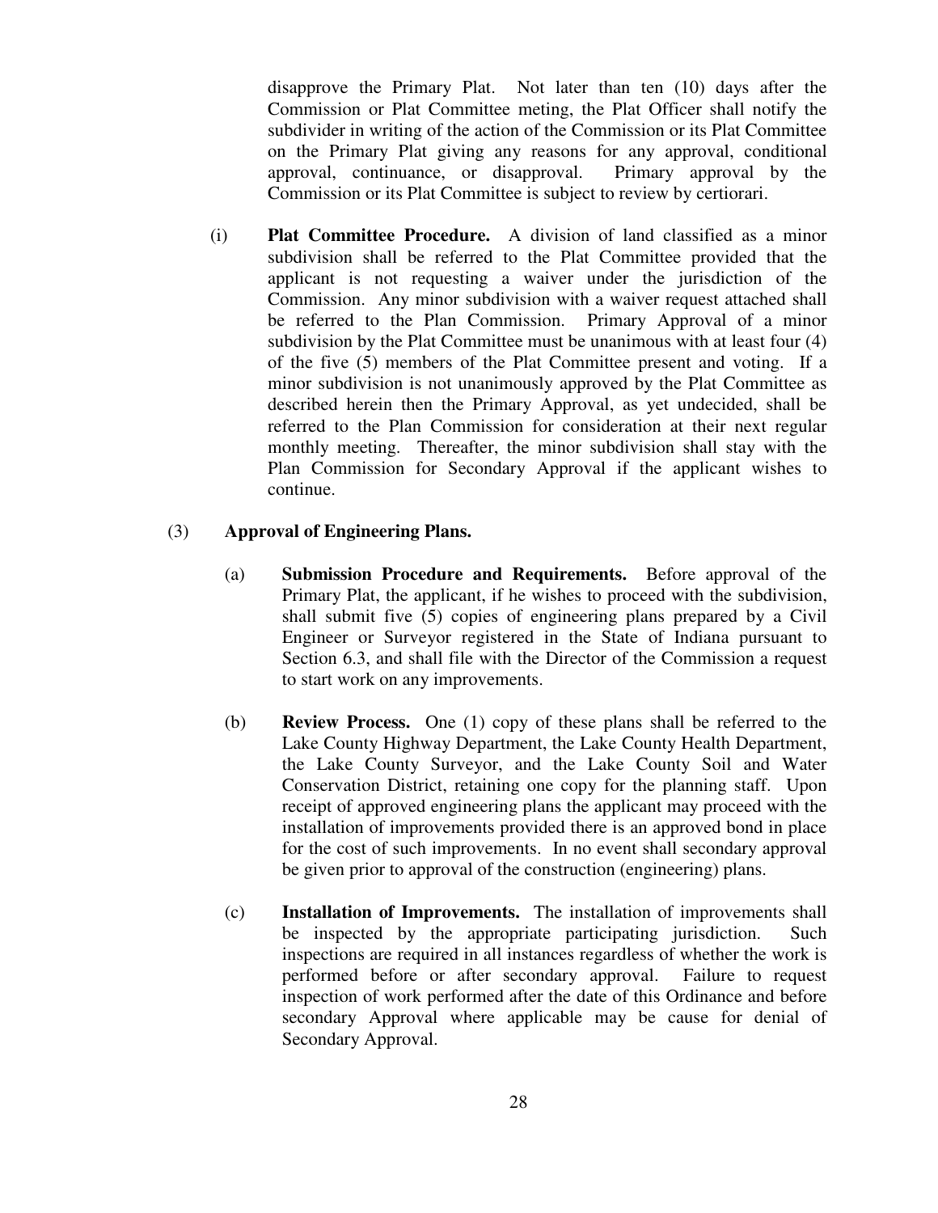disapprove the Primary Plat. Not later than ten (10) days after the Commission or Plat Committee meting, the Plat Officer shall notify the subdivider in writing of the action of the Commission or its Plat Committee on the Primary Plat giving any reasons for any approval, conditional approval, continuance, or disapproval. Primary approval by the Commission or its Plat Committee is subject to review by certiorari.

(i) **Plat Committee Procedure.** A division of land classified as a minor subdivision shall be referred to the Plat Committee provided that the applicant is not requesting a waiver under the jurisdiction of the Commission. Any minor subdivision with a waiver request attached shall be referred to the Plan Commission. Primary Approval of a minor subdivision by the Plat Committee must be unanimous with at least four (4) of the five (5) members of the Plat Committee present and voting. If a minor subdivision is not unanimously approved by the Plat Committee as described herein then the Primary Approval, as yet undecided, shall be referred to the Plan Commission for consideration at their next regular monthly meeting. Thereafter, the minor subdivision shall stay with the Plan Commission for Secondary Approval if the applicant wishes to continue.

(3) **Approval of Engineering Plans.**

(a) **Submission Procedure and Requirements.** Before approval of the Primary Plat, the applicant, if he wishes to proceed with the subdivision, shall submit five (5) copies of engineering plans prepared by a Civil Engineer or Surveyor registered in the State of Indiana pursuant to Section 6.3, and shall file with the Director of the Commission a request to start work on any improvements.

(b) **Review Process.** One (1) copy of these plans shall be referred to the Lake County Highway Department, the Lake County Health Department, the Lake County Surveyor, and the Lake County Soil and Water Conservation District, retaining one copy for the planning staff. Upon receipt of approved engineering plans the applicant may proceed with the installation of improvements provided there is an approved bond in place for the cost of such improvements. In no event shall secondary approval be given prior to approval of the construction (engineering) plans.

(c) **Installation of Improvements.** The installation of improvements shall be inspected by the appropriate participating jurisdiction. Such inspections are required in all instances regardless of whether the work is performed before or after secondary approval. Failure to request inspection of work performed after the date of this Ordinance and before secondary Approval where applicable may be cause for denial of Secondary Approval.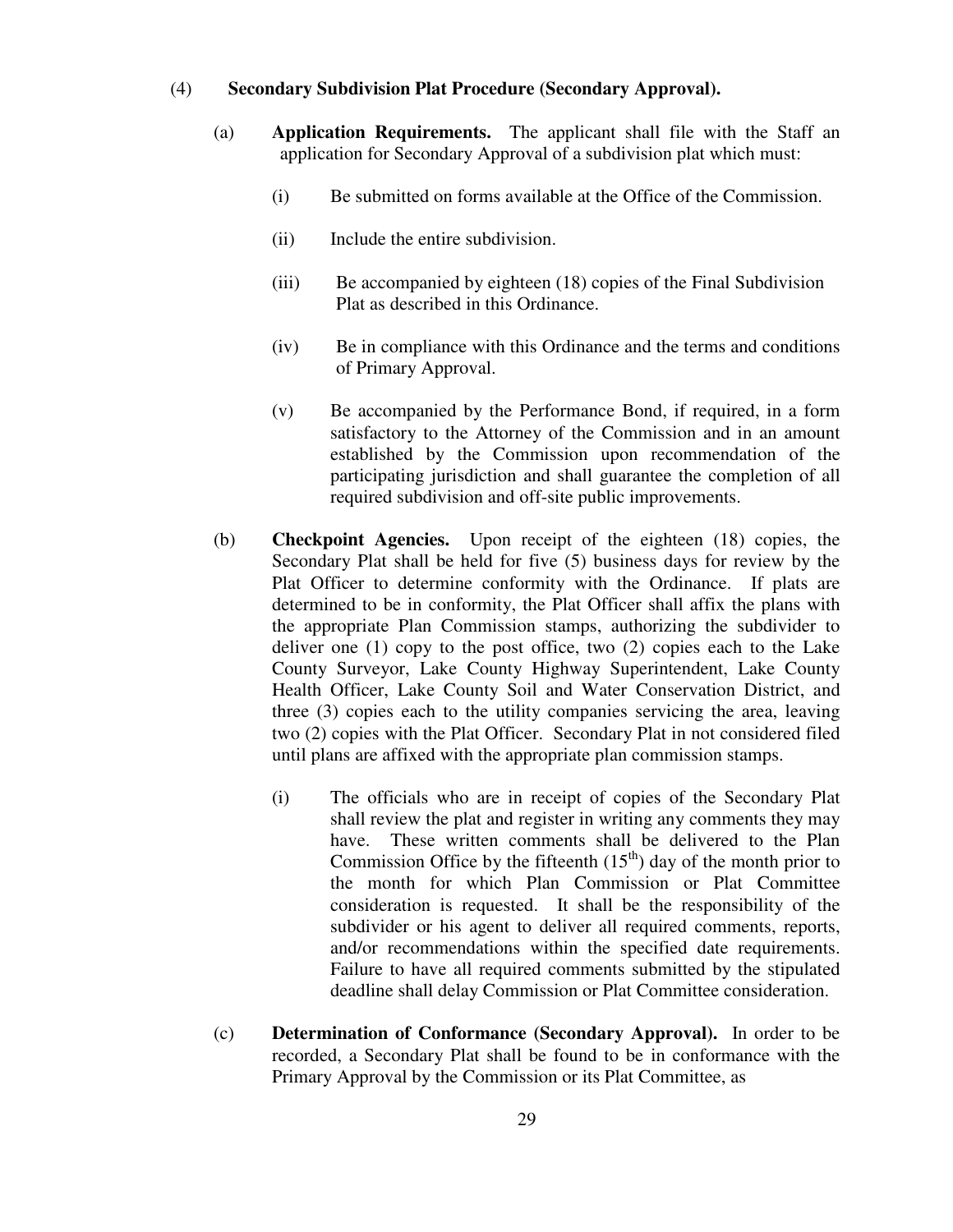(4) **Secondary Subdivision Plat Procedure (Secondary Approval).**

(a) **Application Requirements.** The applicant shall file with the Staff an application for Secondary Approval of a subdivision plat which must:

(i) Be submitted on forms available at the Office of the Commission.

(ii) Include the entire subdivision.

(iii) Be accompanied by eighteen (18) copies of the Final Subdivision Plat as described in this Ordinance.

(iv) Be in compliance with this Ordinance and the terms and conditions of Primary Approval.

(v) Be accompanied by the Performance Bond, if required, in a form satisfactory to the Attorney of the Commission and in an amount established by the Commission upon recommendation of the participating jurisdiction and shall guarantee the completion of all required subdivision and off-site public improvements.

(b) **Checkpoint Agencies.** Upon receipt of the eighteen (18) copies, the Secondary Plat shall be held for five (5) business days for review by the Plat Officer to determine conformity with the Ordinance. If plats are determined to be in conformity, the Plat Officer shall affix the plans with the appropriate Plan Commission stamps, authorizing the subdivider to deliver one (1) copy to the post office, two (2) copies each to the Lake County Surveyor, Lake County Highway Superintendent, Lake County Health Officer, Lake County Soil and Water Conservation District, and three (3) copies each to the utility companies servicing the area, leaving two (2) copies with the Plat Officer. Secondary Plat in not considered filed until plans are affixed with the appropriate plan commission stamps.

(i) The officials who are in receipt of copies of the Secondary Plat shall review the plat and register in writing any comments they may have. These written comments shall be delivered to the Plan Commission Office by the fifteenth (15th) day of the month prior to the month for which Plan Commission or Plat Committee consideration is requested. It shall be the responsibility of the subdivider or his agent to deliver all required comments, reports, and/or recommendations within the specified date requirements. Failure to have all required comments submitted by the stipulated deadline shall delay Commission or Plat Committee consideration.

(c) **Determination of Conformance (Secondary Approval).** In order to be recorded, a Secondary Plat shall be found to be in conformance with the Primary Approval by the Commission or its Plat Committee, as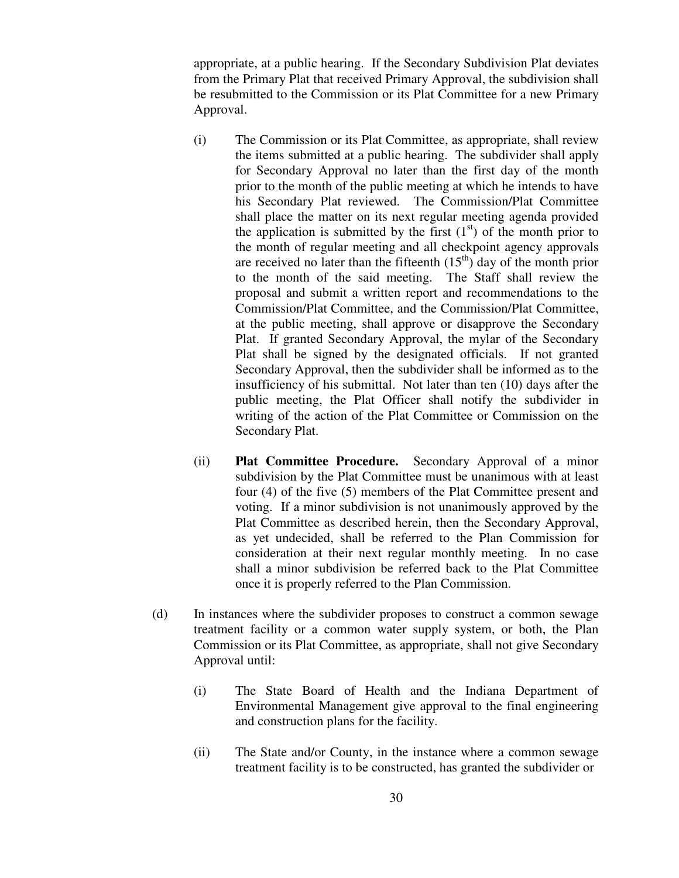appropriate, at a public hearing. If the Secondary Subdivision Plat deviates from the Primary Plat that received Primary Approval, the subdivision shall be resubmitted to the Commission or its Plat Committee for a new Primary Approval.

(i) The Commission or its Plat Committee, as appropriate, shall review the items submitted at a public hearing. The subdivider shall apply for Secondary Approval no later than the first day of the month prior to the month of the public meeting at which he intends to have his Secondary Plat reviewed. The Commission/Plat Committee shall place the matter on its next regular meeting agenda provided the application is submitted by the first (1st) of the month prior to the month of regular meeting and all checkpoint agency approvals are received no later than the fifteenth (15th) day of the month prior to the month of the said meeting. The Staff shall review the proposal and submit a written report and recommendations to the Commission/Plat Committee, and the Commission/Plat Committee, at the public meeting, shall approve or disapprove the Secondary Plat. If granted Secondary Approval, the mylar of the Secondary Plat shall be signed by the designated officials. If not granted Secondary Approval, then the subdivider shall be informed as to the insufficiency of his submittal. Not later than ten (10) days after the public meeting, the Plat Officer shall notify the subdivider in writing of the action of the Plat Committee or Commission on the Secondary Plat.

(ii) **Plat Committee Procedure.** Secondary Approval of a minor subdivision by the Plat Committee must be unanimous with at least four (4) of the five (5) members of the Plat Committee present and voting. If a minor subdivision is not unanimously approved by the Plat Committee as described herein, then the Secondary Approval, as yet undecided, shall be referred to the Plan Commission for consideration at their next regular monthly meeting. In no case shall a minor subdivision be referred back to the Plat Committee once it is properly referred to the Plan Commission.

(d) In instances where the subdivider proposes to construct a common sewage treatment facility or a common water supply system, or both, the Plan Commission or its Plat Committee, as appropriate, shall not give Secondary Approval until:

(i) The State Board of Health and the Indiana Department of Environmental Management give approval to the final engineering and construction plans for the facility.

(ii) The State and/or County, in the instance where a common sewage treatment facility is to be constructed, has granted the subdivider or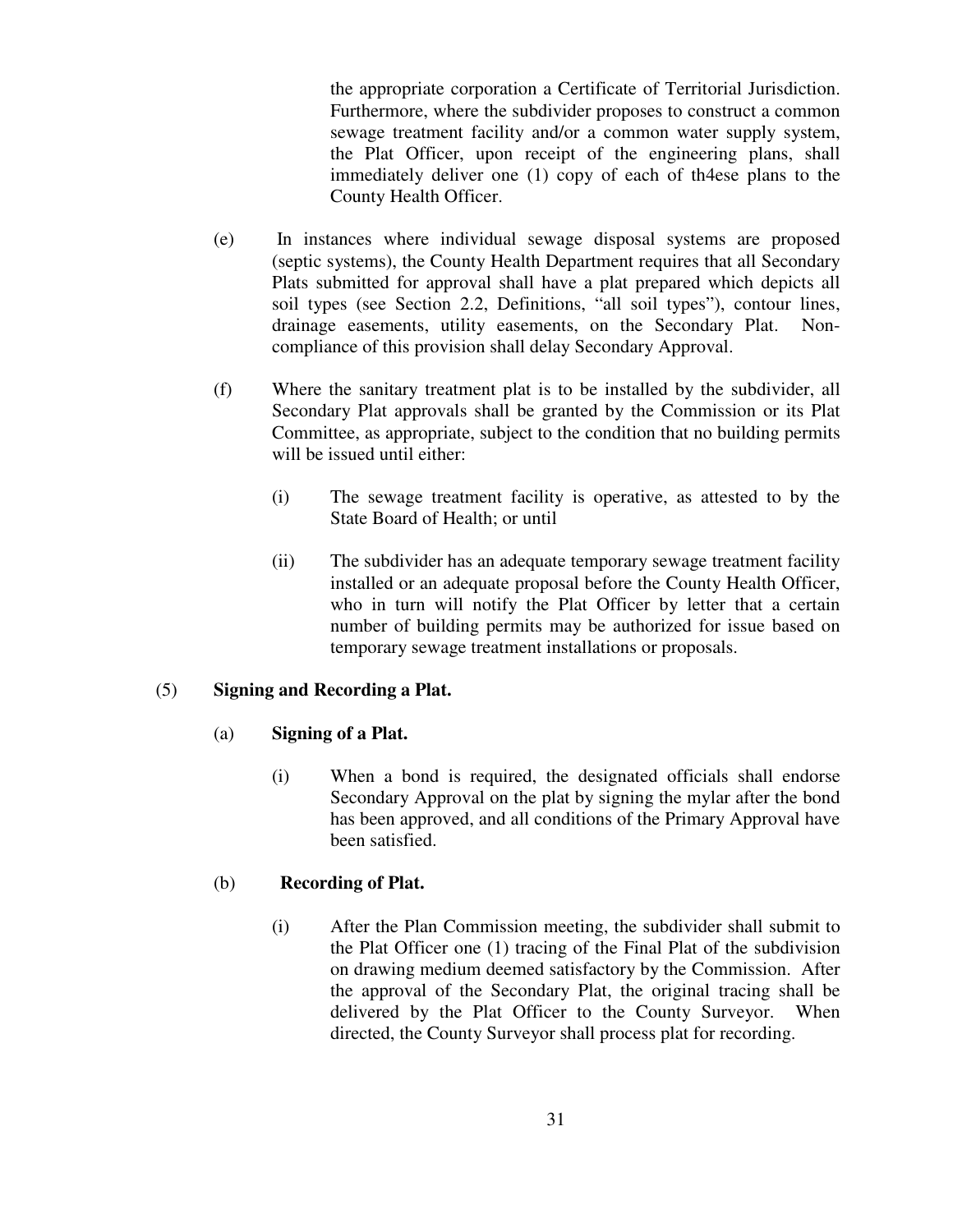the appropriate corporation a Certificate of Territorial Jurisdiction. Furthermore, where the subdivider proposes to construct a common sewage treatment facility and/or a common water supply system, the Plat Officer, upon receipt of the engineering plans, shall immediately deliver one (1) copy of each of th4ese plans to the County Health Officer.

(e) In instances where individual sewage disposal systems are proposed (septic systems), the County Health Department requires that all Secondary Plats submitted for approval shall have a plat prepared which depicts all soil types (see Section 2.2, Definitions, "all soil types"), contour lines, drainage easements, utility easements, on the Secondary Plat. Non-compliance of this provision shall delay Secondary Approval.

(f) Where the sanitary treatment plat is to be installed by the subdivider, all Secondary Plat approvals shall be granted by the Commission or its Plat Committee, as appropriate, subject to the condition that no building permits will be issued until either:

(i) The sewage treatment facility is operative, as attested to by the State Board of Health; or until

(ii) The subdivider has an adequate temporary sewage treatment facility installed or an adequate proposal before the County Health Officer, who in turn will notify the Plat Officer by letter that a certain number of building permits may be authorized for issue based on temporary sewage treatment installations or proposals.

(5) **Signing and Recording a Plat.**

(a) **Signing of a Plat.**

(i) When a bond is required, the designated officials shall endorse Secondary Approval on the plat by signing the mylar after the bond has been approved, and all conditions of the Primary Approval have been satisfied.

(b) **Recording of Plat.**

(i) After the Plan Commission meeting, the subdivider shall submit to the Plat Officer one (1) tracing of the Final Plat of the subdivision on drawing medium deemed satisfactory by the Commission. After the approval of the Secondary Plat, the original tracing shall be delivered by the Plat Officer to the County Surveyor. When directed, the County Surveyor shall process plat for recording.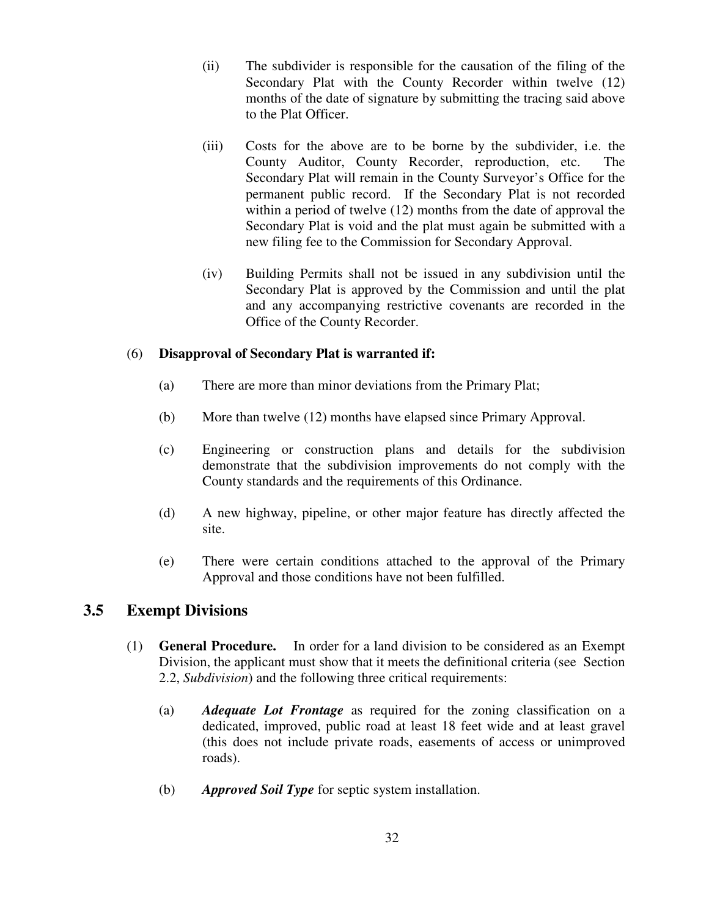(ii) The subdivider is responsible for the causation of the filing of the Secondary Plat with the County Recorder within twelve (12) months of the date of signature by submitting the tracing said above to the Plat Officer.

(iii) Costs for the above are to be borne by the subdivider, i.e. the County Auditor, County Recorder, reproduction, etc. The Secondary Plat will remain in the County Surveyor's Office for the permanent public record. If the Secondary Plat is not recorded within a period of twelve (12) months from the date of approval the Secondary Plat is void and the plat must again be submitted with a new filing fee to the Commission for Secondary Approval.

(iv) Building Permits shall not be issued in any subdivision until the Secondary Plat is approved by the Commission and until the plat and any accompanying restrictive covenants are recorded in the Office of the County Recorder.

(6) **Disapproval of Secondary Plat is warranted if:**

(a) There are more than minor deviations from the Primary Plat;

(b) More than twelve (12) months have elapsed since Primary Approval.

(c) Engineering or construction plans and details for the subdivision demonstrate that the subdivision improvements do not comply with the County standards and the requirements of this Ordinance.

(d) A new highway, pipeline, or other major feature has directly affected the site.

(e) There were certain conditions attached to the approval of the Primary Approval and those conditions have not been fulfilled.

## 3.5 Exempt Divisions

(1) **General Procedure.** In order for a land division to be considered as an Exempt Division, the applicant must show that it meets the definitional criteria (see Section 2.2, *Subdivision*) and the following three critical requirements:

(a) ***Adequate Lot Frontage*** as required for the zoning classification on a dedicated, improved, public road at least 18 feet wide and at least gravel (this does not include private roads, easements of access or unimproved roads).

(b) ***Approved Soil Type*** for septic system installation.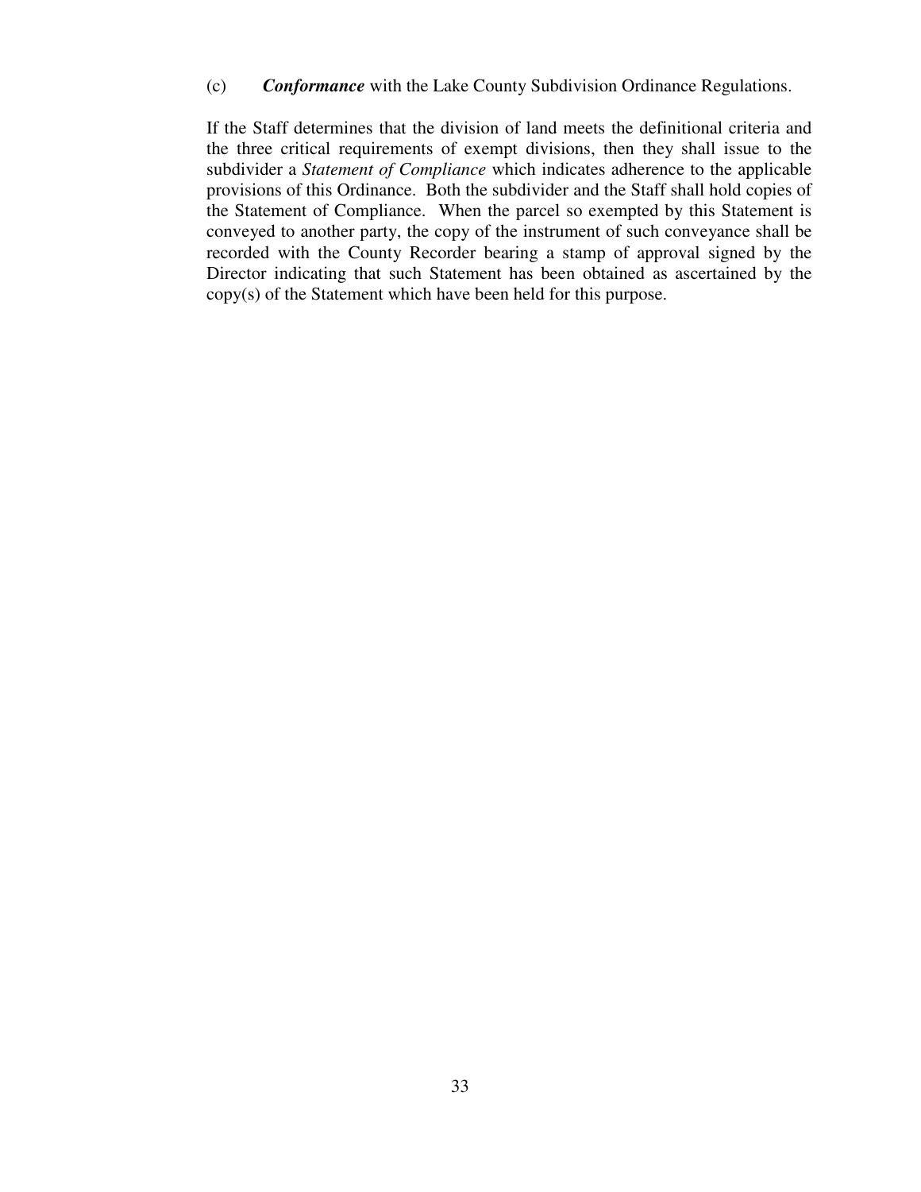(c) ***Conformance*** with the Lake County Subdivision Ordinance Regulations.

If the Staff determines that the division of land meets the definitional criteria and the three critical requirements of exempt divisions, then they shall issue to the subdivider a *Statement of Compliance* which indicates adherence to the applicable provisions of this Ordinance. Both the subdivider and the Staff shall hold copies of the Statement of Compliance. When the parcel so exempted by this Statement is conveyed to another party, the copy of the instrument of such conveyance shall be recorded with the County Recorder bearing a stamp of approval signed by the Director indicating that such Statement has been obtained as ascertained by the copy(s) of the Statement which have been held for this purpose.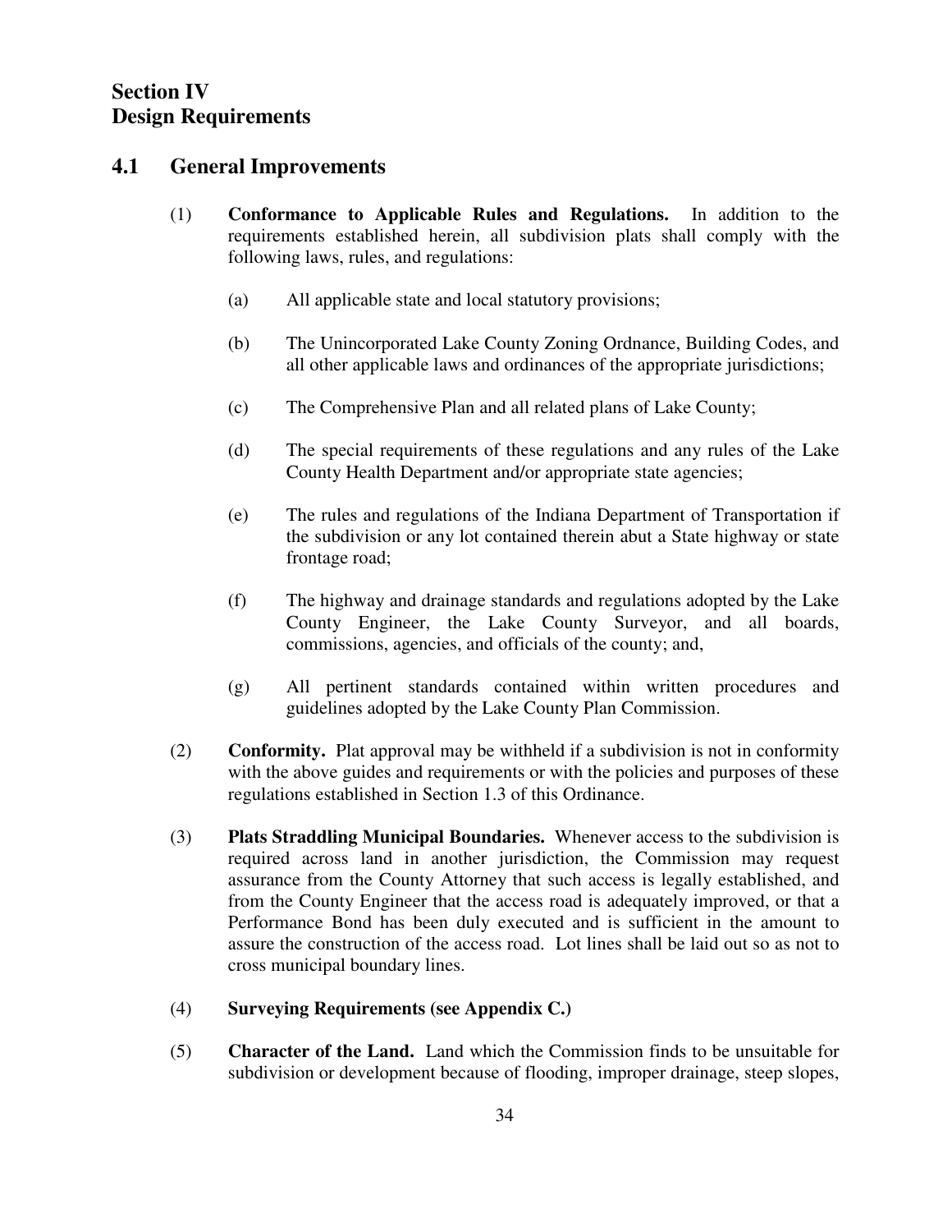# Section IV
# Design Requirements

## 4.1 General Improvements

(1) **Conformance to Applicable Rules and Regulations.** In addition to the requirements established herein, all subdivision plats shall comply with the following laws, rules, and regulations:

(a) All applicable state and local statutory provisions;

(b) The Unincorporated Lake County Zoning Ordnance, Building Codes, and all other applicable laws and ordinances of the appropriate jurisdictions;

(c) The Comprehensive Plan and all related plans of Lake County;

(d) The special requirements of these regulations and any rules of the Lake County Health Department and/or appropriate state agencies;

(e) The rules and regulations of the Indiana Department of Transportation if the subdivision or any lot contained therein abut a State highway or state frontage road;

(f) The highway and drainage standards and regulations adopted by the Lake County Engineer, the Lake County Surveyor, and all boards, commissions, agencies, and officials of the county; and,

(g) All pertinent standards contained within written procedures and guidelines adopted by the Lake County Plan Commission.

(2) **Conformity.** Plat approval may be withheld if a subdivision is not in conformity with the above guides and requirements or with the policies and purposes of these regulations established in Section 1.3 of this Ordinance.

(3) **Plats Straddling Municipal Boundaries.** Whenever access to the subdivision is required across land in another jurisdiction, the Commission may request assurance from the County Attorney that such access is legally established, and from the County Engineer that the access road is adequately improved, or that a Performance Bond has been duly executed and is sufficient in the amount to assure the construction of the access road. Lot lines shall be laid out so as not to cross municipal boundary lines.

(4) **Surveying Requirements (see Appendix C.)**

(5) **Character of the Land.** Land which the Commission finds to be unsuitable for subdivision or development because of flooding, improper drainage, steep slopes,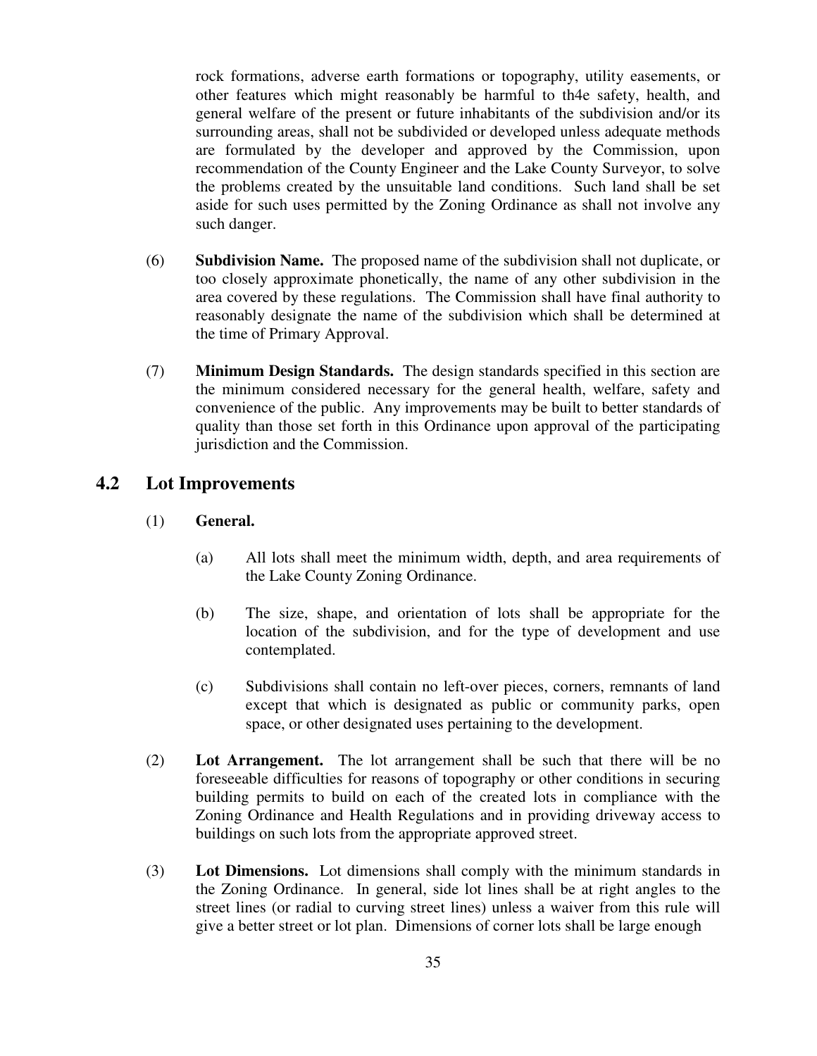rock formations, adverse earth formations or topography, utility easements, or other features which might reasonably be harmful to th4e safety, health, and general welfare of the present or future inhabitants of the subdivision and/or its surrounding areas, shall not be subdivided or developed unless adequate methods are formulated by the developer and approved by the Commission, upon recommendation of the County Engineer and the Lake County Surveyor, to solve the problems created by the unsuitable land conditions. Such land shall be set aside for such uses permitted by the Zoning Ordinance as shall not involve any such danger.

(6) **Subdivision Name.** The proposed name of the subdivision shall not duplicate, or too closely approximate phonetically, the name of any other subdivision in the area covered by these regulations. The Commission shall have final authority to reasonably designate the name of the subdivision which shall be determined at the time of Primary Approval.

(7) **Minimum Design Standards.** The design standards specified in this section are the minimum considered necessary for the general health, welfare, safety and convenience of the public. Any improvements may be built to better standards of quality than those set forth in this Ordinance upon approval of the participating jurisdiction and the Commission.

## 4.2 Lot Improvements

(1) **General.**

(a) All lots shall meet the minimum width, depth, and area requirements of the Lake County Zoning Ordinance.

(b) The size, shape, and orientation of lots shall be appropriate for the location of the subdivision, and for the type of development and use contemplated.

(c) Subdivisions shall contain no left-over pieces, corners, remnants of land except that which is designated as public or community parks, open space, or other designated uses pertaining to the development.

(2) **Lot Arrangement.** The lot arrangement shall be such that there will be no foreseeable difficulties for reasons of topography or other conditions in securing building permits to build on each of the created lots in compliance with the Zoning Ordinance and Health Regulations and in providing driveway access to buildings on such lots from the appropriate approved street.

(3) **Lot Dimensions.** Lot dimensions shall comply with the minimum standards in the Zoning Ordinance. In general, side lot lines shall be at right angles to the street lines (or radial to curving street lines) unless a waiver from this rule will give a better street or lot plan. Dimensions of corner lots shall be large enough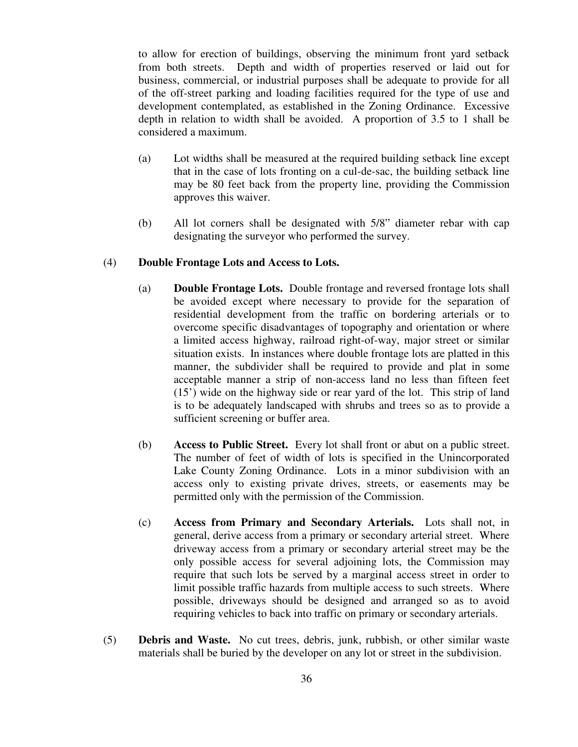to allow for erection of buildings, observing the minimum front yard setback from both streets. Depth and width of properties reserved or laid out for business, commercial, or industrial purposes shall be adequate to provide for all of the off-street parking and loading facilities required for the type of use and development contemplated, as established in the Zoning Ordinance. Excessive depth in relation to width shall be avoided. A proportion of 3.5 to 1 shall be considered a maximum.

(a) Lot widths shall be measured at the required building setback line except that in the case of lots fronting on a cul-de-sac, the building setback line may be 80 feet back from the property line, providing the Commission approves this waiver.

(b) All lot corners shall be designated with 5/8" diameter rebar with cap designating the surveyor who performed the survey.

(4) **Double Frontage Lots and Access to Lots.**

(a) **Double Frontage Lots.** Double frontage and reversed frontage lots shall be avoided except where necessary to provide for the separation of residential development from the traffic on bordering arterials or to overcome specific disadvantages of topography and orientation or where a limited access highway, railroad right-of-way, major street or similar situation exists. In instances where double frontage lots are platted in this manner, the subdivider shall be required to provide and plat in some acceptable manner a strip of non-access land no less than fifteen feet (15') wide on the highway side or rear yard of the lot. This strip of land is to be adequately landscaped with shrubs and trees so as to provide a sufficient screening or buffer area.

(b) **Access to Public Street.** Every lot shall front or abut on a public street. The number of feet of width of lots is specified in the Unincorporated Lake County Zoning Ordinance. Lots in a minor subdivision with an access only to existing private drives, streets, or easements may be permitted only with the permission of the Commission.

(c) **Access from Primary and Secondary Arterials.** Lots shall not, in general, derive access from a primary or secondary arterial street. Where driveway access from a primary or secondary arterial street may be the only possible access for several adjoining lots, the Commission may require that such lots be served by a marginal access street in order to limit possible traffic hazards from multiple access to such streets. Where possible, driveways should be designed and arranged so as to avoid requiring vehicles to back into traffic on primary or secondary arterials.

(5) **Debris and Waste.** No cut trees, debris, junk, rubbish, or other similar waste materials shall be buried by the developer on any lot or street in the subdivision.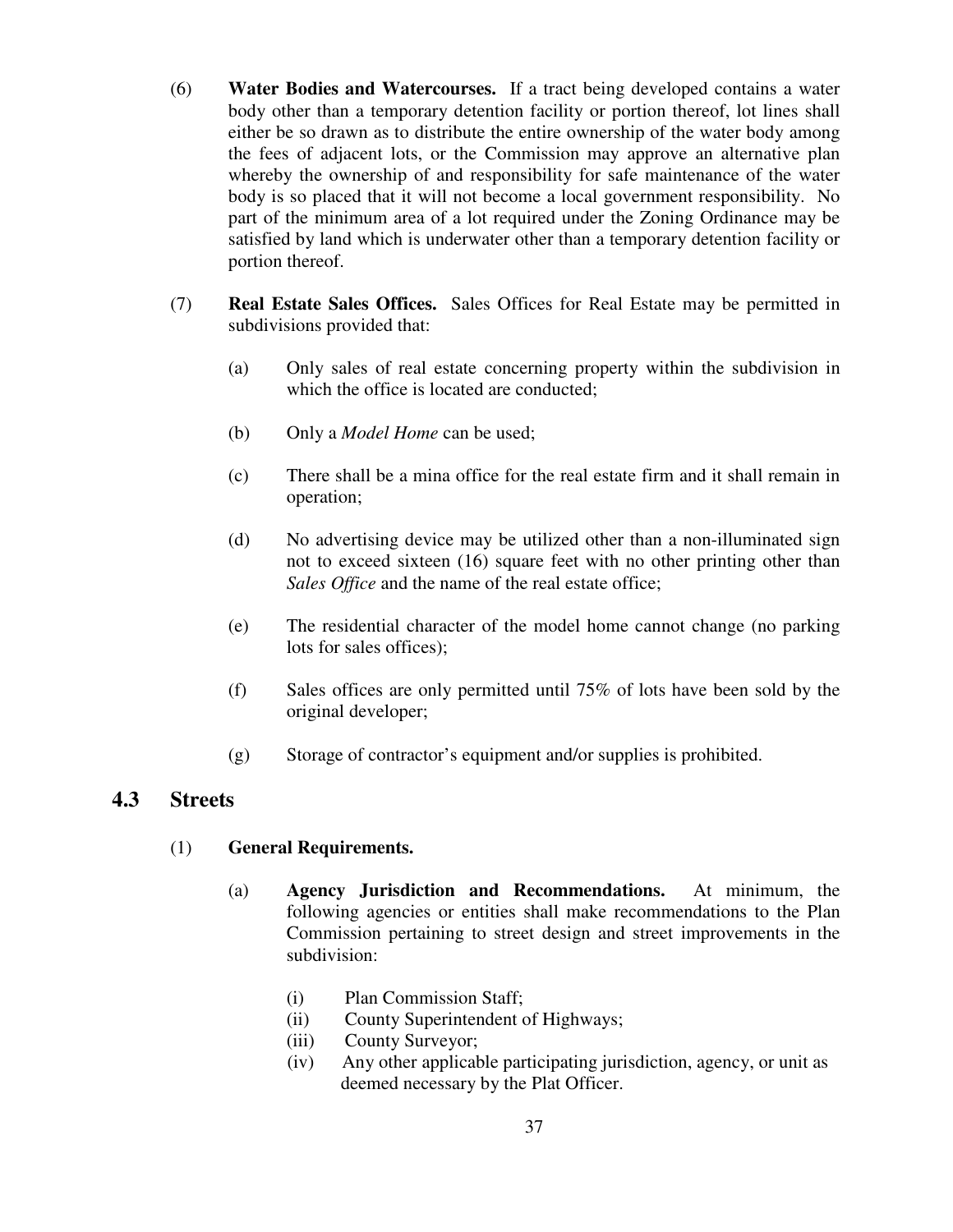(6) **Water Bodies and Watercourses.** If a tract being developed contains a water body other than a temporary detention facility or portion thereof, lot lines shall either be so drawn as to distribute the entire ownership of the water body among the fees of adjacent lots, or the Commission may approve an alternative plan whereby the ownership of and responsibility for safe maintenance of the water body is so placed that it will not become a local government responsibility. No part of the minimum area of a lot required under the Zoning Ordinance may be satisfied by land which is underwater other than a temporary detention facility or portion thereof.

(7) **Real Estate Sales Offices.** Sales Offices for Real Estate may be permitted in subdivisions provided that:

(a) Only sales of real estate concerning property within the subdivision in which the office is located are conducted;

(b) Only a *Model Home* can be used;

(c) There shall be a mina office for the real estate firm and it shall remain in operation;

(d) No advertising device may be utilized other than a non-illuminated sign not to exceed sixteen (16) square feet with no other printing other than *Sales Office* and the name of the real estate office;

(e) The residential character of the model home cannot change (no parking lots for sales offices);

(f) Sales offices are only permitted until 75% of lots have been sold by the original developer;

(g) Storage of contractor's equipment and/or supplies is prohibited.

## 4.3 Streets

(1) **General Requirements.**

(a) **Agency Jurisdiction and Recommendations.** At minimum, the following agencies or entities shall make recommendations to the Plan Commission pertaining to street design and street improvements in the subdivision:

(i) Plan Commission Staff;
(ii) County Superintendent of Highways;
(iii) County Surveyor;
(iv) Any other applicable participating jurisdiction, agency, or unit as deemed necessary by the Plat Officer.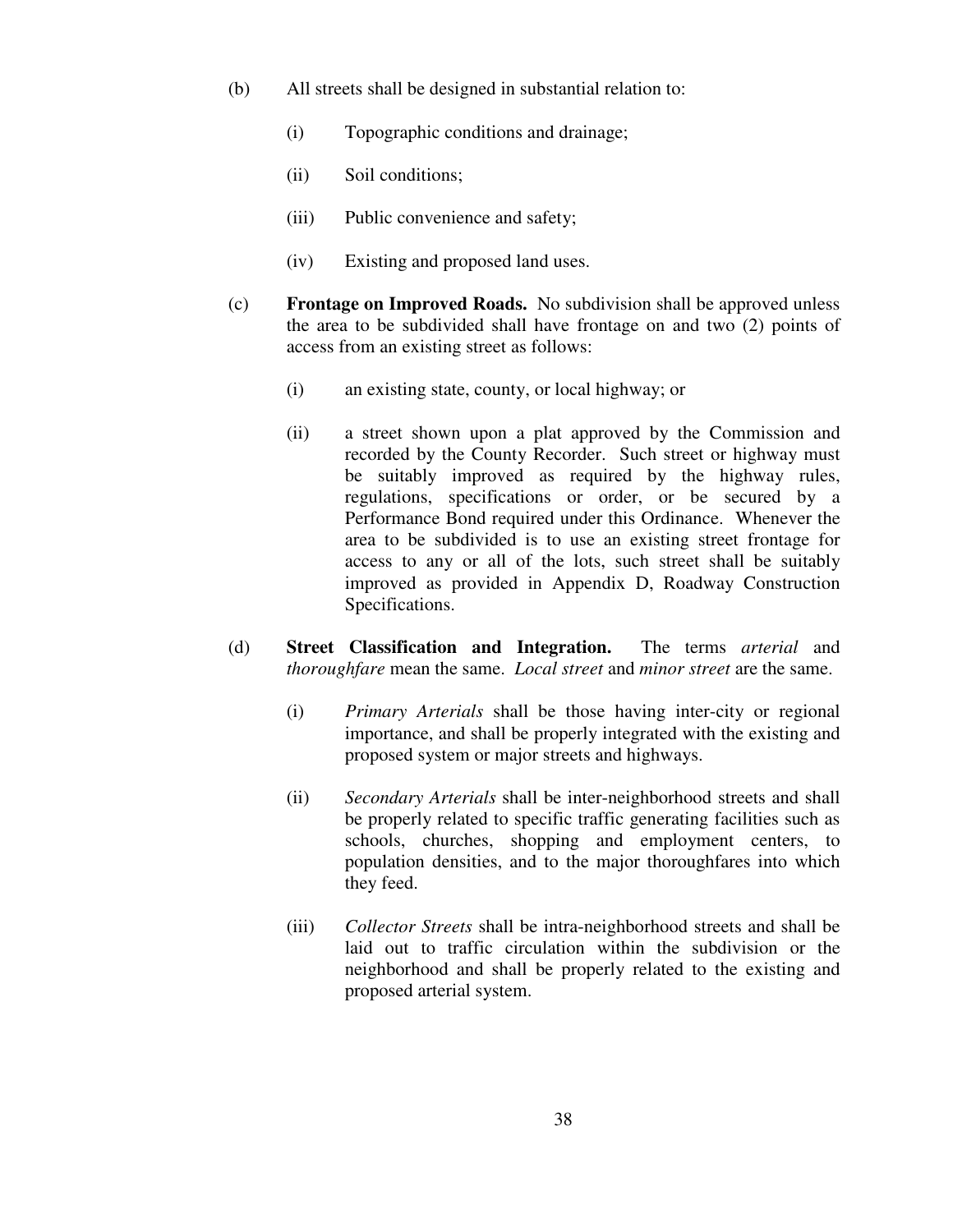(b) All streets shall be designed in substantial relation to:

  (i) Topographic conditions and drainage;

  (ii) Soil conditions;

  (iii) Public convenience and safety;

  (iv) Existing and proposed land uses.

(c) **Frontage on Improved Roads.** No subdivision shall be approved unless the area to be subdivided shall have frontage on and two (2) points of access from an existing street as follows:

  (i) an existing state, county, or local highway; or

  (ii) a street shown upon a plat approved by the Commission and recorded by the County Recorder. Such street or highway must be suitably improved as required by the highway rules, regulations, specifications or order, or be secured by a Performance Bond required under this Ordinance. Whenever the area to be subdivided is to use an existing street frontage for access to any or all of the lots, such street shall be suitably improved as provided in Appendix D, Roadway Construction Specifications.

(d) **Street Classification and Integration.** The terms *arterial* and *thoroughfare* mean the same. *Local street* and *minor street* are the same.

  (i) *Primary Arterials* shall be those having inter-city or regional importance, and shall be properly integrated with the existing and proposed system or major streets and highways.

  (ii) *Secondary Arterials* shall be inter-neighborhood streets and shall be properly related to specific traffic generating facilities such as schools, churches, shopping and employment centers, to population densities, and to the major thoroughfares into which they feed.

  (iii) *Collector Streets* shall be intra-neighborhood streets and shall be laid out to traffic circulation within the subdivision or the neighborhood and shall be properly related to the existing and proposed arterial system.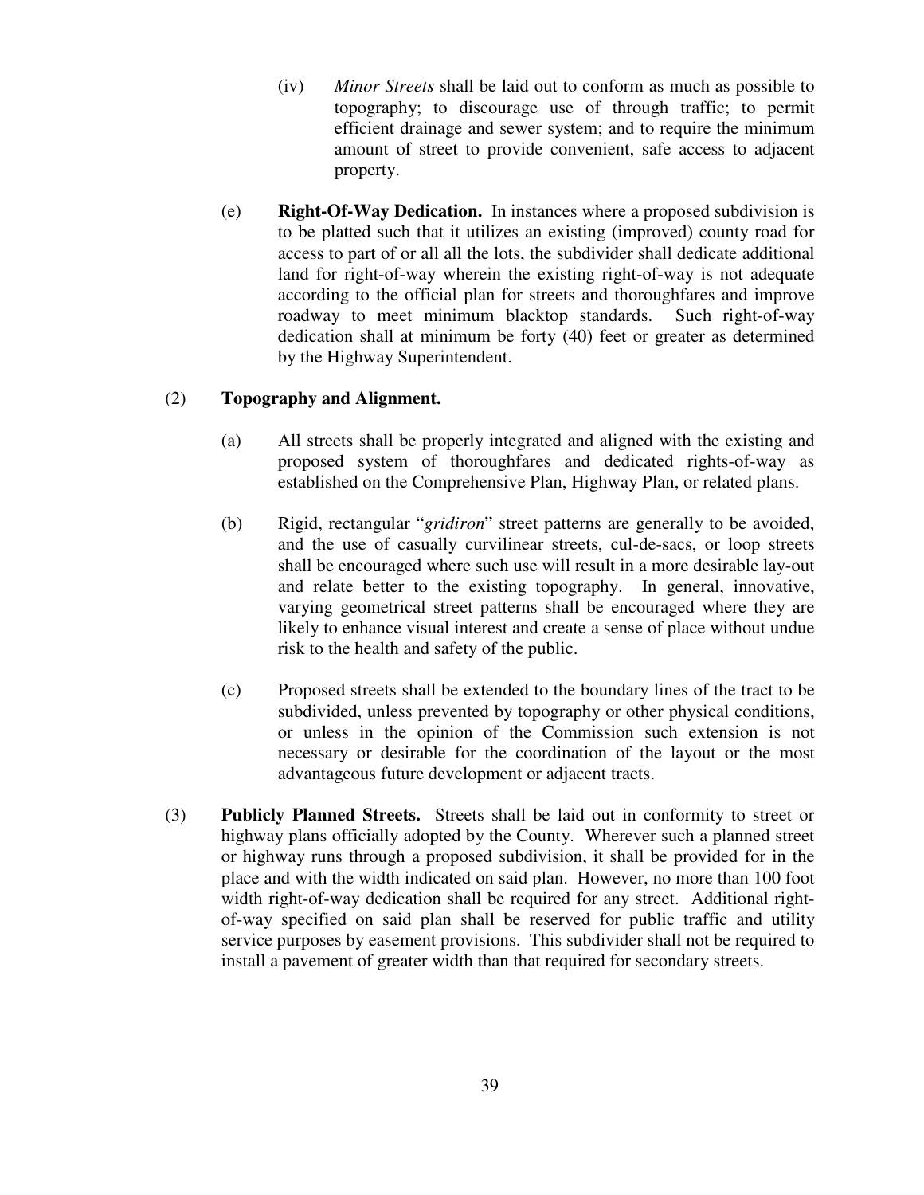(iv) *Minor Streets* shall be laid out to conform as much as possible to topography; to discourage use of through traffic; to permit efficient drainage and sewer system; and to require the minimum amount of street to provide convenient, safe access to adjacent property.

(e) **Right-Of-Way Dedication.** In instances where a proposed subdivision is to be platted such that it utilizes an existing (improved) county road for access to part of or all all the lots, the subdivider shall dedicate additional land for right-of-way wherein the existing right-of-way is not adequate according to the official plan for streets and thoroughfares and improve roadway to meet minimum blacktop standards. Such right-of-way dedication shall at minimum be forty (40) feet or greater as determined by the Highway Superintendent.

(2) **Topography and Alignment.**

(a) All streets shall be properly integrated and aligned with the existing and proposed system of thoroughfares and dedicated rights-of-way as established on the Comprehensive Plan, Highway Plan, or related plans.

(b) Rigid, rectangular "*gridiron*" street patterns are generally to be avoided, and the use of casually curvilinear streets, cul-de-sacs, or loop streets shall be encouraged where such use will result in a more desirable lay-out and relate better to the existing topography. In general, innovative, varying geometrical street patterns shall be encouraged where they are likely to enhance visual interest and create a sense of place without undue risk to the health and safety of the public.

(c) Proposed streets shall be extended to the boundary lines of the tract to be subdivided, unless prevented by topography or other physical conditions, or unless in the opinion of the Commission such extension is not necessary or desirable for the coordination of the layout or the most advantageous future development or adjacent tracts.

(3) **Publicly Planned Streets.** Streets shall be laid out in conformity to street or highway plans officially adopted by the County. Wherever such a planned street or highway runs through a proposed subdivision, it shall be provided for in the place and with the width indicated on said plan. However, no more than 100 foot width right-of-way dedication shall be required for any street. Additional right-of-way specified on said plan shall be reserved for public traffic and utility service purposes by easement provisions. This subdivider shall not be required to install a pavement of greater width than that required for secondary streets.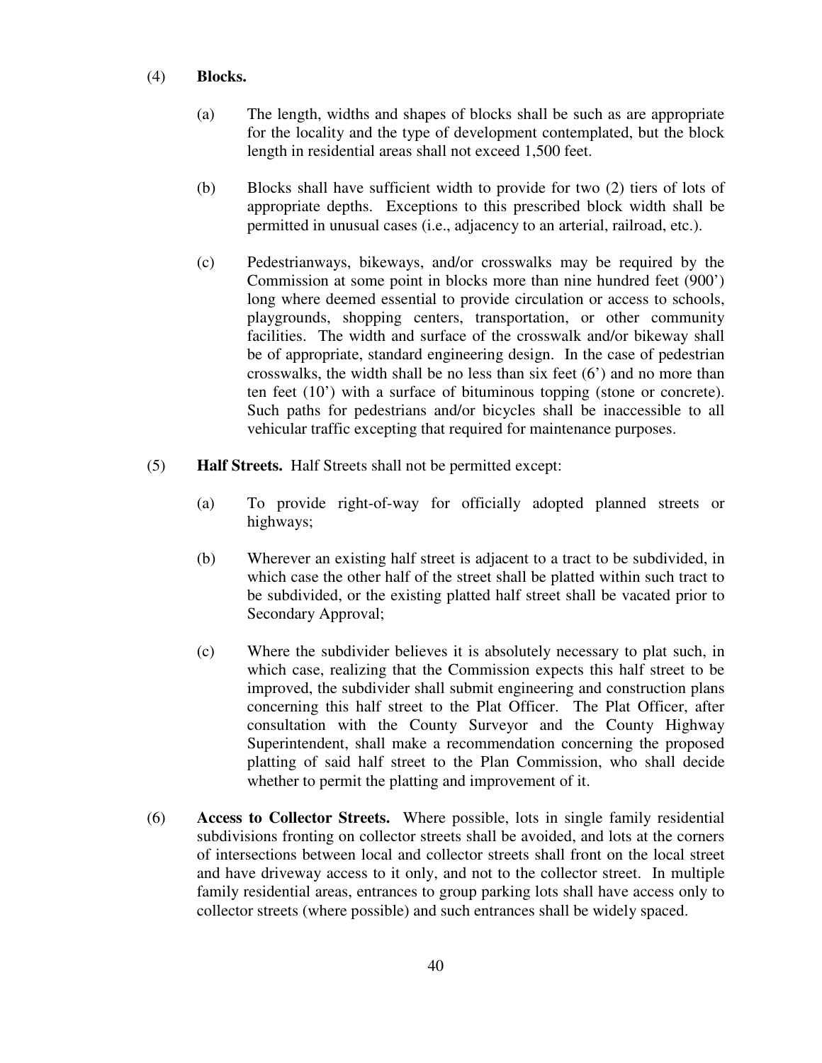(4) **Blocks.**

(a) The length, widths and shapes of blocks shall be such as are appropriate for the locality and the type of development contemplated, but the block length in residential areas shall not exceed 1,500 feet.

(b) Blocks shall have sufficient width to provide for two (2) tiers of lots of appropriate depths. Exceptions to this prescribed block width shall be permitted in unusual cases (i.e., adjacency to an arterial, railroad, etc.).

(c) Pedestrianways, bikeways, and/or crosswalks may be required by the Commission at some point in blocks more than nine hundred feet (900') long where deemed essential to provide circulation or access to schools, playgrounds, shopping centers, transportation, or other community facilities. The width and surface of the crosswalk and/or bikeway shall be of appropriate, standard engineering design. In the case of pedestrian crosswalks, the width shall be no less than six feet (6') and no more than ten feet (10') with a surface of bituminous topping (stone or concrete). Such paths for pedestrians and/or bicycles shall be inaccessible to all vehicular traffic excepting that required for maintenance purposes.

(5) **Half Streets.** Half Streets shall not be permitted except:

(a) To provide right-of-way for officially adopted planned streets or highways;

(b) Wherever an existing half street is adjacent to a tract to be subdivided, in which case the other half of the street shall be platted within such tract to be subdivided, or the existing platted half street shall be vacated prior to Secondary Approval;

(c) Where the subdivider believes it is absolutely necessary to plat such, in which case, realizing that the Commission expects this half street to be improved, the subdivider shall submit engineering and construction plans concerning this half street to the Plat Officer. The Plat Officer, after consultation with the County Surveyor and the County Highway Superintendent, shall make a recommendation concerning the proposed platting of said half street to the Plan Commission, who shall decide whether to permit the platting and improvement of it.

(6) **Access to Collector Streets.** Where possible, lots in single family residential subdivisions fronting on collector streets shall be avoided, and lots at the corners of intersections between local and collector streets shall front on the local street and have driveway access to it only, and not to the collector street. In multiple family residential areas, entrances to group parking lots shall have access only to collector streets (where possible) and such entrances shall be widely spaced.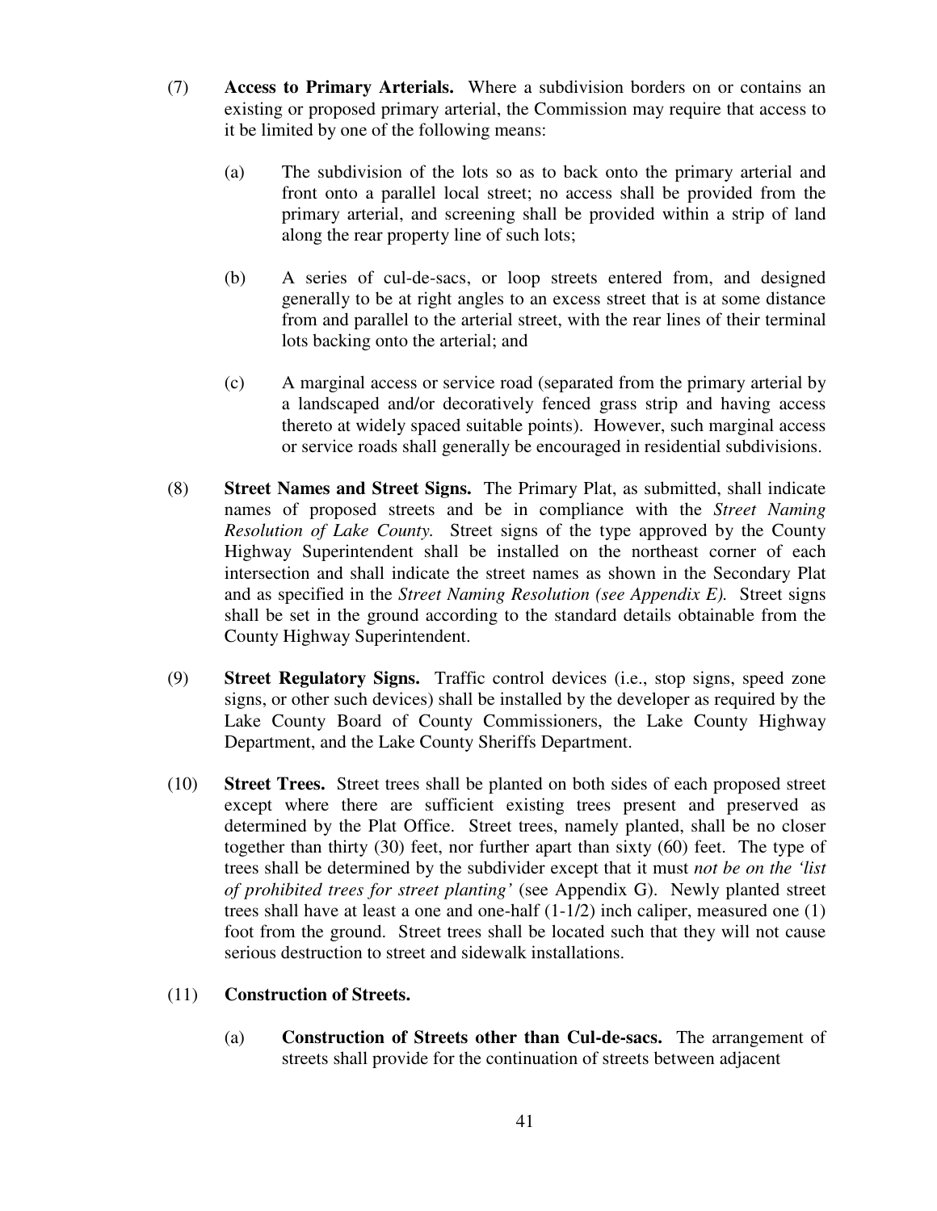(7) **Access to Primary Arterials.** Where a subdivision borders on or contains an existing or proposed primary arterial, the Commission may require that access to it be limited by one of the following means:

(a) The subdivision of the lots so as to back onto the primary arterial and front onto a parallel local street; no access shall be provided from the primary arterial, and screening shall be provided within a strip of land along the rear property line of such lots;

(b) A series of cul-de-sacs, or loop streets entered from, and designed generally to be at right angles to an excess street that is at some distance from and parallel to the arterial street, with the rear lines of their terminal lots backing onto the arterial; and

(c) A marginal access or service road (separated from the primary arterial by a landscaped and/or decoratively fenced grass strip and having access thereto at widely spaced suitable points). However, such marginal access or service roads shall generally be encouraged in residential subdivisions.

(8) **Street Names and Street Signs.** The Primary Plat, as submitted, shall indicate names of proposed streets and be in compliance with the *Street Naming Resolution of Lake County.* Street signs of the type approved by the County Highway Superintendent shall be installed on the northeast corner of each intersection and shall indicate the street names as shown in the Secondary Plat and as specified in the *Street Naming Resolution (see Appendix E).* Street signs shall be set in the ground according to the standard details obtainable from the County Highway Superintendent.

(9) **Street Regulatory Signs.** Traffic control devices (i.e., stop signs, speed zone signs, or other such devices) shall be installed by the developer as required by the Lake County Board of County Commissioners, the Lake County Highway Department, and the Lake County Sheriffs Department.

(10) **Street Trees.** Street trees shall be planted on both sides of each proposed street except where there are sufficient existing trees present and preserved as determined by the Plat Office. Street trees, namely planted, shall be no closer together than thirty (30) feet, nor further apart than sixty (60) feet. The type of trees shall be determined by the subdivider except that it must *not be on the 'list of prohibited trees for street planting'* (see Appendix G). Newly planted street trees shall have at least a one and one-half (1-1/2) inch caliper, measured one (1) foot from the ground. Street trees shall be located such that they will not cause serious destruction to street and sidewalk installations.

(11) **Construction of Streets.**

(a) **Construction of Streets other than Cul-de-sacs.** The arrangement of streets shall provide for the continuation of streets between adjacent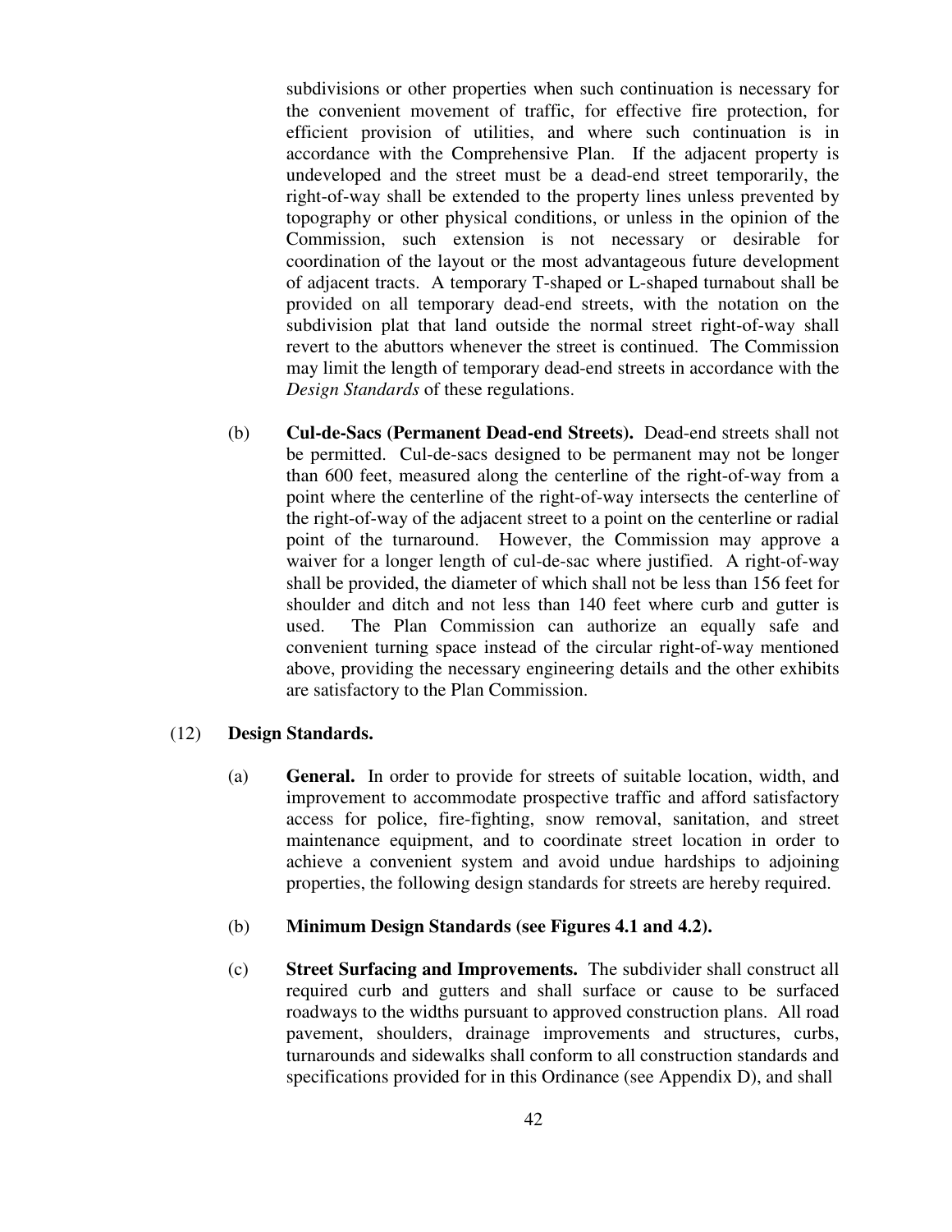subdivisions or other properties when such continuation is necessary for the convenient movement of traffic, for effective fire protection, for efficient provision of utilities, and where such continuation is in accordance with the Comprehensive Plan. If the adjacent property is undeveloped and the street must be a dead-end street temporarily, the right-of-way shall be extended to the property lines unless prevented by topography or other physical conditions, or unless in the opinion of the Commission, such extension is not necessary or desirable for coordination of the layout or the most advantageous future development of adjacent tracts. A temporary T-shaped or L-shaped turnabout shall be provided on all temporary dead-end streets, with the notation on the subdivision plat that land outside the normal street right-of-way shall revert to the abuttors whenever the street is continued. The Commission may limit the length of temporary dead-end streets in accordance with the *Design Standards* of these regulations.

(b) **Cul-de-Sacs (Permanent Dead-end Streets).** Dead-end streets shall not be permitted. Cul-de-sacs designed to be permanent may not be longer than 600 feet, measured along the centerline of the right-of-way from a point where the centerline of the right-of-way intersects the centerline of the right-of-way of the adjacent street to a point on the centerline or radial point of the turnaround. However, the Commission may approve a waiver for a longer length of cul-de-sac where justified. A right-of-way shall be provided, the diameter of which shall not be less than 156 feet for shoulder and ditch and not less than 140 feet where curb and gutter is used. The Plan Commission can authorize an equally safe and convenient turning space instead of the circular right-of-way mentioned above, providing the necessary engineering details and the other exhibits are satisfactory to the Plan Commission.

(12) **Design Standards.**

(a) **General.** In order to provide for streets of suitable location, width, and improvement to accommodate prospective traffic and afford satisfactory access for police, fire-fighting, snow removal, sanitation, and street maintenance equipment, and to coordinate street location in order to achieve a convenient system and avoid undue hardships to adjoining properties, the following design standards for streets are hereby required.

(b) **Minimum Design Standards (see Figures 4.1 and 4.2).**

(c) **Street Surfacing and Improvements.** The subdivider shall construct all required curb and gutters and shall surface or cause to be surfaced roadways to the widths pursuant to approved construction plans. All road pavement, shoulders, drainage improvements and structures, curbs, turnarounds and sidewalks shall conform to all construction standards and specifications provided for in this Ordinance (see Appendix D), and shall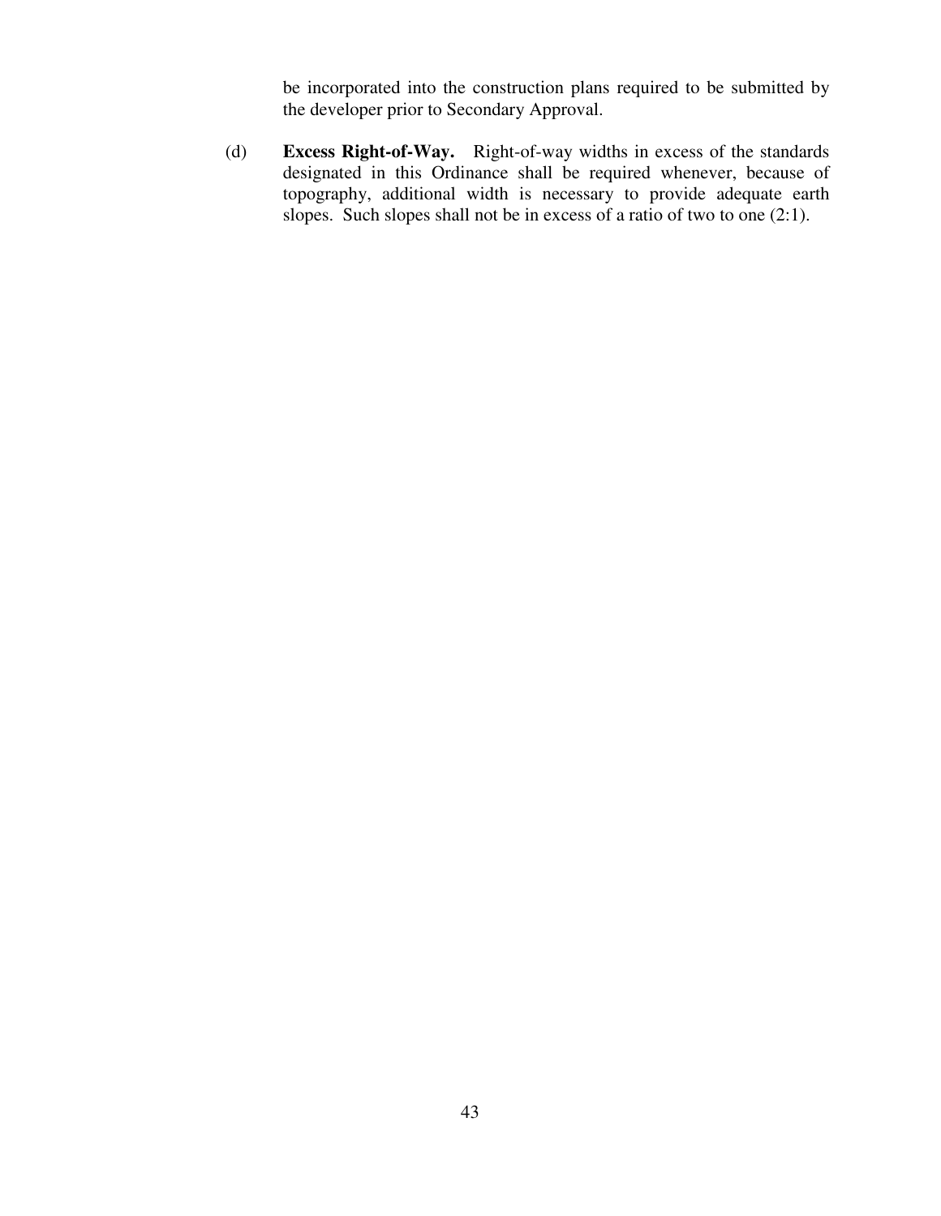be incorporated into the construction plans required to be submitted by the developer prior to Secondary Approval.

(d) **Excess Right-of-Way.** Right-of-way widths in excess of the standards designated in this Ordinance shall be required whenever, because of topography, additional width is necessary to provide adequate earth slopes. Such slopes shall not be in excess of a ratio of two to one (2:1).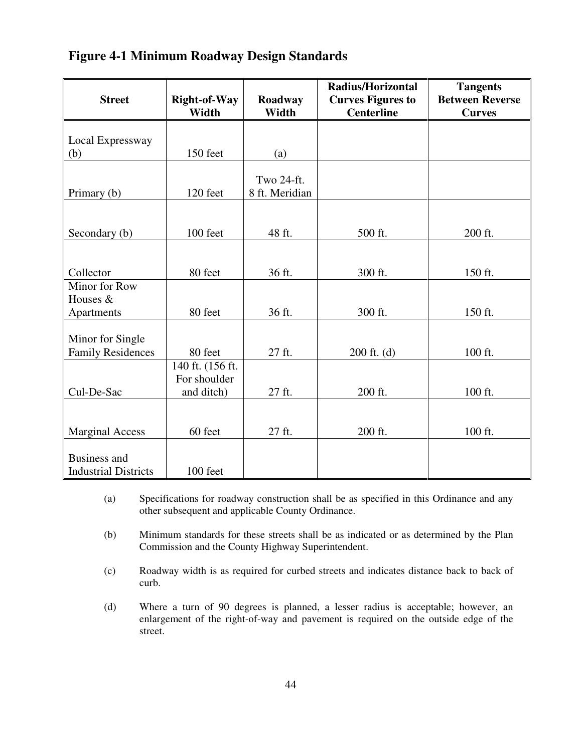## Figure 4-1 Minimum Roadway Design Standards

| Street | Right-of-Way Width | Roadway Width | Radius/Horizontal Curves Figures to Centerline | Tangents Between Reverse Curves |
|---|---|---|---|---|
| Local Expressway (b) | 150 feet | (a) | | |
| Primary (b) | 120 feet | Two 24-ft. 8 ft. Meridian | | |
| Secondary (b) | 100 feet | 48 ft. | 500 ft. | 200 ft. |
| Collector | 80 feet | 36 ft. | 300 ft. | 150 ft. |
| Minor for Row Houses & Apartments | 80 feet | 36 ft. | 300 ft. | 150 ft. |
| Minor for Single Family Residences | 80 feet | 27 ft. | 200 ft. (d) | 100 ft. |
| Cul-De-Sac | 140 ft. (156 ft. For shoulder and ditch) | 27 ft. | 200 ft. | 100 ft. |
| Marginal Access | 60 feet | 27 ft. | 200 ft. | 100 ft. |
| Business and Industrial Districts | 100 feet | | | |

(a) Specifications for roadway construction shall be as specified in this Ordinance and any other subsequent and applicable County Ordinance.

(b) Minimum standards for these streets shall be as indicated or as determined by the Plan Commission and the County Highway Superintendent.

(c) Roadway width is as required for curbed streets and indicates distance back to back of curb.

(d) Where a turn of 90 degrees is planned, a lesser radius is acceptable; however, an enlargement of the right-of-way and pavement is required on the outside edge of the street.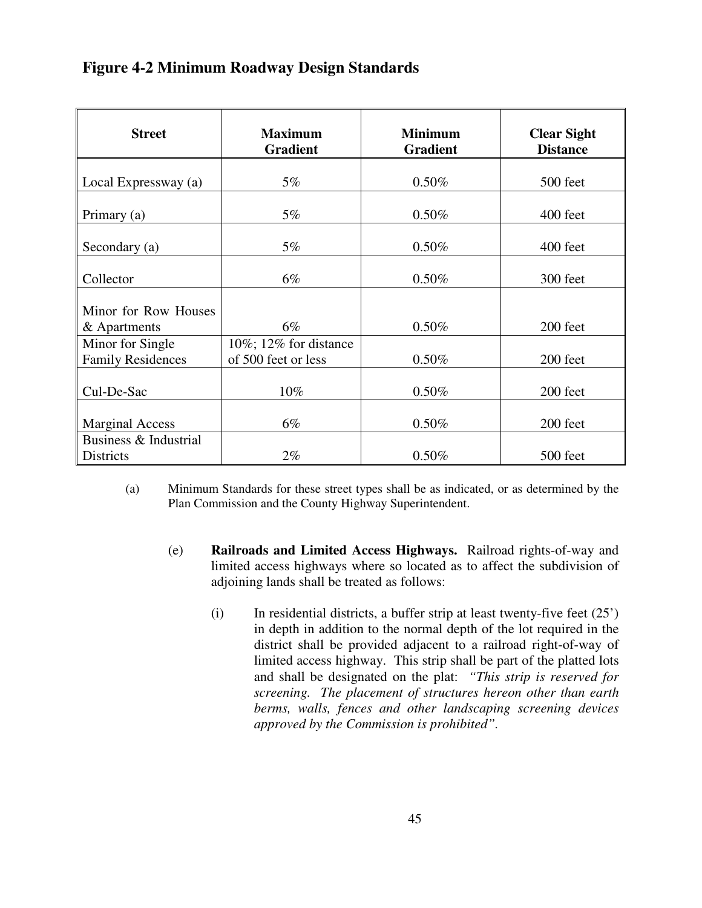## Figure 4-2 Minimum Roadway Design Standards

| Street | Maximum Gradient | Minimum Gradient | Clear Sight Distance |
|---|---|---|---|
| Local Expressway (a) | 5% | 0.50% | 500 feet |
| Primary (a) | 5% | 0.50% | 400 feet |
| Secondary (a) | 5% | 0.50% | 400 feet |
| Collector | 6% | 0.50% | 300 feet |
| Minor for Row Houses & Apartments | 6% | 0.50% | 200 feet |
| Minor for Single Family Residences | 10%; 12% for distance of 500 feet or less | 0.50% | 200 feet |
| Cul-De-Sac | 10% | 0.50% | 200 feet |
| Marginal Access | 6% | 0.50% | 200 feet |
| Business & Industrial Districts | 2% | 0.50% | 500 feet |

(a) Minimum Standards for these street types shall be as indicated, or as determined by the Plan Commission and the County Highway Superintendent.

(e) **Railroads and Limited Access Highways.** Railroad rights-of-way and limited access highways where so located as to affect the subdivision of adjoining lands shall be treated as follows:

(i) In residential districts, a buffer strip at least twenty-five feet (25') in depth in addition to the normal depth of the lot required in the district shall be provided adjacent to a railroad right-of-way of limited access highway. This strip shall be part of the platted lots and shall be designated on the plat: *"This strip is reserved for screening. The placement of structures hereon other than earth berms, walls, fences and other landscaping screening devices approved by the Commission is prohibited"*.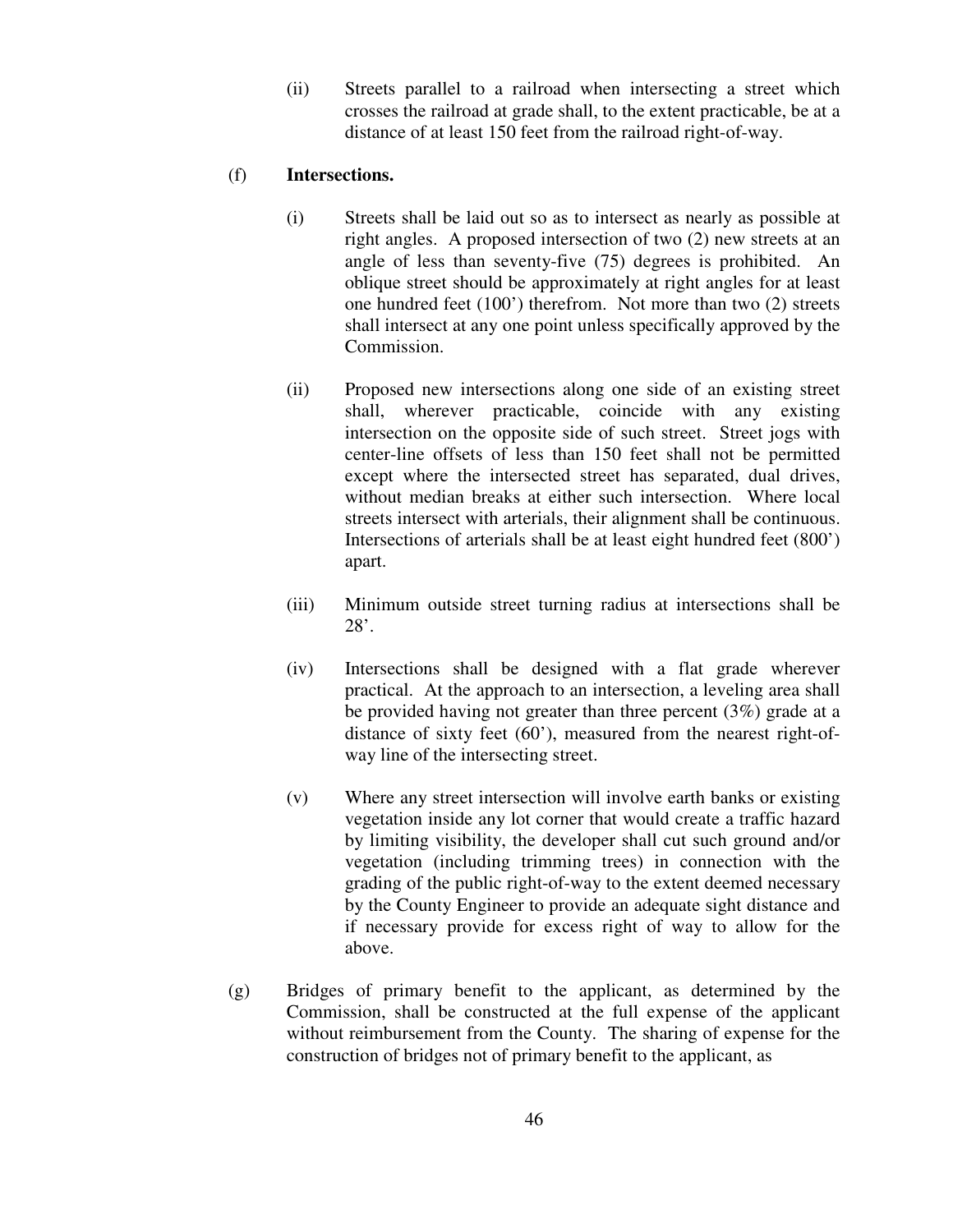(ii) Streets parallel to a railroad when intersecting a street which crosses the railroad at grade shall, to the extent practicable, be at a distance of at least 150 feet from the railroad right-of-way.

(f) **Intersections.**

(i) Streets shall be laid out so as to intersect as nearly as possible at right angles. A proposed intersection of two (2) new streets at an angle of less than seventy-five (75) degrees is prohibited. An oblique street should be approximately at right angles for at least one hundred feet (100') therefrom. Not more than two (2) streets shall intersect at any one point unless specifically approved by the Commission.

(ii) Proposed new intersections along one side of an existing street shall, wherever practicable, coincide with any existing intersection on the opposite side of such street. Street jogs with center-line offsets of less than 150 feet shall not be permitted except where the intersected street has separated, dual drives, without median breaks at either such intersection. Where local streets intersect with arterials, their alignment shall be continuous. Intersections of arterials shall be at least eight hundred feet (800') apart.

(iii) Minimum outside street turning radius at intersections shall be 28'.

(iv) Intersections shall be designed with a flat grade wherever practical. At the approach to an intersection, a leveling area shall be provided having not greater than three percent (3%) grade at a distance of sixty feet (60'), measured from the nearest right-of-way line of the intersecting street.

(v) Where any street intersection will involve earth banks or existing vegetation inside any lot corner that would create a traffic hazard by limiting visibility, the developer shall cut such ground and/or vegetation (including trimming trees) in connection with the grading of the public right-of-way to the extent deemed necessary by the County Engineer to provide an adequate sight distance and if necessary provide for excess right of way to allow for the above.

(g) Bridges of primary benefit to the applicant, as determined by the Commission, shall be constructed at the full expense of the applicant without reimbursement from the County. The sharing of expense for the construction of bridges not of primary benefit to the applicant, as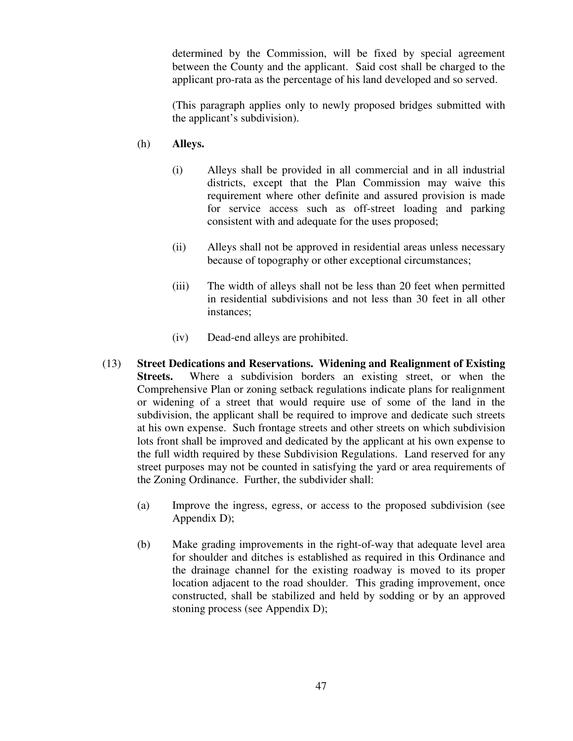determined by the Commission, will be fixed by special agreement between the County and the applicant. Said cost shall be charged to the applicant pro-rata as the percentage of his land developed and so served.

(This paragraph applies only to newly proposed bridges submitted with the applicant's subdivision).

(h) **Alleys.**

(i) Alleys shall be provided in all commercial and in all industrial districts, except that the Plan Commission may waive this requirement where other definite and assured provision is made for service access such as off-street loading and parking consistent with and adequate for the uses proposed;

(ii) Alleys shall not be approved in residential areas unless necessary because of topography or other exceptional circumstances;

(iii) The width of alleys shall not be less than 20 feet when permitted in residential subdivisions and not less than 30 feet in all other instances;

(iv) Dead-end alleys are prohibited.

(13) **Street Dedications and Reservations. Widening and Realignment of Existing Streets.** Where a subdivision borders an existing street, or when the Comprehensive Plan or zoning setback regulations indicate plans for realignment or widening of a street that would require use of some of the land in the subdivision, the applicant shall be required to improve and dedicate such streets at his own expense. Such frontage streets and other streets on which subdivision lots front shall be improved and dedicated by the applicant at his own expense to the full width required by these Subdivision Regulations. Land reserved for any street purposes may not be counted in satisfying the yard or area requirements of the Zoning Ordinance. Further, the subdivider shall:

(a) Improve the ingress, egress, or access to the proposed subdivision (see Appendix D);

(b) Make grading improvements in the right-of-way that adequate level area for shoulder and ditches is established as required in this Ordinance and the drainage channel for the existing roadway is moved to its proper location adjacent to the road shoulder. This grading improvement, once constructed, shall be stabilized and held by sodding or by an approved stoning process (see Appendix D);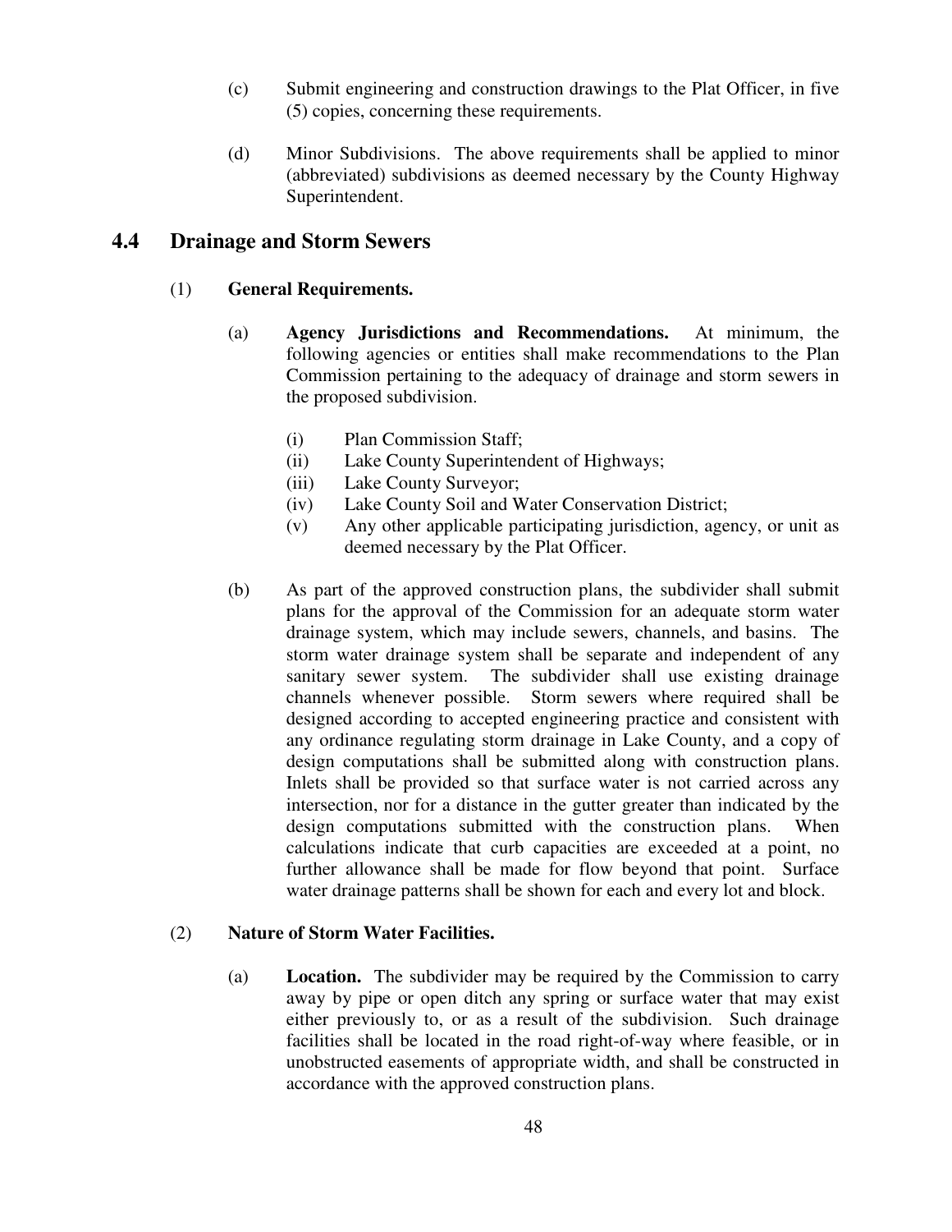(c) Submit engineering and construction drawings to the Plat Officer, in five (5) copies, concerning these requirements.

(d) Minor Subdivisions. The above requirements shall be applied to minor (abbreviated) subdivisions as deemed necessary by the County Highway Superintendent.

## 4.4 Drainage and Storm Sewers

(1) **General Requirements.**

(a) **Agency Jurisdictions and Recommendations.** At minimum, the following agencies or entities shall make recommendations to the Plan Commission pertaining to the adequacy of drainage and storm sewers in the proposed subdivision.

- (i) Plan Commission Staff;
- (ii) Lake County Superintendent of Highways;
- (iii) Lake County Surveyor;
- (iv) Lake County Soil and Water Conservation District;
- (v) Any other applicable participating jurisdiction, agency, or unit as deemed necessary by the Plat Officer.

(b) As part of the approved construction plans, the subdivider shall submit plans for the approval of the Commission for an adequate storm water drainage system, which may include sewers, channels, and basins. The storm water drainage system shall be separate and independent of any sanitary sewer system. The subdivider shall use existing drainage channels whenever possible. Storm sewers where required shall be designed according to accepted engineering practice and consistent with any ordinance regulating storm drainage in Lake County, and a copy of design computations shall be submitted along with construction plans. Inlets shall be provided so that surface water is not carried across any intersection, nor for a distance in the gutter greater than indicated by the design computations submitted with the construction plans. When calculations indicate that curb capacities are exceeded at a point, no further allowance shall be made for flow beyond that point. Surface water drainage patterns shall be shown for each and every lot and block.

(2) **Nature of Storm Water Facilities.**

(a) **Location.** The subdivider may be required by the Commission to carry away by pipe or open ditch any spring or surface water that may exist either previously to, or as a result of the subdivision. Such drainage facilities shall be located in the road right-of-way where feasible, or in unobstructed easements of appropriate width, and shall be constructed in accordance with the approved construction plans.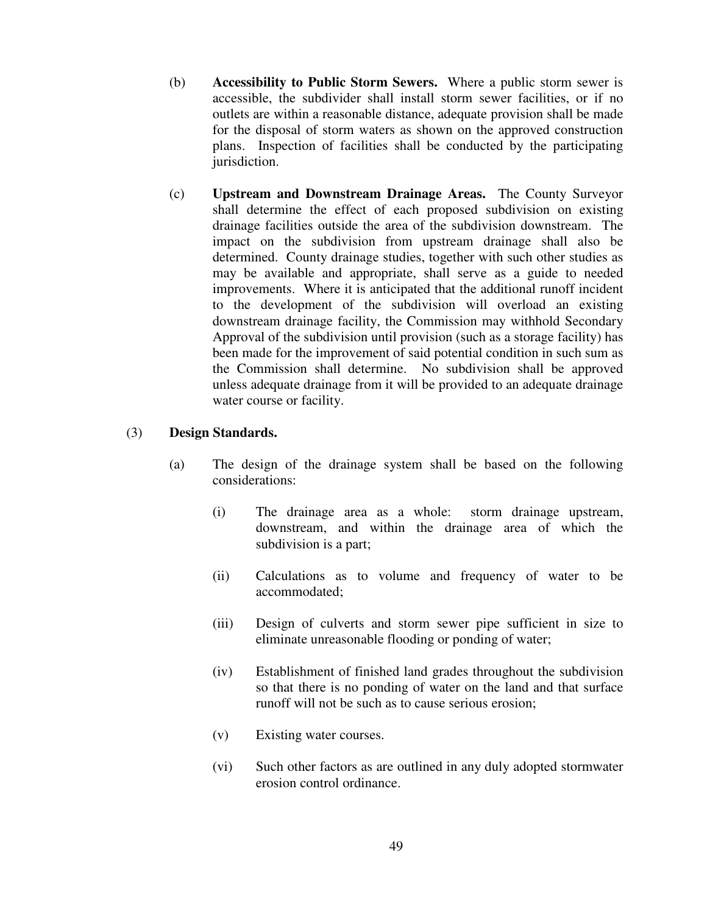(b) **Accessibility to Public Storm Sewers.** Where a public storm sewer is accessible, the subdivider shall install storm sewer facilities, or if no outlets are within a reasonable distance, adequate provision shall be made for the disposal of storm waters as shown on the approved construction plans. Inspection of facilities shall be conducted by the participating jurisdiction.

(c) **Upstream and Downstream Drainage Areas.** The County Surveyor shall determine the effect of each proposed subdivision on existing drainage facilities outside the area of the subdivision downstream. The impact on the subdivision from upstream drainage shall also be determined. County drainage studies, together with such other studies as may be available and appropriate, shall serve as a guide to needed improvements. Where it is anticipated that the additional runoff incident to the development of the subdivision will overload an existing downstream drainage facility, the Commission may withhold Secondary Approval of the subdivision until provision (such as a storage facility) has been made for the improvement of said potential condition in such sum as the Commission shall determine. No subdivision shall be approved unless adequate drainage from it will be provided to an adequate drainage water course or facility.

(3) **Design Standards.**

(a) The design of the drainage system shall be based on the following considerations:

(i) The drainage area as a whole: storm drainage upstream, downstream, and within the drainage area of which the subdivision is a part;

(ii) Calculations as to volume and frequency of water to be accommodated;

(iii) Design of culverts and storm sewer pipe sufficient in size to eliminate unreasonable flooding or ponding of water;

(iv) Establishment of finished land grades throughout the subdivision so that there is no ponding of water on the land and that surface runoff will not be such as to cause serious erosion;

(v) Existing water courses.

(vi) Such other factors as are outlined in any duly adopted stormwater erosion control ordinance.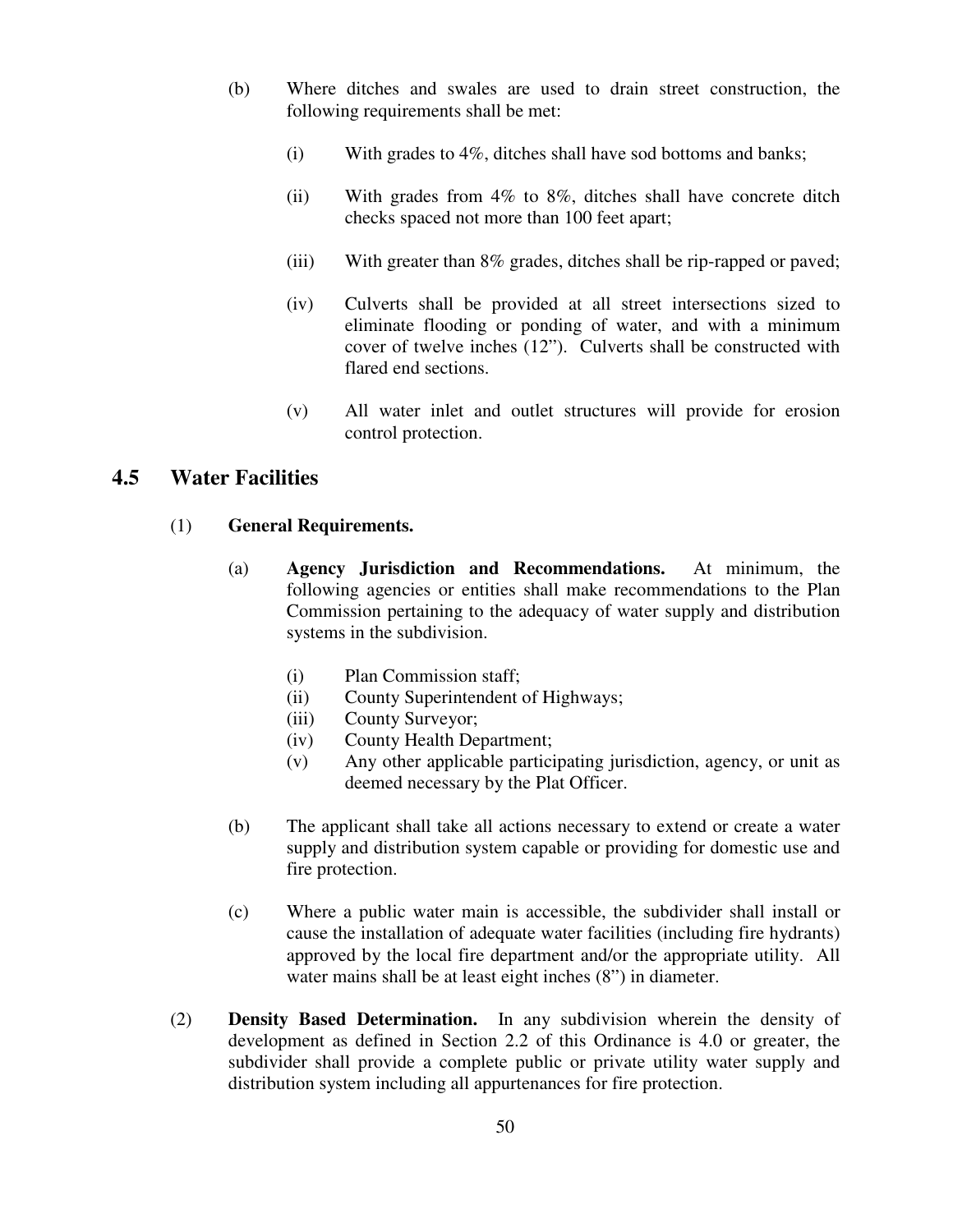(b) Where ditches and swales are used to drain street construction, the following requirements shall be met:

(i) With grades to 4%, ditches shall have sod bottoms and banks;

(ii) With grades from 4% to 8%, ditches shall have concrete ditch checks spaced not more than 100 feet apart;

(iii) With greater than 8% grades, ditches shall be rip-rapped or paved;

(iv) Culverts shall be provided at all street intersections sized to eliminate flooding or ponding of water, and with a minimum cover of twelve inches (12"). Culverts shall be constructed with flared end sections.

(v) All water inlet and outlet structures will provide for erosion control protection.

## 4.5 Water Facilities

(1) **General Requirements.**

(a) **Agency Jurisdiction and Recommendations.** At minimum, the following agencies or entities shall make recommendations to the Plan Commission pertaining to the adequacy of water supply and distribution systems in the subdivision.

(i) Plan Commission staff;
(ii) County Superintendent of Highways;
(iii) County Surveyor;
(iv) County Health Department;
(v) Any other applicable participating jurisdiction, agency, or unit as deemed necessary by the Plat Officer.

(b) The applicant shall take all actions necessary to extend or create a water supply and distribution system capable or providing for domestic use and fire protection.

(c) Where a public water main is accessible, the subdivider shall install or cause the installation of adequate water facilities (including fire hydrants) approved by the local fire department and/or the appropriate utility. All water mains shall be at least eight inches (8") in diameter.

(2) **Density Based Determination.** In any subdivision wherein the density of development as defined in Section 2.2 of this Ordinance is 4.0 or greater, the subdivider shall provide a complete public or private utility water supply and distribution system including all appurtenances for fire protection.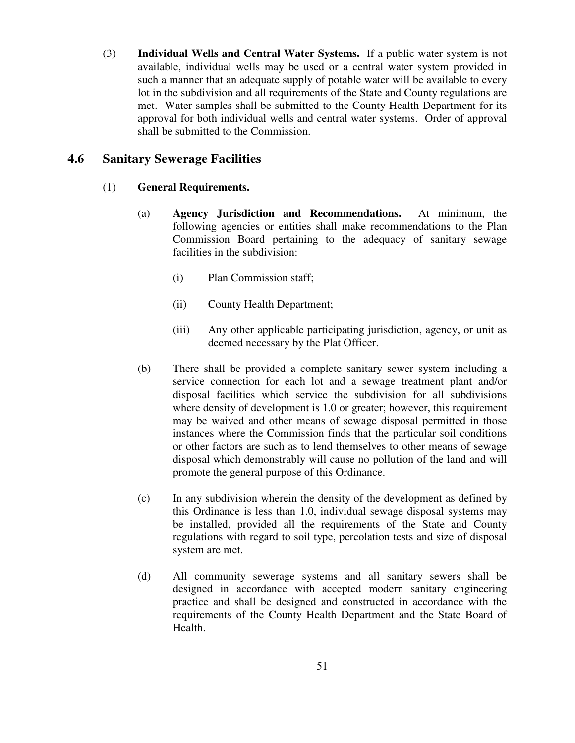(3) **Individual Wells and Central Water Systems.** If a public water system is not available, individual wells may be used or a central water system provided in such a manner that an adequate supply of potable water will be available to every lot in the subdivision and all requirements of the State and County regulations are met. Water samples shall be submitted to the County Health Department for its approval for both individual wells and central water systems. Order of approval shall be submitted to the Commission.

## 4.6 Sanitary Sewerage Facilities

(1) **General Requirements.**

(a) **Agency Jurisdiction and Recommendations.** At minimum, the following agencies or entities shall make recommendations to the Plan Commission Board pertaining to the adequacy of sanitary sewage facilities in the subdivision:

(i) Plan Commission staff;

(ii) County Health Department;

(iii) Any other applicable participating jurisdiction, agency, or unit as deemed necessary by the Plat Officer.

(b) There shall be provided a complete sanitary sewer system including a service connection for each lot and a sewage treatment plant and/or disposal facilities which service the subdivision for all subdivisions where density of development is 1.0 or greater; however, this requirement may be waived and other means of sewage disposal permitted in those instances where the Commission finds that the particular soil conditions or other factors are such as to lend themselves to other means of sewage disposal which demonstrably will cause no pollution of the land and will promote the general purpose of this Ordinance.

(c) In any subdivision wherein the density of the development as defined by this Ordinance is less than 1.0, individual sewage disposal systems may be installed, provided all the requirements of the State and County regulations with regard to soil type, percolation tests and size of disposal system are met.

(d) All community sewerage systems and all sanitary sewers shall be designed in accordance with accepted modern sanitary engineering practice and shall be designed and constructed in accordance with the requirements of the County Health Department and the State Board of Health.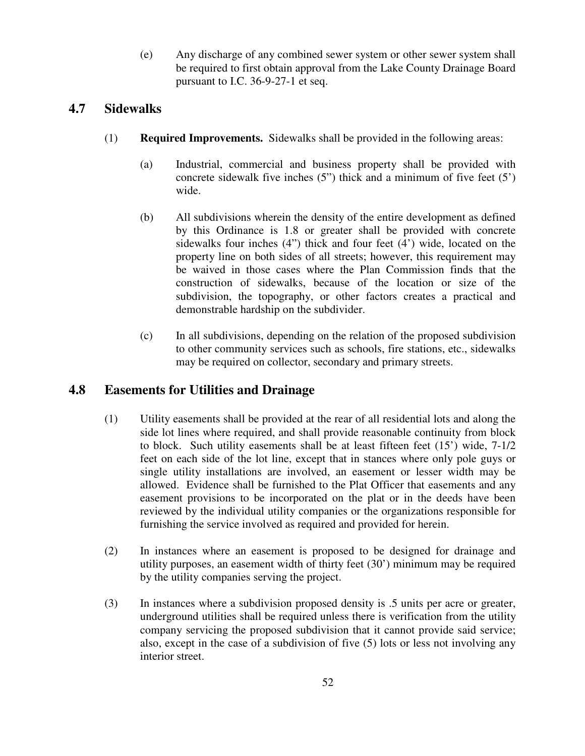(e) Any discharge of any combined sewer system or other sewer system shall be required to first obtain approval from the Lake County Drainage Board pursuant to I.C. 36-9-27-1 et seq.

## 4.7 Sidewalks

(1) **Required Improvements.** Sidewalks shall be provided in the following areas:

(a) Industrial, commercial and business property shall be provided with concrete sidewalk five inches (5") thick and a minimum of five feet (5') wide.

(b) All subdivisions wherein the density of the entire development as defined by this Ordinance is 1.8 or greater shall be provided with concrete sidewalks four inches (4") thick and four feet (4') wide, located on the property line on both sides of all streets; however, this requirement may be waived in those cases where the Plan Commission finds that the construction of sidewalks, because of the location or size of the subdivision, the topography, or other factors creates a practical and demonstrable hardship on the subdivider.

(c) In all subdivisions, depending on the relation of the proposed subdivision to other community services such as schools, fire stations, etc., sidewalks may be required on collector, secondary and primary streets.

## 4.8 Easements for Utilities and Drainage

(1) Utility easements shall be provided at the rear of all residential lots and along the side lot lines where required, and shall provide reasonable continuity from block to block. Such utility easements shall be at least fifteen feet (15') wide, 7-1/2 feet on each side of the lot line, except that in stances where only pole guys or single utility installations are involved, an easement or lesser width may be allowed. Evidence shall be furnished to the Plat Officer that easements and any easement provisions to be incorporated on the plat or in the deeds have been reviewed by the individual utility companies or the organizations responsible for furnishing the service involved as required and provided for herein.

(2) In instances where an easement is proposed to be designed for drainage and utility purposes, an easement width of thirty feet (30') minimum may be required by the utility companies serving the project.

(3) In instances where a subdivision proposed density is .5 units per acre or greater, underground utilities shall be required unless there is verification from the utility company servicing the proposed subdivision that it cannot provide said service; also, except in the case of a subdivision of five (5) lots or less not involving any interior street.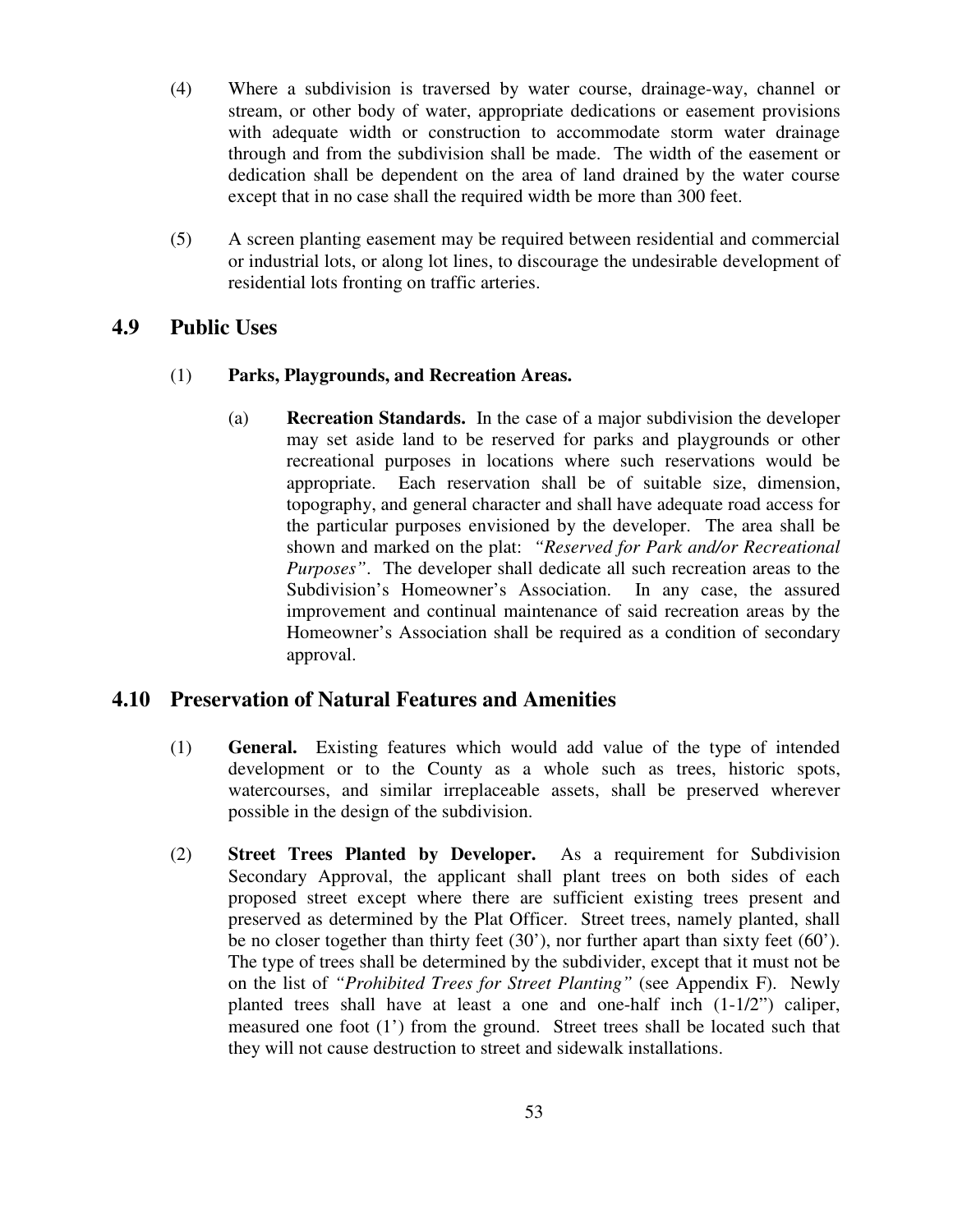(4) Where a subdivision is traversed by water course, drainage-way, channel or stream, or other body of water, appropriate dedications or easement provisions with adequate width or construction to accommodate storm water drainage through and from the subdivision shall be made. The width of the easement or dedication shall be dependent on the area of land drained by the water course except that in no case shall the required width be more than 300 feet.

(5) A screen planting easement may be required between residential and commercial or industrial lots, or along lot lines, to discourage the undesirable development of residential lots fronting on traffic arteries.

## 4.9 Public Uses

(1) **Parks, Playgrounds, and Recreation Areas.**

(a) **Recreation Standards.** In the case of a major subdivision the developer may set aside land to be reserved for parks and playgrounds or other recreational purposes in locations where such reservations would be appropriate. Each reservation shall be of suitable size, dimension, topography, and general character and shall have adequate road access for the particular purposes envisioned by the developer. The area shall be shown and marked on the plat: *"Reserved for Park and/or Recreational Purposes"*. The developer shall dedicate all such recreation areas to the Subdivision's Homeowner's Association. In any case, the assured improvement and continual maintenance of said recreation areas by the Homeowner's Association shall be required as a condition of secondary approval.

## 4.10 Preservation of Natural Features and Amenities

(1) **General.** Existing features which would add value of the type of intended development or to the County as a whole such as trees, historic spots, watercourses, and similar irreplaceable assets, shall be preserved wherever possible in the design of the subdivision.

(2) **Street Trees Planted by Developer.** As a requirement for Subdivision Secondary Approval, the applicant shall plant trees on both sides of each proposed street except where there are sufficient existing trees present and preserved as determined by the Plat Officer. Street trees, namely planted, shall be no closer together than thirty feet (30'), nor further apart than sixty feet (60'). The type of trees shall be determined by the subdivider, except that it must not be on the list of *"Prohibited Trees for Street Planting"* (see Appendix F). Newly planted trees shall have at least a one and one-half inch (1-1/2") caliper, measured one foot (1') from the ground. Street trees shall be located such that they will not cause destruction to street and sidewalk installations.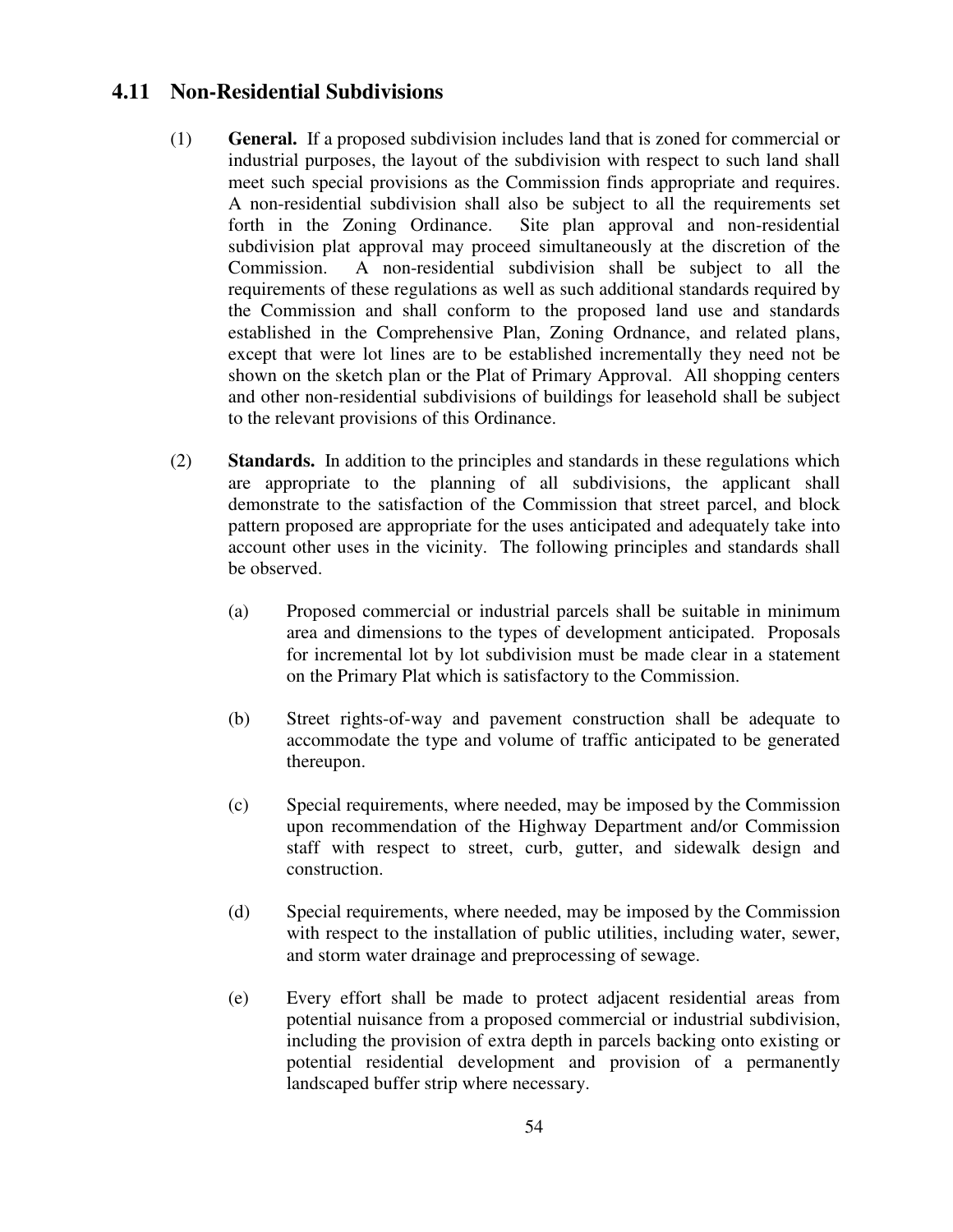## 4.11 Non-Residential Subdivisions

(1) **General.** If a proposed subdivision includes land that is zoned for commercial or industrial purposes, the layout of the subdivision with respect to such land shall meet such special provisions as the Commission finds appropriate and requires. A non-residential subdivision shall also be subject to all the requirements set forth in the Zoning Ordinance. Site plan approval and non-residential subdivision plat approval may proceed simultaneously at the discretion of the Commission. A non-residential subdivision shall be subject to all the requirements of these regulations as well as such additional standards required by the Commission and shall conform to the proposed land use and standards established in the Comprehensive Plan, Zoning Ordnance, and related plans, except that were lot lines are to be established incrementally they need not be shown on the sketch plan or the Plat of Primary Approval. All shopping centers and other non-residential subdivisions of buildings for leasehold shall be subject to the relevant provisions of this Ordinance.

(2) **Standards.** In addition to the principles and standards in these regulations which are appropriate to the planning of all subdivisions, the applicant shall demonstrate to the satisfaction of the Commission that street parcel, and block pattern proposed are appropriate for the uses anticipated and adequately take into account other uses in the vicinity. The following principles and standards shall be observed.

   (a) Proposed commercial or industrial parcels shall be suitable in minimum area and dimensions to the types of development anticipated. Proposals for incremental lot by lot subdivision must be made clear in a statement on the Primary Plat which is satisfactory to the Commission.

   (b) Street rights-of-way and pavement construction shall be adequate to accommodate the type and volume of traffic anticipated to be generated thereupon.

   (c) Special requirements, where needed, may be imposed by the Commission upon recommendation of the Highway Department and/or Commission staff with respect to street, curb, gutter, and sidewalk design and construction.

   (d) Special requirements, where needed, may be imposed by the Commission with respect to the installation of public utilities, including water, sewer, and storm water drainage and preprocessing of sewage.

   (e) Every effort shall be made to protect adjacent residential areas from potential nuisance from a proposed commercial or industrial subdivision, including the provision of extra depth in parcels backing onto existing or potential residential development and provision of a permanently landscaped buffer strip where necessary.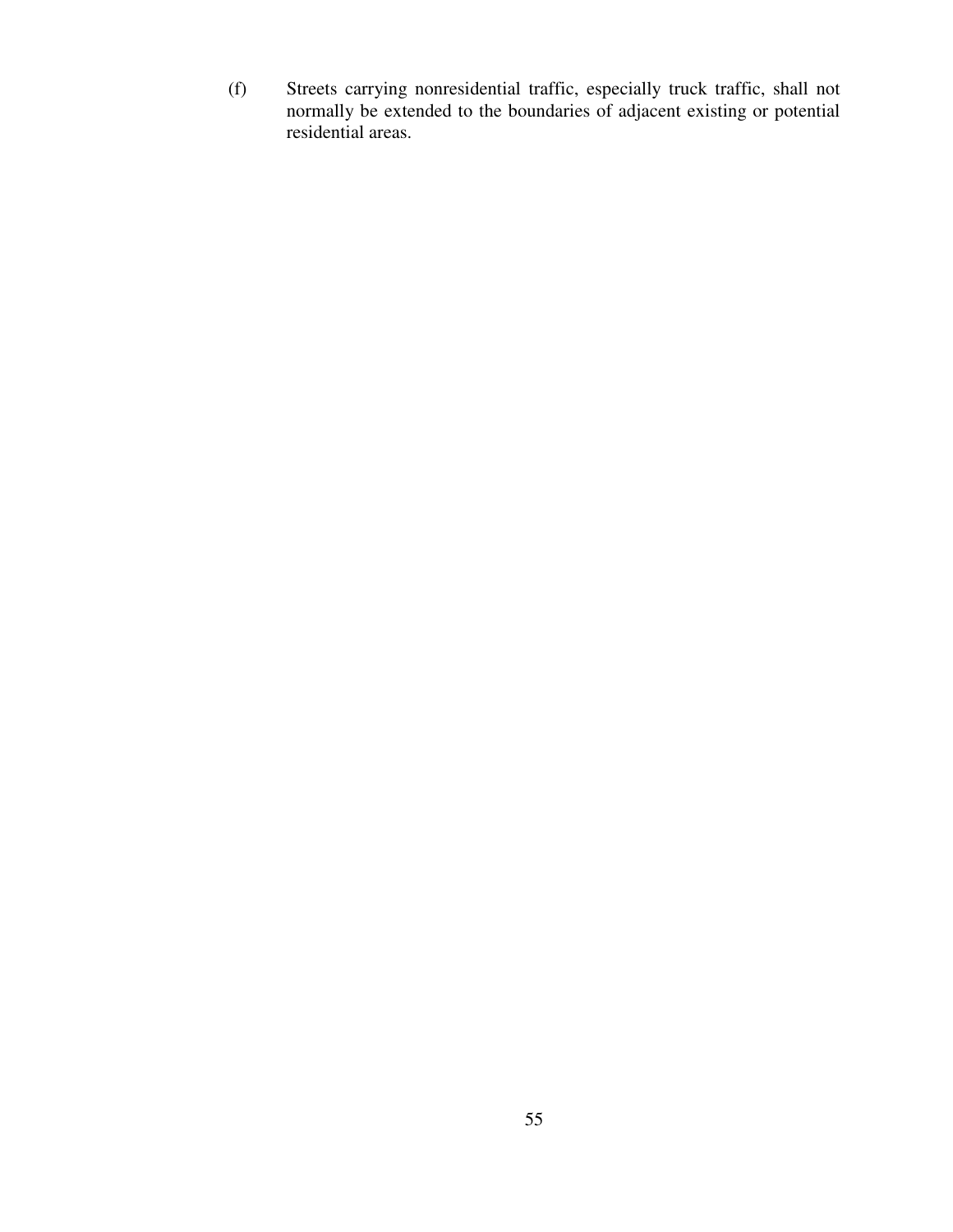(f) Streets carrying nonresidential traffic, especially truck traffic, shall not normally be extended to the boundaries of adjacent existing or potential residential areas.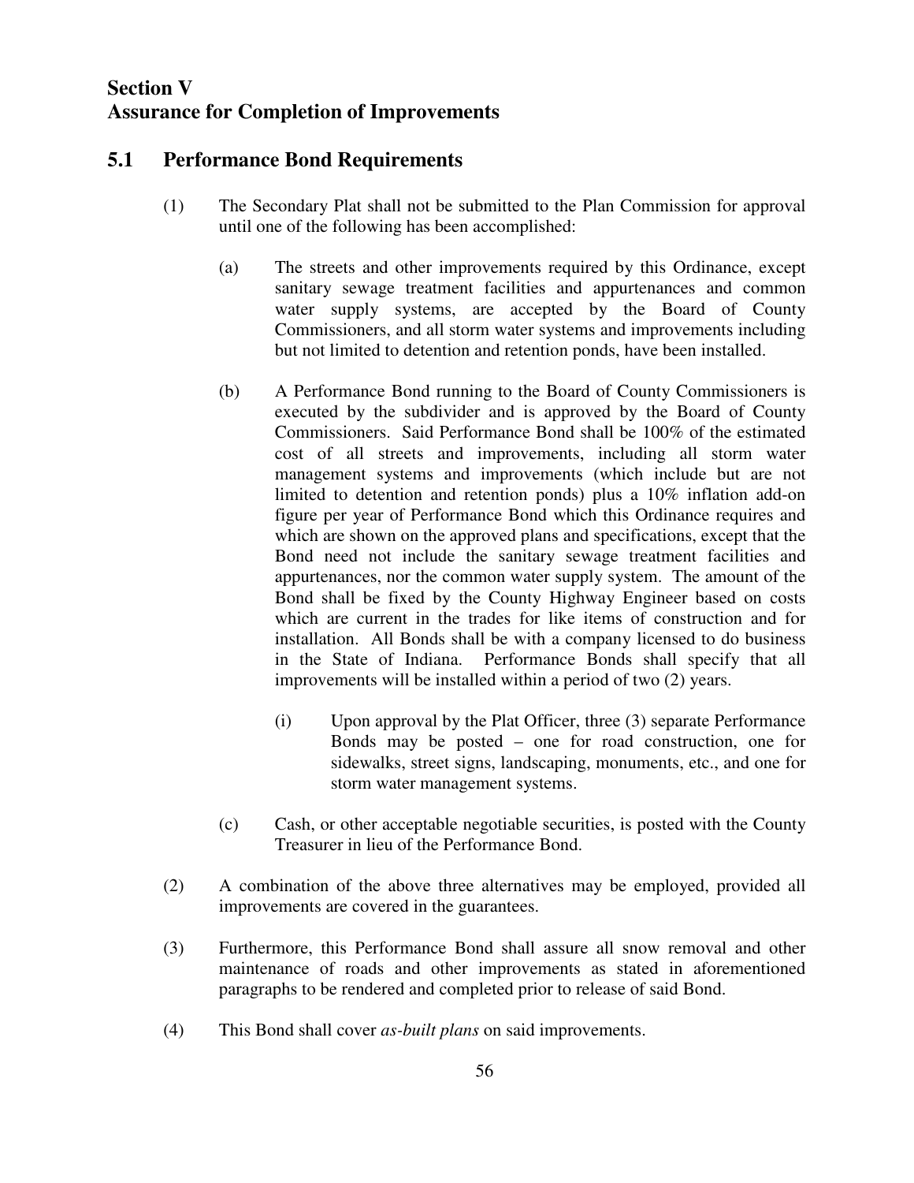# Section V
# Assurance for Completion of Improvements

## 5.1 Performance Bond Requirements

(1) The Secondary Plat shall not be submitted to the Plan Commission for approval until one of the following has been accomplished:

(a) The streets and other improvements required by this Ordinance, except sanitary sewage treatment facilities and appurtenances and common water supply systems, are accepted by the Board of County Commissioners, and all storm water systems and improvements including but not limited to detention and retention ponds, have been installed.

(b) A Performance Bond running to the Board of County Commissioners is executed by the subdivider and is approved by the Board of County Commissioners. Said Performance Bond shall be 100% of the estimated cost of all streets and improvements, including all storm water management systems and improvements (which include but are not limited to detention and retention ponds) plus a 10% inflation add-on figure per year of Performance Bond which this Ordinance requires and which are shown on the approved plans and specifications, except that the Bond need not include the sanitary sewage treatment facilities and appurtenances, nor the common water supply system. The amount of the Bond shall be fixed by the County Highway Engineer based on costs which are current in the trades for like items of construction and for installation. All Bonds shall be with a company licensed to do business in the State of Indiana. Performance Bonds shall specify that all improvements will be installed within a period of two (2) years.

(i) Upon approval by the Plat Officer, three (3) separate Performance Bonds may be posted – one for road construction, one for sidewalks, street signs, landscaping, monuments, etc., and one for storm water management systems.

(c) Cash, or other acceptable negotiable securities, is posted with the County Treasurer in lieu of the Performance Bond.

(2) A combination of the above three alternatives may be employed, provided all improvements are covered in the guarantees.

(3) Furthermore, this Performance Bond shall assure all snow removal and other maintenance of roads and other improvements as stated in aforementioned paragraphs to be rendered and completed prior to release of said Bond.

(4) This Bond shall cover *as-built plans* on said improvements.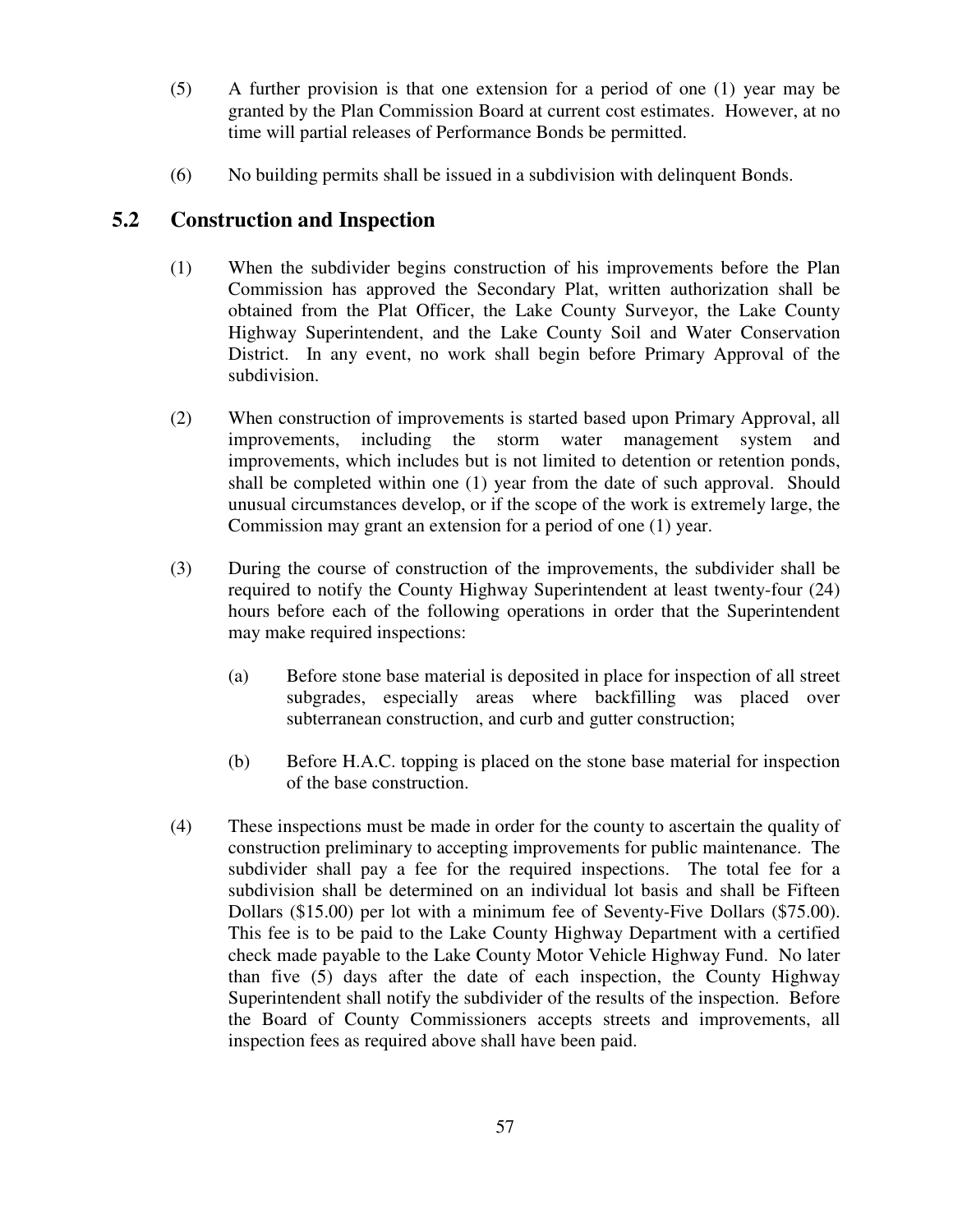(5) A further provision is that one extension for a period of one (1) year may be granted by the Plan Commission Board at current cost estimates. However, at no time will partial releases of Performance Bonds be permitted.

(6) No building permits shall be issued in a subdivision with delinquent Bonds.

## 5.2 Construction and Inspection

(1) When the subdivider begins construction of his improvements before the Plan Commission has approved the Secondary Plat, written authorization shall be obtained from the Plat Officer, the Lake County Surveyor, the Lake County Highway Superintendent, and the Lake County Soil and Water Conservation District. In any event, no work shall begin before Primary Approval of the subdivision.

(2) When construction of improvements is started based upon Primary Approval, all improvements, including the storm water management system and improvements, which includes but is not limited to detention or retention ponds, shall be completed within one (1) year from the date of such approval. Should unusual circumstances develop, or if the scope of the work is extremely large, the Commission may grant an extension for a period of one (1) year.

(3) During the course of construction of the improvements, the subdivider shall be required to notify the County Highway Superintendent at least twenty-four (24) hours before each of the following operations in order that the Superintendent may make required inspections:

   (a) Before stone base material is deposited in place for inspection of all street subgrades, especially areas where backfilling was placed over subterranean construction, and curb and gutter construction;

   (b) Before H.A.C. topping is placed on the stone base material for inspection of the base construction.

(4) These inspections must be made in order for the county to ascertain the quality of construction preliminary to accepting improvements for public maintenance. The subdivider shall pay a fee for the required inspections. The total fee for a subdivision shall be determined on an individual lot basis and shall be Fifteen Dollars ($15.00) per lot with a minimum fee of Seventy-Five Dollars ($75.00). This fee is to be paid to the Lake County Highway Department with a certified check made payable to the Lake County Motor Vehicle Highway Fund. No later than five (5) days after the date of each inspection, the County Highway Superintendent shall notify the subdivider of the results of the inspection. Before the Board of County Commissioners accepts streets and improvements, all inspection fees as required above shall have been paid.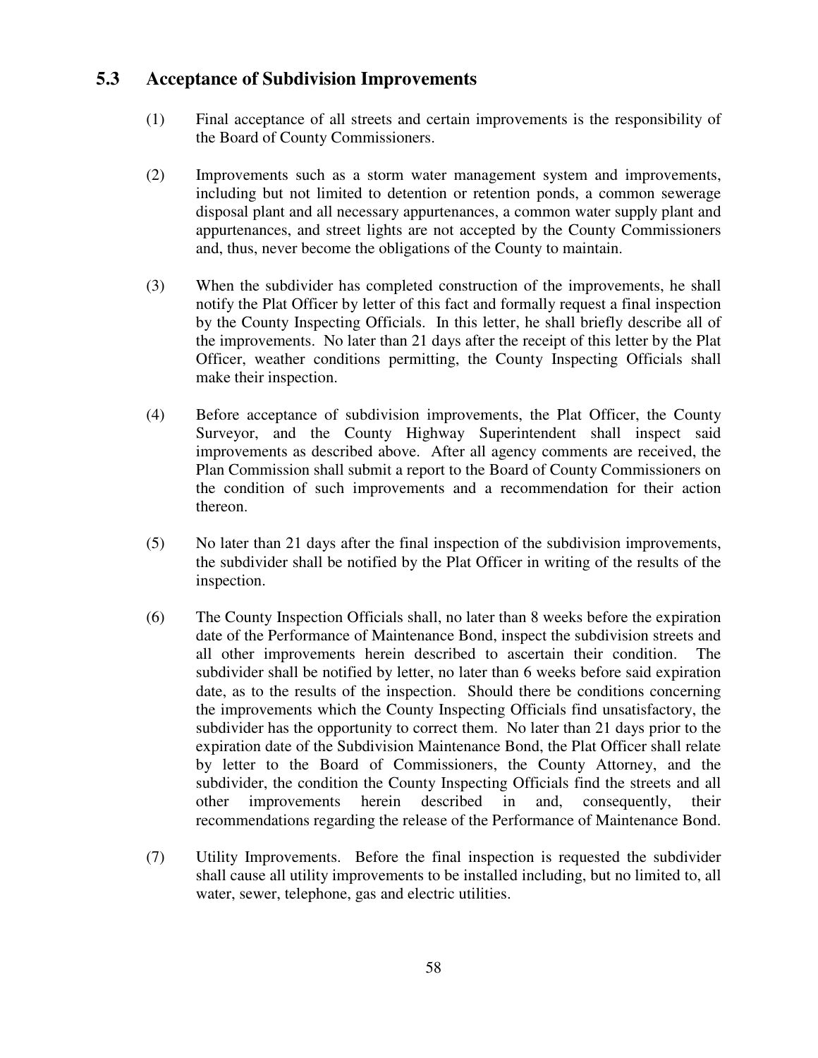## 5.3 Acceptance of Subdivision Improvements

(1) Final acceptance of all streets and certain improvements is the responsibility of the Board of County Commissioners.

(2) Improvements such as a storm water management system and improvements, including but not limited to detention or retention ponds, a common sewerage disposal plant and all necessary appurtenances, a common water supply plant and appurtenances, and street lights are not accepted by the County Commissioners and, thus, never become the obligations of the County to maintain.

(3) When the subdivider has completed construction of the improvements, he shall notify the Plat Officer by letter of this fact and formally request a final inspection by the County Inspecting Officials. In this letter, he shall briefly describe all of the improvements. No later than 21 days after the receipt of this letter by the Plat Officer, weather conditions permitting, the County Inspecting Officials shall make their inspection.

(4) Before acceptance of subdivision improvements, the Plat Officer, the County Surveyor, and the County Highway Superintendent shall inspect said improvements as described above. After all agency comments are received, the Plan Commission shall submit a report to the Board of County Commissioners on the condition of such improvements and a recommendation for their action thereon.

(5) No later than 21 days after the final inspection of the subdivision improvements, the subdivider shall be notified by the Plat Officer in writing of the results of the inspection.

(6) The County Inspection Officials shall, no later than 8 weeks before the expiration date of the Performance of Maintenance Bond, inspect the subdivision streets and all other improvements herein described to ascertain their condition. The subdivider shall be notified by letter, no later than 6 weeks before said expiration date, as to the results of the inspection. Should there be conditions concerning the improvements which the County Inspecting Officials find unsatisfactory, the subdivider has the opportunity to correct them. No later than 21 days prior to the expiration date of the Subdivision Maintenance Bond, the Plat Officer shall relate by letter to the Board of Commissioners, the County Attorney, and the subdivider, the condition the County Inspecting Officials find the streets and all other improvements herein described in and, consequently, their recommendations regarding the release of the Performance of Maintenance Bond.

(7) Utility Improvements. Before the final inspection is requested the subdivider shall cause all utility improvements to be installed including, but no limited to, all water, sewer, telephone, gas and electric utilities.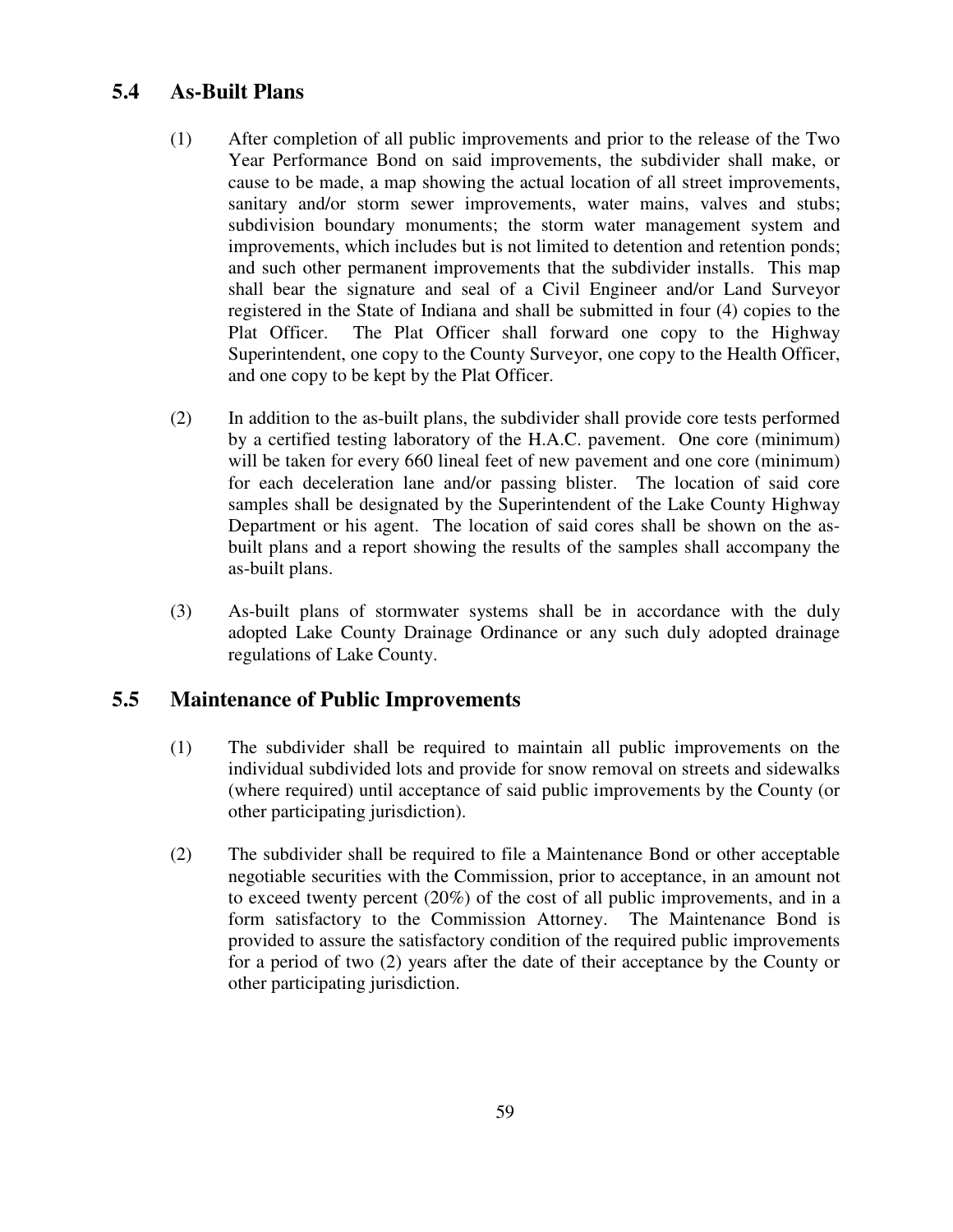## 5.4 As-Built Plans

(1) After completion of all public improvements and prior to the release of the Two Year Performance Bond on said improvements, the subdivider shall make, or cause to be made, a map showing the actual location of all street improvements, sanitary and/or storm sewer improvements, water mains, valves and stubs; subdivision boundary monuments; the storm water management system and improvements, which includes but is not limited to detention and retention ponds; and such other permanent improvements that the subdivider installs. This map shall bear the signature and seal of a Civil Engineer and/or Land Surveyor registered in the State of Indiana and shall be submitted in four (4) copies to the Plat Officer. The Plat Officer shall forward one copy to the Highway Superintendent, one copy to the County Surveyor, one copy to the Health Officer, and one copy to be kept by the Plat Officer.

(2) In addition to the as-built plans, the subdivider shall provide core tests performed by a certified testing laboratory of the H.A.C. pavement. One core (minimum) will be taken for every 660 lineal feet of new pavement and one core (minimum) for each deceleration lane and/or passing blister. The location of said core samples shall be designated by the Superintendent of the Lake County Highway Department or his agent. The location of said cores shall be shown on the as-built plans and a report showing the results of the samples shall accompany the as-built plans.

(3) As-built plans of stormwater systems shall be in accordance with the duly adopted Lake County Drainage Ordinance or any such duly adopted drainage regulations of Lake County.

## 5.5 Maintenance of Public Improvements

(1) The subdivider shall be required to maintain all public improvements on the individual subdivided lots and provide for snow removal on streets and sidewalks (where required) until acceptance of said public improvements by the County (or other participating jurisdiction).

(2) The subdivider shall be required to file a Maintenance Bond or other acceptable negotiable securities with the Commission, prior to acceptance, in an amount not to exceed twenty percent (20%) of the cost of all public improvements, and in a form satisfactory to the Commission Attorney. The Maintenance Bond is provided to assure the satisfactory condition of the required public improvements for a period of two (2) years after the date of their acceptance by the County or other participating jurisdiction.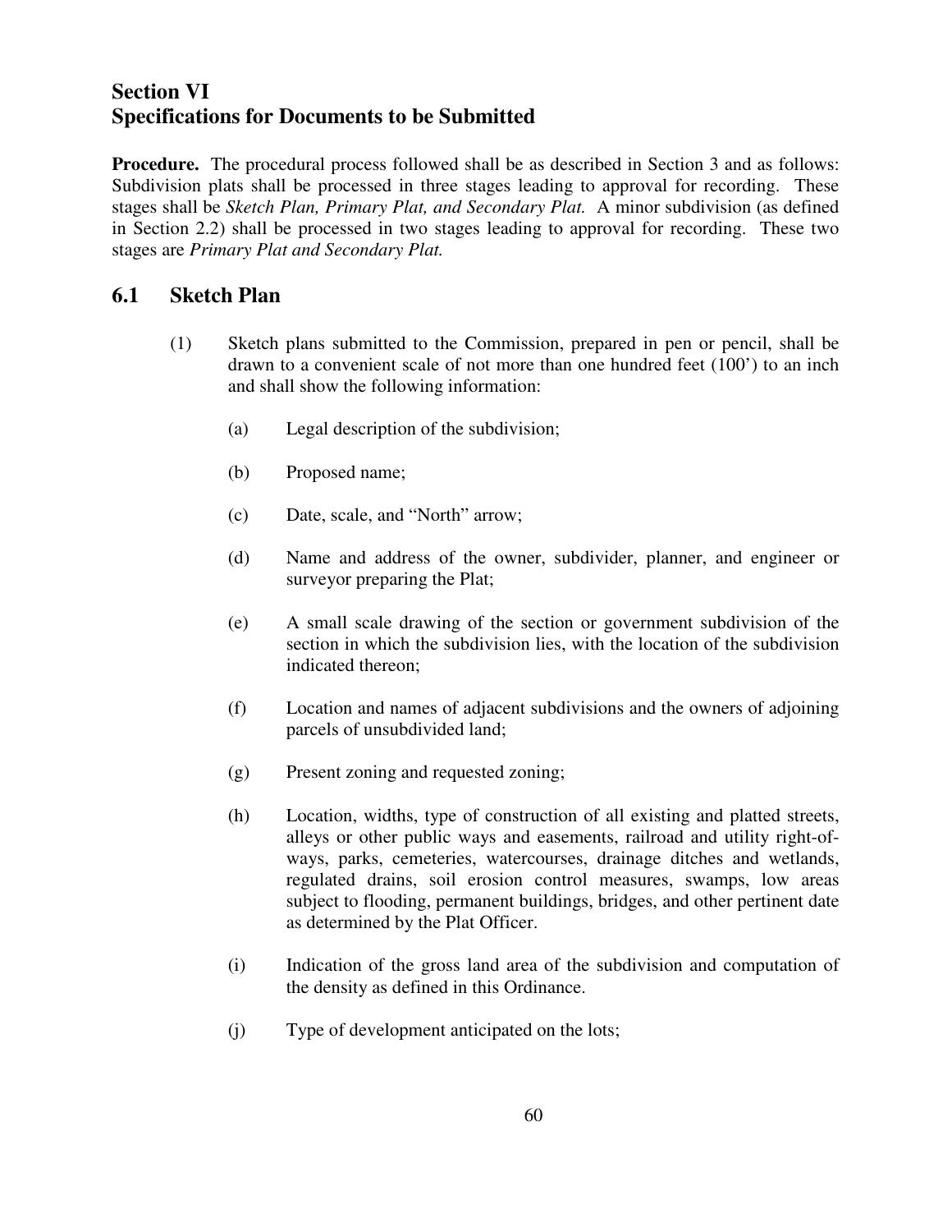# Section VI
# Specifications for Documents to be Submitted

**Procedure.** The procedural process followed shall be as described in Section 3 and as follows: Subdivision plats shall be processed in three stages leading to approval for recording. These stages shall be *Sketch Plan, Primary Plat, and Secondary Plat.* A minor subdivision (as defined in Section 2.2) shall be processed in two stages leading to approval for recording. These two stages are *Primary Plat and Secondary Plat.*

## 6.1 Sketch Plan

(1) Sketch plans submitted to the Commission, prepared in pen or pencil, shall be drawn to a convenient scale of not more than one hundred feet (100') to an inch and shall show the following information:

- (a) Legal description of the subdivision;
- (b) Proposed name;
- (c) Date, scale, and "North" arrow;
- (d) Name and address of the owner, subdivider, planner, and engineer or surveyor preparing the Plat;
- (e) A small scale drawing of the section or government subdivision of the section in which the subdivision lies, with the location of the subdivision indicated thereon;
- (f) Location and names of adjacent subdivisions and the owners of adjoining parcels of unsubdivided land;
- (g) Present zoning and requested zoning;
- (h) Location, widths, type of construction of all existing and platted streets, alleys or other public ways and easements, railroad and utility right-of-ways, parks, cemeteries, watercourses, drainage ditches and wetlands, regulated drains, soil erosion control measures, swamps, low areas subject to flooding, permanent buildings, bridges, and other pertinent date as determined by the Plat Officer.
- (i) Indication of the gross land area of the subdivision and computation of the density as defined in this Ordinance.
- (j) Type of development anticipated on the lots;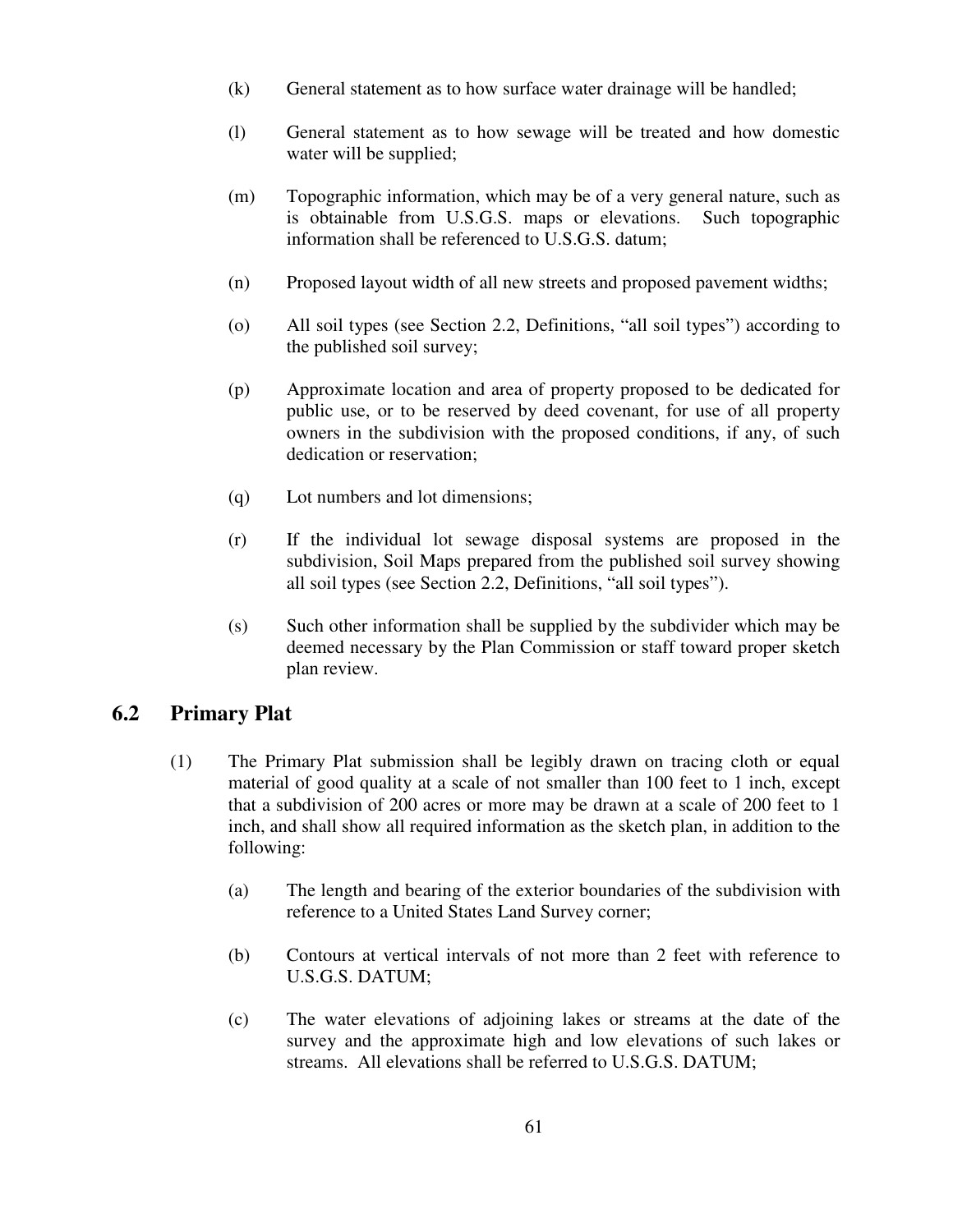(k) General statement as to how surface water drainage will be handled;

(l) General statement as to how sewage will be treated and how domestic water will be supplied;

(m) Topographic information, which may be of a very general nature, such as is obtainable from U.S.G.S. maps or elevations. Such topographic information shall be referenced to U.S.G.S. datum;

(n) Proposed layout width of all new streets and proposed pavement widths;

(o) All soil types (see Section 2.2, Definitions, "all soil types") according to the published soil survey;

(p) Approximate location and area of property proposed to be dedicated for public use, or to be reserved by deed covenant, for use of all property owners in the subdivision with the proposed conditions, if any, of such dedication or reservation;

(q) Lot numbers and lot dimensions;

(r) If the individual lot sewage disposal systems are proposed in the subdivision, Soil Maps prepared from the published soil survey showing all soil types (see Section 2.2, Definitions, "all soil types").

(s) Such other information shall be supplied by the subdivider which may be deemed necessary by the Plan Commission or staff toward proper sketch plan review.

## 6.2 Primary Plat

(1) The Primary Plat submission shall be legibly drawn on tracing cloth or equal material of good quality at a scale of not smaller than 100 feet to 1 inch, except that a subdivision of 200 acres or more may be drawn at a scale of 200 feet to 1 inch, and shall show all required information as the sketch plan, in addition to the following:

   (a) The length and bearing of the exterior boundaries of the subdivision with reference to a United States Land Survey corner;

   (b) Contours at vertical intervals of not more than 2 feet with reference to U.S.G.S. DATUM;

   (c) The water elevations of adjoining lakes or streams at the date of the survey and the approximate high and low elevations of such lakes or streams. All elevations shall be referred to U.S.G.S. DATUM;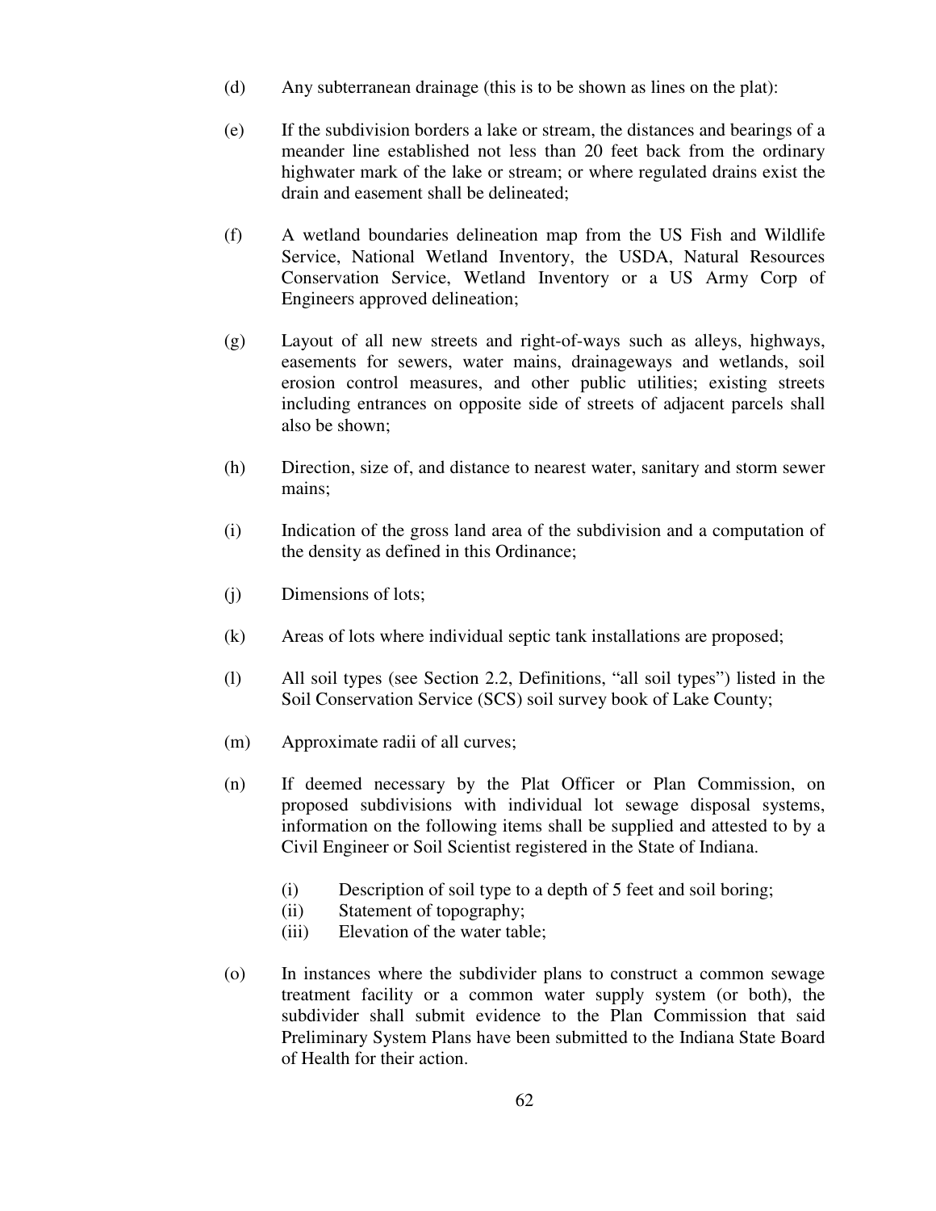(d) Any subterranean drainage (this is to be shown as lines on the plat):

(e) If the subdivision borders a lake or stream, the distances and bearings of a meander line established not less than 20 feet back from the ordinary highwater mark of the lake or stream; or where regulated drains exist the drain and easement shall be delineated;

(f) A wetland boundaries delineation map from the US Fish and Wildlife Service, National Wetland Inventory, the USDA, Natural Resources Conservation Service, Wetland Inventory or a US Army Corp of Engineers approved delineation;

(g) Layout of all new streets and right-of-ways such as alleys, highways, easements for sewers, water mains, drainageways and wetlands, soil erosion control measures, and other public utilities; existing streets including entrances on opposite side of streets of adjacent parcels shall also be shown;

(h) Direction, size of, and distance to nearest water, sanitary and storm sewer mains;

(i) Indication of the gross land area of the subdivision and a computation of the density as defined in this Ordinance;

(j) Dimensions of lots;

(k) Areas of lots where individual septic tank installations are proposed;

(l) All soil types (see Section 2.2, Definitions, "all soil types") listed in the Soil Conservation Service (SCS) soil survey book of Lake County;

(m) Approximate radii of all curves;

(n) If deemed necessary by the Plat Officer or Plan Commission, on proposed subdivisions with individual lot sewage disposal systems, information on the following items shall be supplied and attested to by a Civil Engineer or Soil Scientist registered in the State of Indiana.

  (i) Description of soil type to a depth of 5 feet and soil boring;
  (ii) Statement of topography;
  (iii) Elevation of the water table;

(o) In instances where the subdivider plans to construct a common sewage treatment facility or a common water supply system (or both), the subdivider shall submit evidence to the Plan Commission that said Preliminary System Plans have been submitted to the Indiana State Board of Health for their action.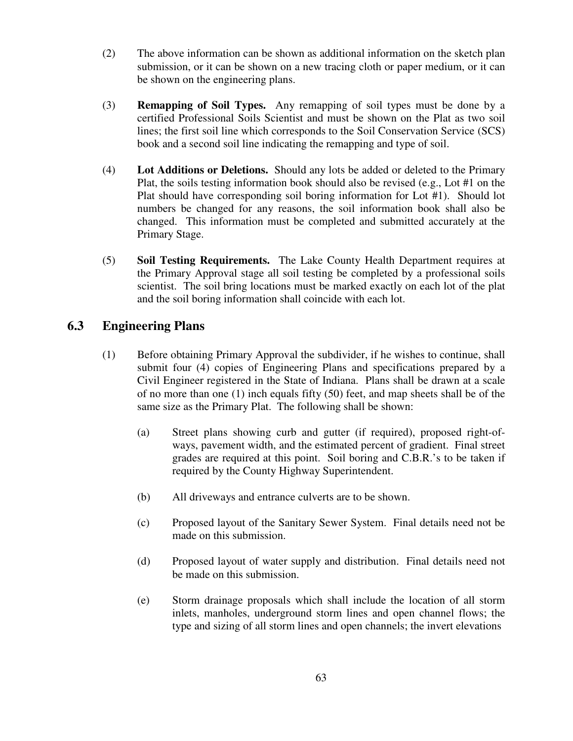(2) The above information can be shown as additional information on the sketch plan submission, or it can be shown on a new tracing cloth or paper medium, or it can be shown on the engineering plans.

(3) **Remapping of Soil Types.** Any remapping of soil types must be done by a certified Professional Soils Scientist and must be shown on the Plat as two soil lines; the first soil line which corresponds to the Soil Conservation Service (SCS) book and a second soil line indicating the remapping and type of soil.

(4) **Lot Additions or Deletions.** Should any lots be added or deleted to the Primary Plat, the soils testing information book should also be revised (e.g., Lot #1 on the Plat should have corresponding soil boring information for Lot #1). Should lot numbers be changed for any reasons, the soil information book shall also be changed. This information must be completed and submitted accurately at the Primary Stage.

(5) **Soil Testing Requirements.** The Lake County Health Department requires at the Primary Approval stage all soil testing be completed by a professional soils scientist. The soil bring locations must be marked exactly on each lot of the plat and the soil boring information shall coincide with each lot.

## 6.3 Engineering Plans

(1) Before obtaining Primary Approval the subdivider, if he wishes to continue, shall submit four (4) copies of Engineering Plans and specifications prepared by a Civil Engineer registered in the State of Indiana. Plans shall be drawn at a scale of no more than one (1) inch equals fifty (50) feet, and map sheets shall be of the same size as the Primary Plat. The following shall be shown:

(a) Street plans showing curb and gutter (if required), proposed right-of-ways, pavement width, and the estimated percent of gradient. Final street grades are required at this point. Soil boring and C.B.R.'s to be taken if required by the County Highway Superintendent.

(b) All driveways and entrance culverts are to be shown.

(c) Proposed layout of the Sanitary Sewer System. Final details need not be made on this submission.

(d) Proposed layout of water supply and distribution. Final details need not be made on this submission.

(e) Storm drainage proposals which shall include the location of all storm inlets, manholes, underground storm lines and open channel flows; the type and sizing of all storm lines and open channels; the invert elevations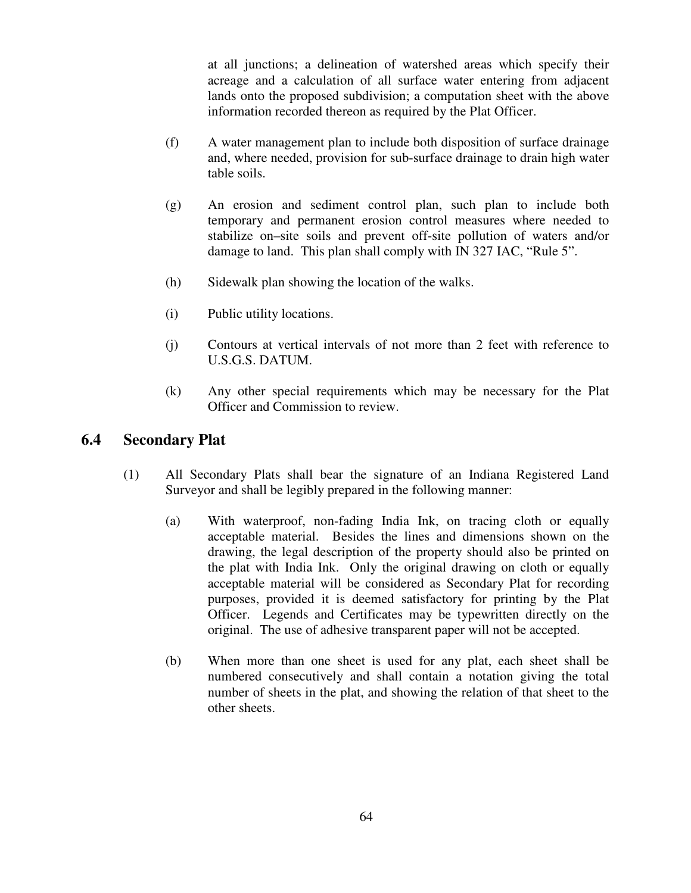at all junctions; a delineation of watershed areas which specify their acreage and a calculation of all surface water entering from adjacent lands onto the proposed subdivision; a computation sheet with the above information recorded thereon as required by the Plat Officer.

(f) A water management plan to include both disposition of surface drainage and, where needed, provision for sub-surface drainage to drain high water table soils.

(g) An erosion and sediment control plan, such plan to include both temporary and permanent erosion control measures where needed to stabilize on–site soils and prevent off-site pollution of waters and/or damage to land. This plan shall comply with IN 327 IAC, "Rule 5".

(h) Sidewalk plan showing the location of the walks.

(i) Public utility locations.

(j) Contours at vertical intervals of not more than 2 feet with reference to U.S.G.S. DATUM.

(k) Any other special requirements which may be necessary for the Plat Officer and Commission to review.

## 6.4 Secondary Plat

(1) All Secondary Plats shall bear the signature of an Indiana Registered Land Surveyor and shall be legibly prepared in the following manner:

(a) With waterproof, non-fading India Ink, on tracing cloth or equally acceptable material. Besides the lines and dimensions shown on the drawing, the legal description of the property should also be printed on the plat with India Ink. Only the original drawing on cloth or equally acceptable material will be considered as Secondary Plat for recording purposes, provided it is deemed satisfactory for printing by the Plat Officer. Legends and Certificates may be typewritten directly on the original. The use of adhesive transparent paper will not be accepted.

(b) When more than one sheet is used for any plat, each sheet shall be numbered consecutively and shall contain a notation giving the total number of sheets in the plat, and showing the relation of that sheet to the other sheets.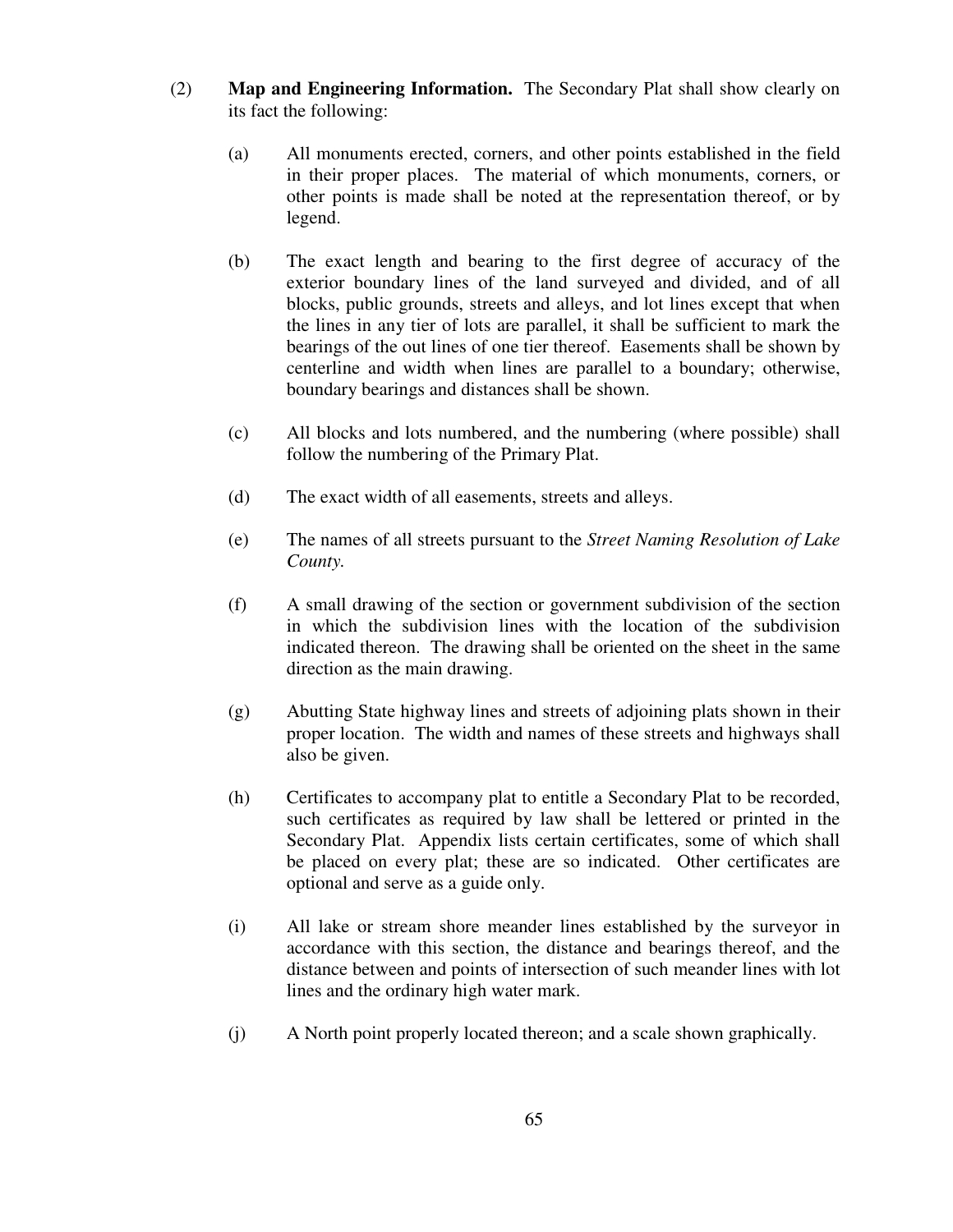(2) **Map and Engineering Information.** The Secondary Plat shall show clearly on its fact the following:

(a) All monuments erected, corners, and other points established in the field in their proper places. The material of which monuments, corners, or other points is made shall be noted at the representation thereof, or by legend.

(b) The exact length and bearing to the first degree of accuracy of the exterior boundary lines of the land surveyed and divided, and of all blocks, public grounds, streets and alleys, and lot lines except that when the lines in any tier of lots are parallel, it shall be sufficient to mark the bearings of the out lines of one tier thereof. Easements shall be shown by centerline and width when lines are parallel to a boundary; otherwise, boundary bearings and distances shall be shown.

(c) All blocks and lots numbered, and the numbering (where possible) shall follow the numbering of the Primary Plat.

(d) The exact width of all easements, streets and alleys.

(e) The names of all streets pursuant to the *Street Naming Resolution of Lake County.*

(f) A small drawing of the section or government subdivision of the section in which the subdivision lines with the location of the subdivision indicated thereon. The drawing shall be oriented on the sheet in the same direction as the main drawing.

(g) Abutting State highway lines and streets of adjoining plats shown in their proper location. The width and names of these streets and highways shall also be given.

(h) Certificates to accompany plat to entitle a Secondary Plat to be recorded, such certificates as required by law shall be lettered or printed in the Secondary Plat. Appendix lists certain certificates, some of which shall be placed on every plat; these are so indicated. Other certificates are optional and serve as a guide only.

(i) All lake or stream shore meander lines established by the surveyor in accordance with this section, the distance and bearings thereof, and the distance between and points of intersection of such meander lines with lot lines and the ordinary high water mark.

(j) A North point properly located thereon; and a scale shown graphically.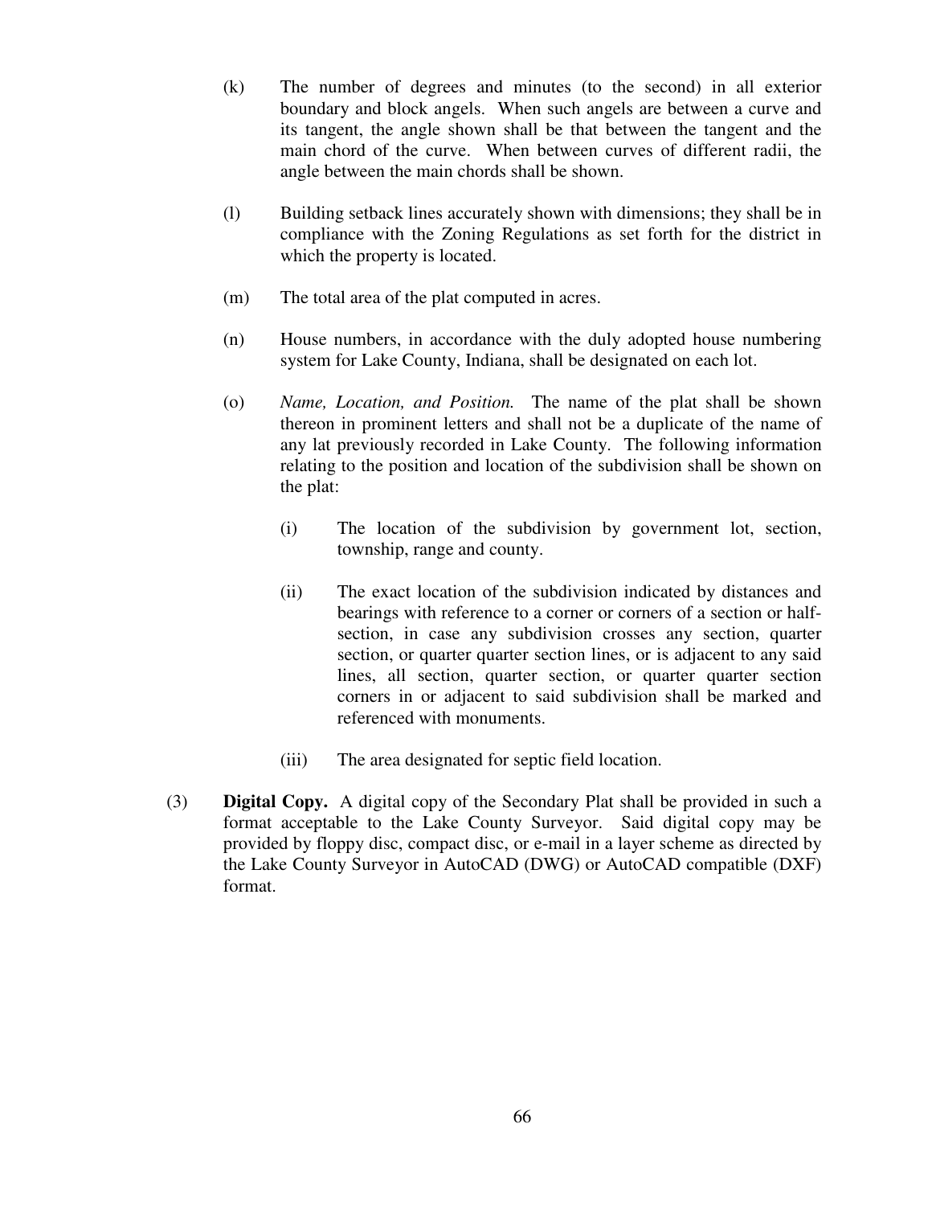(k) The number of degrees and minutes (to the second) in all exterior boundary and block angels. When such angels are between a curve and its tangent, the angle shown shall be that between the tangent and the main chord of the curve. When between curves of different radii, the angle between the main chords shall be shown.

(l) Building setback lines accurately shown with dimensions; they shall be in compliance with the Zoning Regulations as set forth for the district in which the property is located.

(m) The total area of the plat computed in acres.

(n) House numbers, in accordance with the duly adopted house numbering system for Lake County, Indiana, shall be designated on each lot.

(o) *Name, Location, and Position.* The name of the plat shall be shown thereon in prominent letters and shall not be a duplicate of the name of any lat previously recorded in Lake County. The following information relating to the position and location of the subdivision shall be shown on the plat:

(i) The location of the subdivision by government lot, section, township, range and county.

(ii) The exact location of the subdivision indicated by distances and bearings with reference to a corner or corners of a section or half-section, in case any subdivision crosses any section, quarter section, or quarter quarter section lines, or is adjacent to any said lines, all section, quarter section, or quarter quarter section corners in or adjacent to said subdivision shall be marked and referenced with monuments.

(iii) The area designated for septic field location.

(3) **Digital Copy.** A digital copy of the Secondary Plat shall be provided in such a format acceptable to the Lake County Surveyor. Said digital copy may be provided by floppy disc, compact disc, or e-mail in a layer scheme as directed by the Lake County Surveyor in AutoCAD (DWG) or AutoCAD compatible (DXF) format.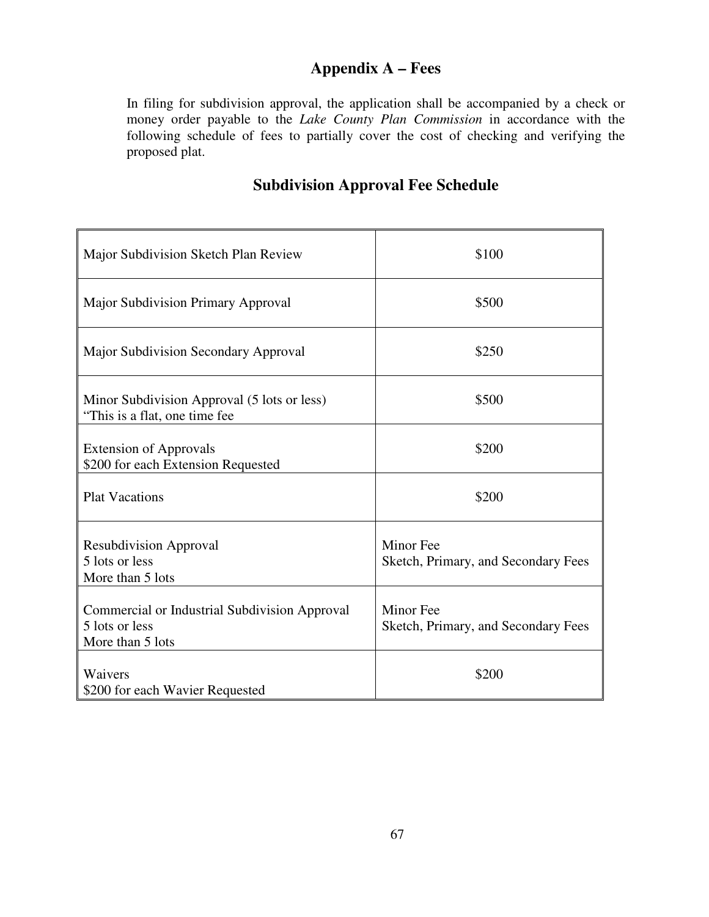# Appendix A – Fees

In filing for subdivision approval, the application shall be accompanied by a check or money order payable to the *Lake County Plan Commission* in accordance with the following schedule of fees to partially cover the cost of checking and verifying the proposed plat.

## Subdivision Approval Fee Schedule

| | |
|---|---|
| Major Subdivision Sketch Plan Review | $100 |
| Major Subdivision Primary Approval | $500 |
| Major Subdivision Secondary Approval | $250 |
| Minor Subdivision Approval (5 lots or less)<br>"This is a flat, one time fee | $500 |
| Extension of Approvals<br>$200 for each Extension Requested | $200 |
| Plat Vacations | $200 |
| Resubdivision Approval<br>5 lots or less<br>More than 5 lots | Minor Fee<br>Sketch, Primary, and Secondary Fees |
| Commercial or Industrial Subdivision Approval<br>5 lots or less<br>More than 5 lots | Minor Fee<br>Sketch, Primary, and Secondary Fees |
| Waivers<br>$200 for each Wavier Requested | $200 |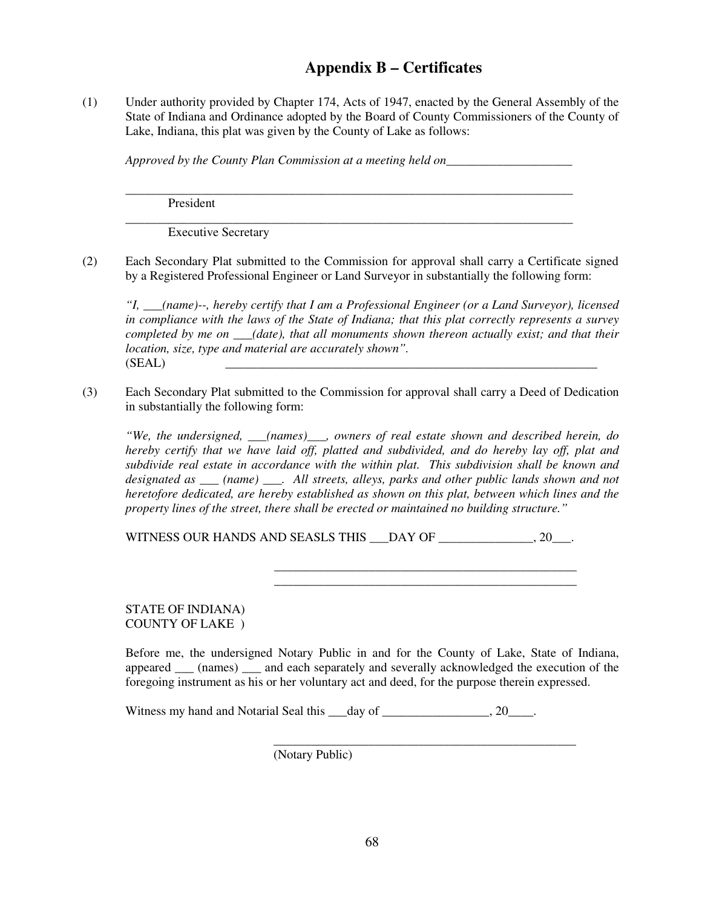## Appendix B – Certificates

(1) Under authority provided by Chapter 174, Acts of 1947, enacted by the General Assembly of the State of Indiana and Ordinance adopted by the Board of County Commissioners of the County of Lake, Indiana, this plat was given by the County of Lake as follows:

*Approved by the County Plan Commission at a meeting held on*____________________

___________________________________________________________________________
President

___________________________________________________________________________
Executive Secretary

(2) Each Secondary Plat submitted to the Commission for approval shall carry a Certificate signed by a Registered Professional Engineer or Land Surveyor in substantially the following form:

*"I, ___(name)--, hereby certify that I am a Professional Engineer (or a Land Surveyor), licensed in compliance with the laws of the State of Indiana; that this plat correctly represents a survey completed by me on ___(date), that all monuments shown thereon actually exist; and that their location, size, type and material are accurately shown".*

(SEAL) _______________________________________________________________

(3) Each Secondary Plat submitted to the Commission for approval shall carry a Deed of Dedication in substantially the following form:

*"We, the undersigned, ___(names)___, owners of real estate shown and described herein, do hereby certify that we have laid off, platted and subdivided, and do hereby lay off, plat and subdivide real estate in accordance with the within plat. This subdivision shall be known and designated as ___ (name) ___. All streets, alleys, parks and other public lands shown and not heretofore dedicated, are hereby established as shown on this plat, between which lines and the property lines of the street, there shall be erected or maintained no building structure."*

WITNESS OUR HANDS AND SEASLS THIS ___DAY OF _______________, 20___.

__________________________________________________

__________________________________________________

STATE OF INDIANA)
COUNTY OF LAKE )

Before me, the undersigned Notary Public in and for the County of Lake, State of Indiana, appeared ___ (names) ___ and each separately and severally acknowledged the execution of the foregoing instrument as his or her voluntary act and deed, for the purpose therein expressed.

Witness my hand and Notarial Seal this ___day of _________________, 20____.

__________________________________________________
(Notary Public)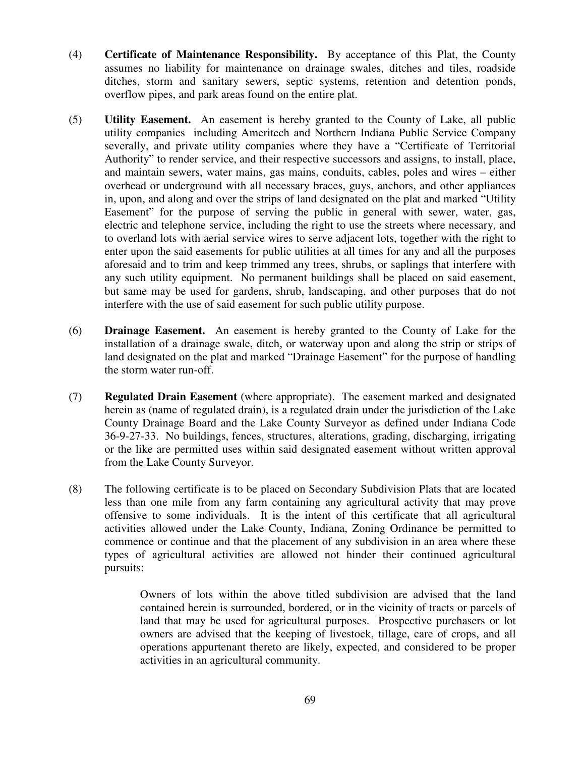(4) **Certificate of Maintenance Responsibility.** By acceptance of this Plat, the County assumes no liability for maintenance on drainage swales, ditches and tiles, roadside ditches, storm and sanitary sewers, septic systems, retention and detention ponds, overflow pipes, and park areas found on the entire plat.

(5) **Utility Easement.** An easement is hereby granted to the County of Lake, all public utility companies including Ameritech and Northern Indiana Public Service Company severally, and private utility companies where they have a "Certificate of Territorial Authority" to render service, and their respective successors and assigns, to install, place, and maintain sewers, water mains, gas mains, conduits, cables, poles and wires – either overhead or underground with all necessary braces, guys, anchors, and other appliances in, upon, and along and over the strips of land designated on the plat and marked "Utility Easement" for the purpose of serving the public in general with sewer, water, gas, electric and telephone service, including the right to use the streets where necessary, and to overland lots with aerial service wires to serve adjacent lots, together with the right to enter upon the said easements for public utilities at all times for any and all the purposes aforesaid and to trim and keep trimmed any trees, shrubs, or saplings that interfere with any such utility equipment. No permanent buildings shall be placed on said easement, but same may be used for gardens, shrub, landscaping, and other purposes that do not interfere with the use of said easement for such public utility purpose.

(6) **Drainage Easement.** An easement is hereby granted to the County of Lake for the installation of a drainage swale, ditch, or waterway upon and along the strip or strips of land designated on the plat and marked "Drainage Easement" for the purpose of handling the storm water run-off.

(7) **Regulated Drain Easement** (where appropriate). The easement marked and designated herein as (name of regulated drain), is a regulated drain under the jurisdiction of the Lake County Drainage Board and the Lake County Surveyor as defined under Indiana Code 36-9-27-33. No buildings, fences, structures, alterations, grading, discharging, irrigating or the like are permitted uses within said designated easement without written approval from the Lake County Surveyor.

(8) The following certificate is to be placed on Secondary Subdivision Plats that are located less than one mile from any farm containing any agricultural activity that may prove offensive to some individuals. It is the intent of this certificate that all agricultural activities allowed under the Lake County, Indiana, Zoning Ordinance be permitted to commence or continue and that the placement of any subdivision in an area where these types of agricultural activities are allowed not hinder their continued agricultural pursuits:

> Owners of lots within the above titled subdivision are advised that the land contained herein is surrounded, bordered, or in the vicinity of tracts or parcels of land that may be used for agricultural purposes. Prospective purchasers or lot owners are advised that the keeping of livestock, tillage, care of crops, and all operations appurtenant thereto are likely, expected, and considered to be proper activities in an agricultural community.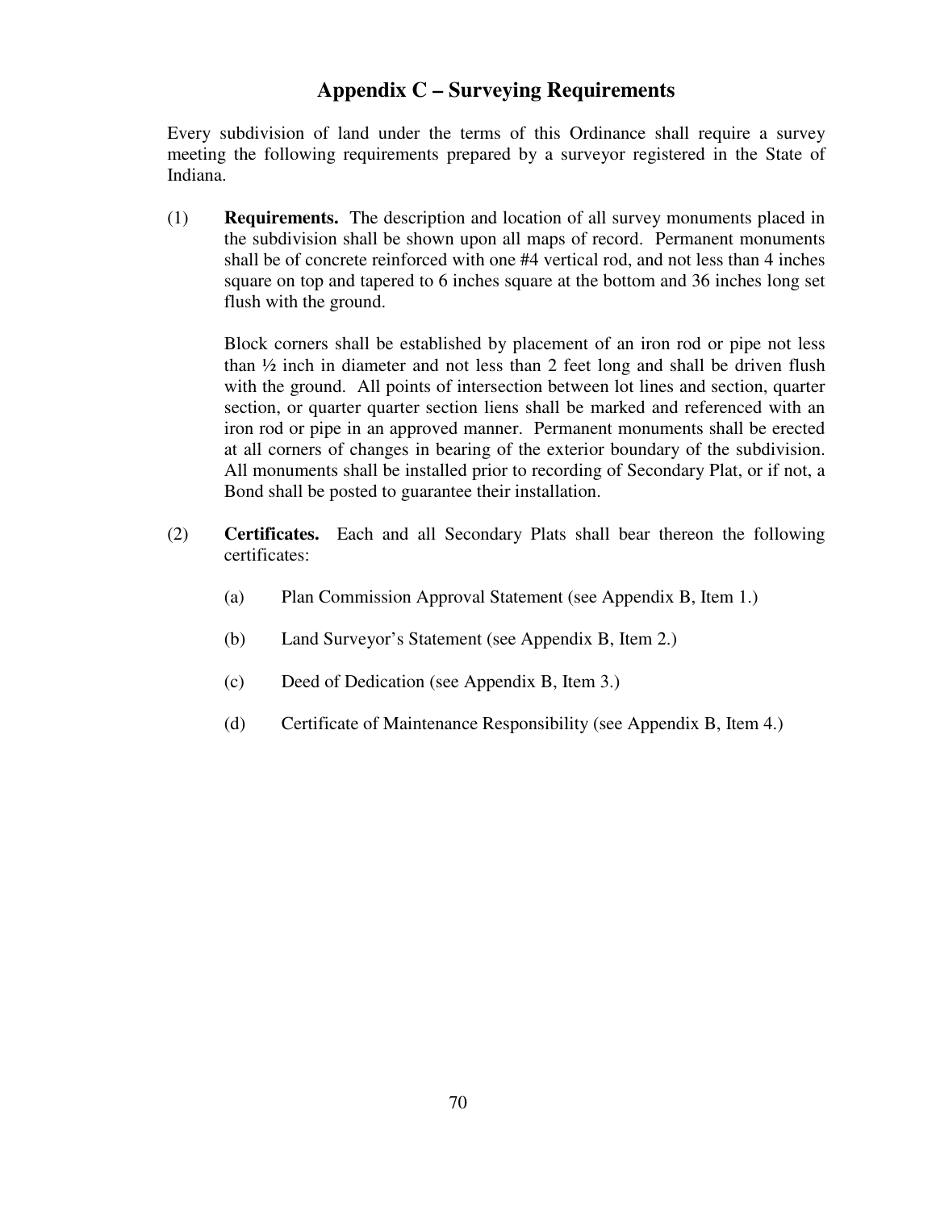# Appendix C – Surveying Requirements

Every subdivision of land under the terms of this Ordinance shall require a survey meeting the following requirements prepared by a surveyor registered in the State of Indiana.

(1) **Requirements.** The description and location of all survey monuments placed in the subdivision shall be shown upon all maps of record. Permanent monuments shall be of concrete reinforced with one #4 vertical rod, and not less than 4 inches square on top and tapered to 6 inches square at the bottom and 36 inches long set flush with the ground.

Block corners shall be established by placement of an iron rod or pipe not less than ½ inch in diameter and not less than 2 feet long and shall be driven flush with the ground. All points of intersection between lot lines and section, quarter section, or quarter quarter section liens shall be marked and referenced with an iron rod or pipe in an approved manner. Permanent monuments shall be erected at all corners of changes in bearing of the exterior boundary of the subdivision. All monuments shall be installed prior to recording of Secondary Plat, or if not, a Bond shall be posted to guarantee their installation.

(2) **Certificates.** Each and all Secondary Plats shall bear thereon the following certificates:

(a) Plan Commission Approval Statement (see Appendix B, Item 1.)

(b) Land Surveyor's Statement (see Appendix B, Item 2.)

(c) Deed of Dedication (see Appendix B, Item 3.)

(d) Certificate of Maintenance Responsibility (see Appendix B, Item 4.)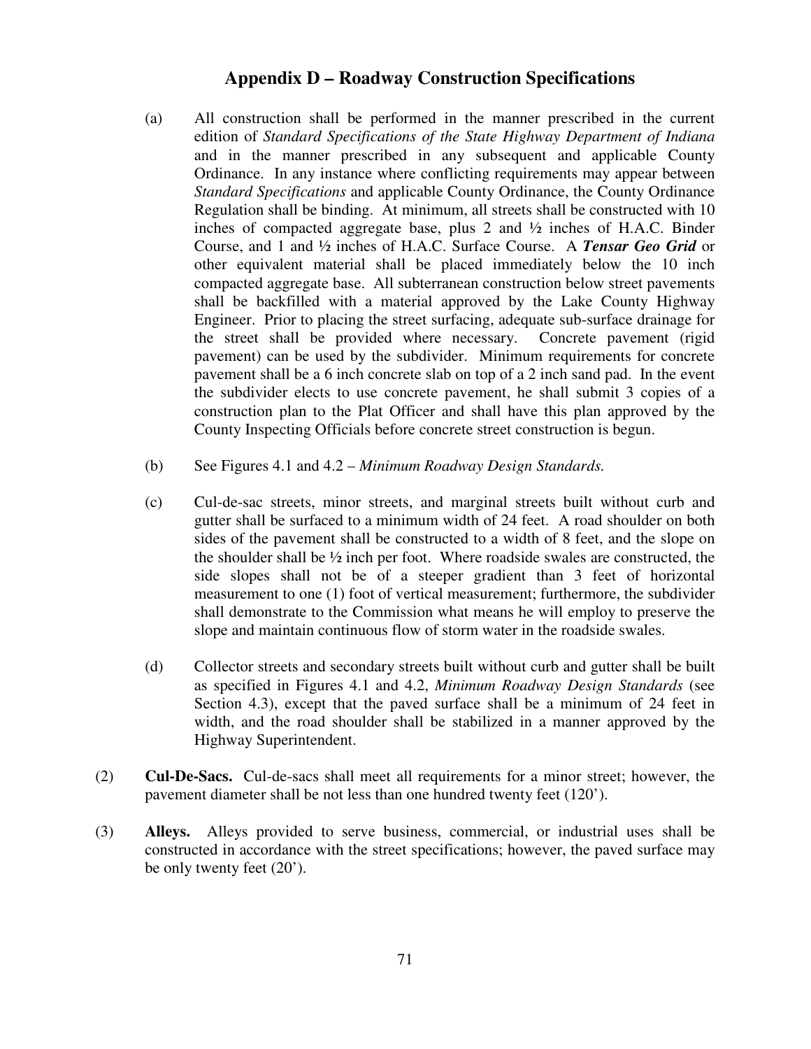## Appendix D – Roadway Construction Specifications

(a) All construction shall be performed in the manner prescribed in the current edition of *Standard Specifications of the State Highway Department of Indiana* and in the manner prescribed in any subsequent and applicable County Ordinance. In any instance where conflicting requirements may appear between *Standard Specifications* and applicable County Ordinance, the County Ordinance Regulation shall be binding. At minimum, all streets shall be constructed with 10 inches of compacted aggregate base, plus 2 and ½ inches of H.A.C. Binder Course, and 1 and ½ inches of H.A.C. Surface Course. A ***Tensar Geo Grid*** or other equivalent material shall be placed immediately below the 10 inch compacted aggregate base. All subterranean construction below street pavements shall be backfilled with a material approved by the Lake County Highway Engineer. Prior to placing the street surfacing, adequate sub-surface drainage for the street shall be provided where necessary. Concrete pavement (rigid pavement) can be used by the subdivider. Minimum requirements for concrete pavement shall be a 6 inch concrete slab on top of a 2 inch sand pad. In the event the subdivider elects to use concrete pavement, he shall submit 3 copies of a construction plan to the Plat Officer and shall have this plan approved by the County Inspecting Officials before concrete street construction is begun.

(b) See Figures 4.1 and 4.2 – *Minimum Roadway Design Standards.*

(c) Cul-de-sac streets, minor streets, and marginal streets built without curb and gutter shall be surfaced to a minimum width of 24 feet. A road shoulder on both sides of the pavement shall be constructed to a width of 8 feet, and the slope on the shoulder shall be ½ inch per foot. Where roadside swales are constructed, the side slopes shall not be of a steeper gradient than 3 feet of horizontal measurement to one (1) foot of vertical measurement; furthermore, the subdivider shall demonstrate to the Commission what means he will employ to preserve the slope and maintain continuous flow of storm water in the roadside swales.

(d) Collector streets and secondary streets built without curb and gutter shall be built as specified in Figures 4.1 and 4.2, *Minimum Roadway Design Standards* (see Section 4.3), except that the paved surface shall be a minimum of 24 feet in width, and the road shoulder shall be stabilized in a manner approved by the Highway Superintendent.

(2) **Cul-De-Sacs.** Cul-de-sacs shall meet all requirements for a minor street; however, the pavement diameter shall be not less than one hundred twenty feet (120').

(3) **Alleys.** Alleys provided to serve business, commercial, or industrial uses shall be constructed in accordance with the street specifications; however, the paved surface may be only twenty feet (20').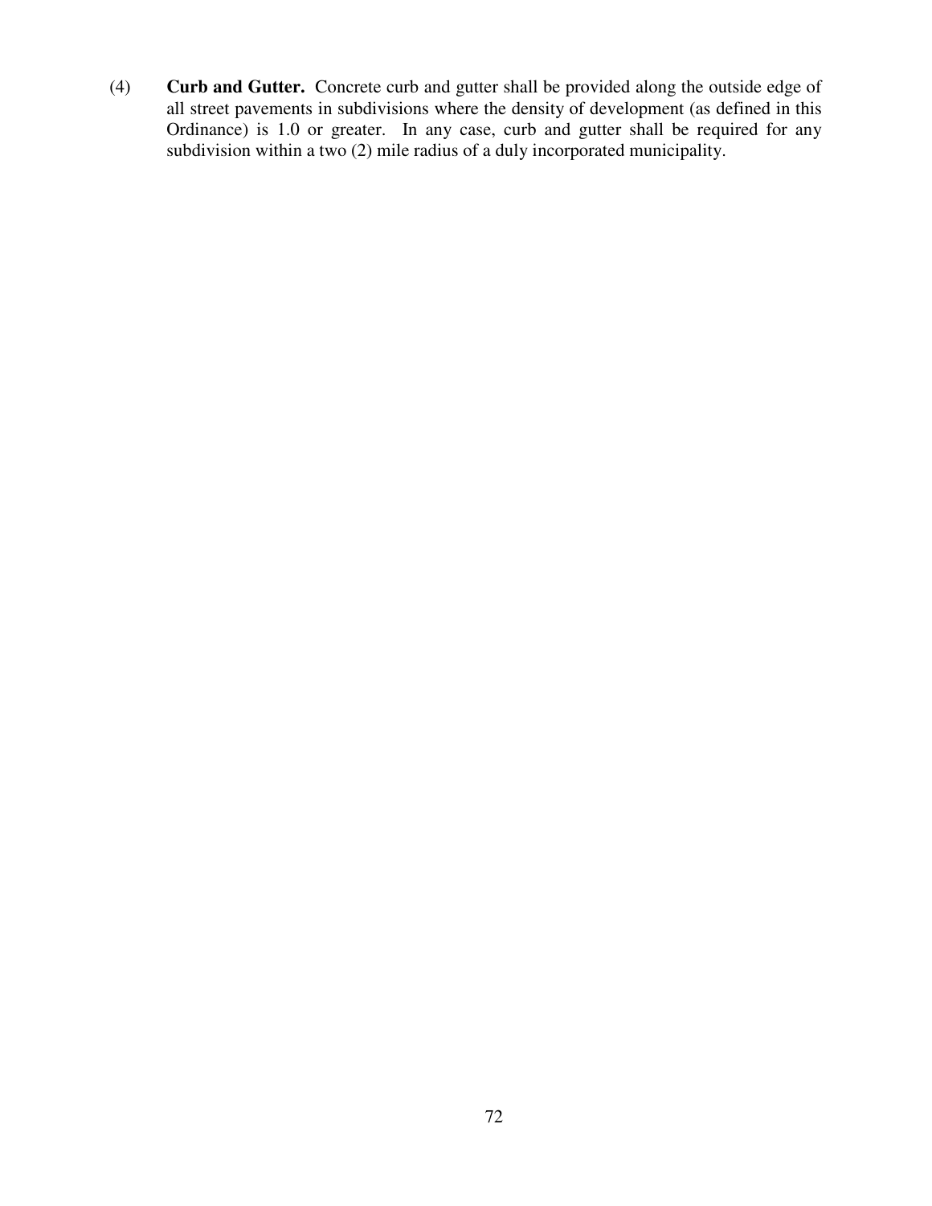(4) **Curb and Gutter.** Concrete curb and gutter shall be provided along the outside edge of all street pavements in subdivisions where the density of development (as defined in this Ordinance) is 1.0 or greater. In any case, curb and gutter shall be required for any subdivision within a two (2) mile radius of a duly incorporated municipality.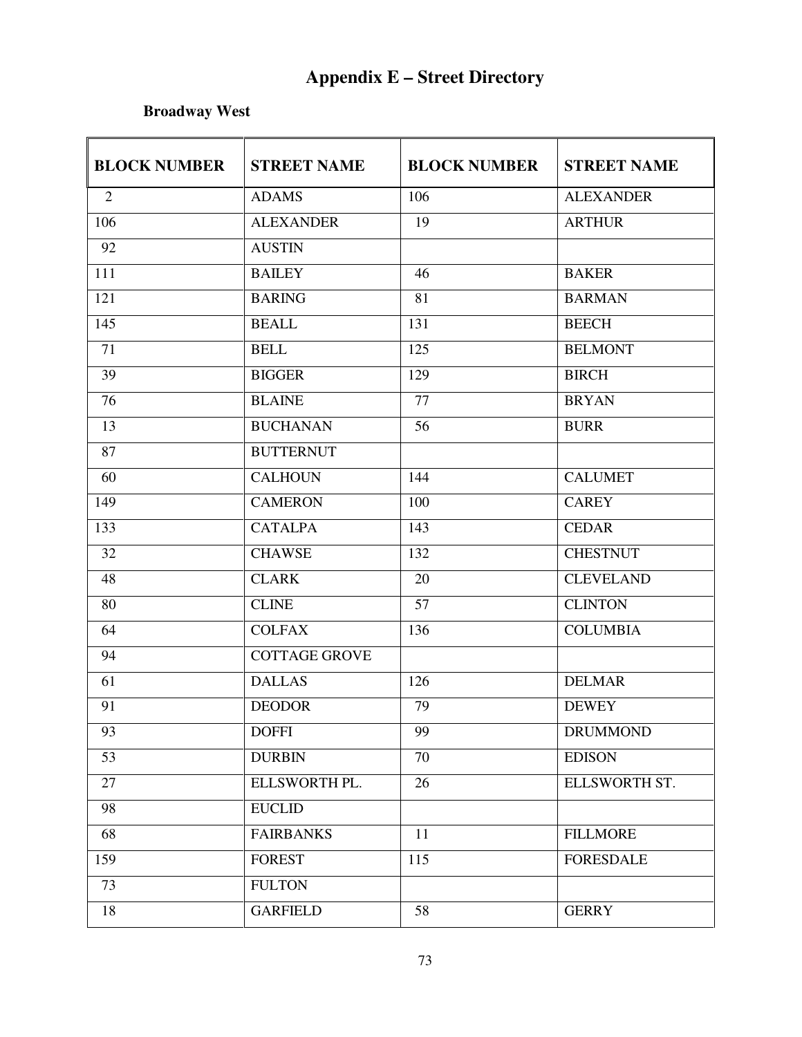# Appendix E – Street Directory

**Broadway West**

| BLOCK NUMBER | STREET NAME | BLOCK NUMBER | STREET NAME |
|---|---|---|---|
| 2 | ADAMS | 106 | ALEXANDER |
| 106 | ALEXANDER | 19 | ARTHUR |
| 92 | AUSTIN | | |
| 111 | BAILEY | 46 | BAKER |
| 121 | BARING | 81 | BARMAN |
| 145 | BEALL | 131 | BEECH |
| 71 | BELL | 125 | BELMONT |
| 39 | BIGGER | 129 | BIRCH |
| 76 | BLAINE | 77 | BRYAN |
| 13 | BUCHANAN | 56 | BURR |
| 87 | BUTTERNUT | | |
| 60 | CALHOUN | 144 | CALUMET |
| 149 | CAMERON | 100 | CAREY |
| 133 | CATALPA | 143 | CEDAR |
| 32 | CHAWSE | 132 | CHESTNUT |
| 48 | CLARK | 20 | CLEVELAND |
| 80 | CLINE | 57 | CLINTON |
| 64 | COLFAX | 136 | COLUMBIA |
| 94 | COTTAGE GROVE | | |
| 61 | DALLAS | 126 | DELMAR |
| 91 | DEODOR | 79 | DEWEY |
| 93 | DOFFI | 99 | DRUMMOND |
| 53 | DURBIN | 70 | EDISON |
| 27 | ELLSWORTH PL. | 26 | ELLSWORTH ST. |
| 98 | EUCLID | | |
| 68 | FAIRBANKS | 11 | FILLMORE |
| 159 | FOREST | 115 | FORESDALE |
| 73 | FULTON | | |
| 18 | GARFIELD | 58 | GERRY |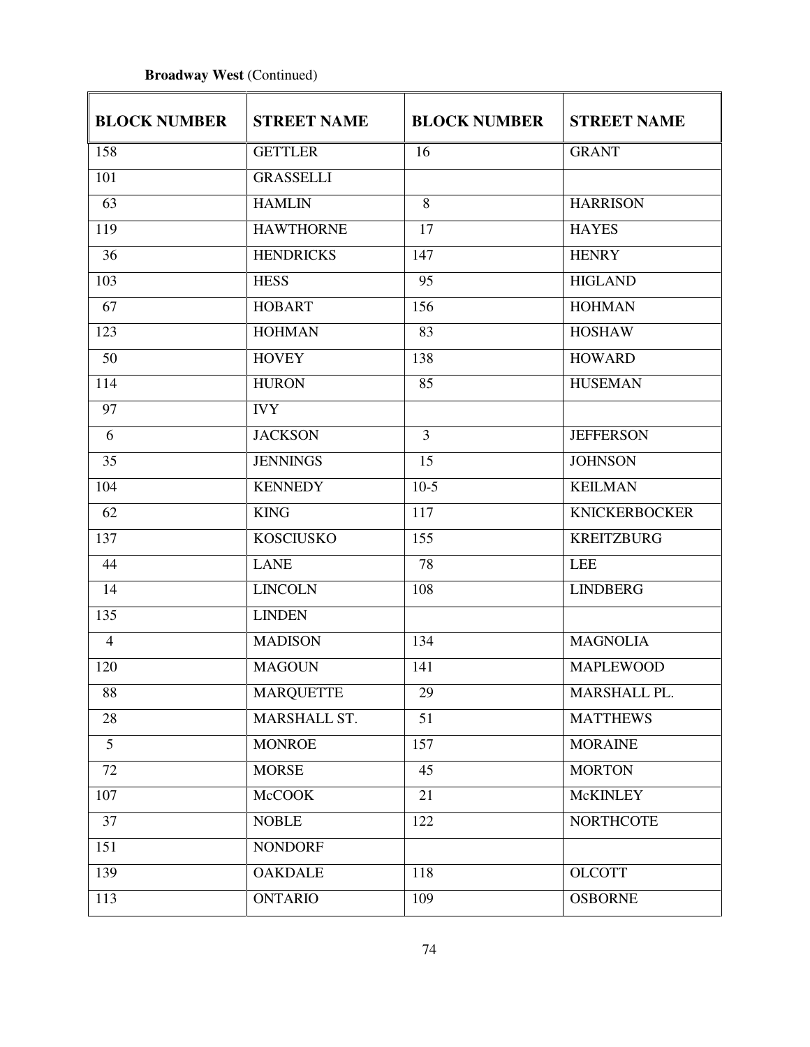**Broadway West** (Continued)

| BLOCK NUMBER | STREET NAME | BLOCK NUMBER | STREET NAME |
|---|---|---|---|
| 158 | GETTLER | 16 | GRANT |
| 101 | GRASSELLI | | |
| 63 | HAMLIN | 8 | HARRISON |
| 119 | HAWTHORNE | 17 | HAYES |
| 36 | HENDRICKS | 147 | HENRY |
| 103 | HESS | 95 | HIGLAND |
| 67 | HOBART | 156 | HOHMAN |
| 123 | HOHMAN | 83 | HOSHAW |
| 50 | HOVEY | 138 | HOWARD |
| 114 | HURON | 85 | HUSEMAN |
| 97 | IVY | | |
| 6 | JACKSON | 3 | JEFFERSON |
| 35 | JENNINGS | 15 | JOHNSON |
| 104 | KENNEDY | 10-5 | KEILMAN |
| 62 | KING | 117 | KNICKERBOCKER |
| 137 | KOSCIUSKO | 155 | KREITZBURG |
| 44 | LANE | 78 | LEE |
| 14 | LINCOLN | 108 | LINDBERG |
| 135 | LINDEN | | |
| 4 | MADISON | 134 | MAGNOLIA |
| 120 | MAGOUN | 141 | MAPLEWOOD |
| 88 | MARQUETTE | 29 | MARSHALL PL. |
| 28 | MARSHALL ST. | 51 | MATTHEWS |
| 5 | MONROE | 157 | MORAINE |
| 72 | MORSE | 45 | MORTON |
| 107 | McCOOK | 21 | McKINLEY |
| 37 | NOBLE | 122 | NORTHCOTE |
| 151 | NONDORF | | |
| 139 | OAKDALE | 118 | OLCOTT |
| 113 | ONTARIO | 109 | OSBORNE |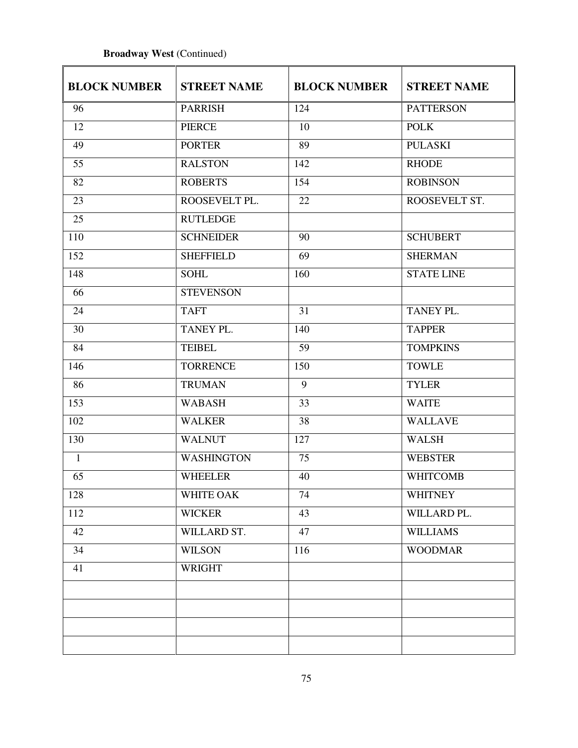**Broadway West** (Continued)

| BLOCK NUMBER | STREET NAME | BLOCK NUMBER | STREET NAME |
|---|---|---|---|
| 96 | PARRISH | 124 | PATTERSON |
| 12 | PIERCE | 10 | POLK |
| 49 | PORTER | 89 | PULASKI |
| 55 | RALSTON | 142 | RHODE |
| 82 | ROBERTS | 154 | ROBINSON |
| 23 | ROOSEVELT PL. | 22 | ROOSEVELT ST. |
| 25 | RUTLEDGE | | |
| 110 | SCHNEIDER | 90 | SCHUBERT |
| 152 | SHEFFIELD | 69 | SHERMAN |
| 148 | SOHL | 160 | STATE LINE |
| 66 | STEVENSON | | |
| 24 | TAFT | 31 | TANEY PL. |
| 30 | TANEY PL. | 140 | TAPPER |
| 84 | TEIBEL | 59 | TOMPKINS |
| 146 | TORRENCE | 150 | TOWLE |
| 86 | TRUMAN | 9 | TYLER |
| 153 | WABASH | 33 | WAITE |
| 102 | WALKER | 38 | WALLAVE |
| 130 | WALNUT | 127 | WALSH |
| 1 | WASHINGTON | 75 | WEBSTER |
| 65 | WHEELER | 40 | WHITCOMB |
| 128 | WHITE OAK | 74 | WHITNEY |
| 112 | WICKER | 43 | WILLARD PL. |
| 42 | WILLARD ST. | 47 | WILLIAMS |
| 34 | WILSON | 116 | WOODMAR |
| 41 | WRIGHT | | |
| | | | |
| | | | |
| | | | |
| | | | |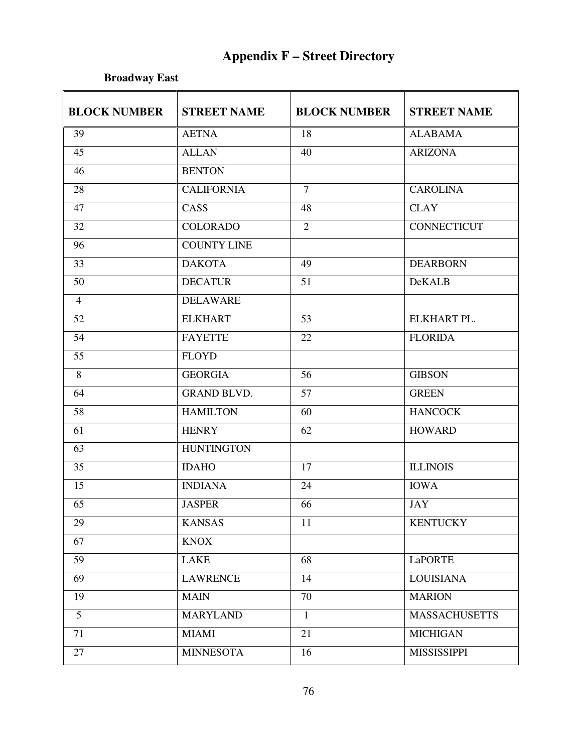# Appendix F – Street Directory

**Broadway East**

| BLOCK NUMBER | STREET NAME | BLOCK NUMBER | STREET NAME |
|---|---|---|---|
| 39 | AETNA | 18 | ALABAMA |
| 45 | ALLAN | 40 | ARIZONA |
| 46 | BENTON | | |
| 28 | CALIFORNIA | 7 | CAROLINA |
| 47 | CASS | 48 | CLAY |
| 32 | COLORADO | 2 | CONNECTICUT |
| 96 | COUNTY LINE | | |
| 33 | DAKOTA | 49 | DEARBORN |
| 50 | DECATUR | 51 | DeKALB |
| 4 | DELAWARE | | |
| 52 | ELKHART | 53 | ELKHART PL. |
| 54 | FAYETTE | 22 | FLORIDA |
| 55 | FLOYD | | |
| 8 | GEORGIA | 56 | GIBSON |
| 64 | GRAND BLVD. | 57 | GREEN |
| 58 | HAMILTON | 60 | HANCOCK |
| 61 | HENRY | 62 | HOWARD |
| 63 | HUNTINGTON | | |
| 35 | IDAHO | 17 | ILLINOIS |
| 15 | INDIANA | 24 | IOWA |
| 65 | JASPER | 66 | JAY |
| 29 | KANSAS | 11 | KENTUCKY |
| 67 | KNOX | | |
| 59 | LAKE | 68 | LaPORTE |
| 69 | LAWRENCE | 14 | LOUISIANA |
| 19 | MAIN | 70 | MARION |
| 5 | MARYLAND | 1 | MASSACHUSETTS |
| 71 | MIAMI | 21 | MICHIGAN |
| 27 | MINNESOTA | 16 | MISSISSIPPI |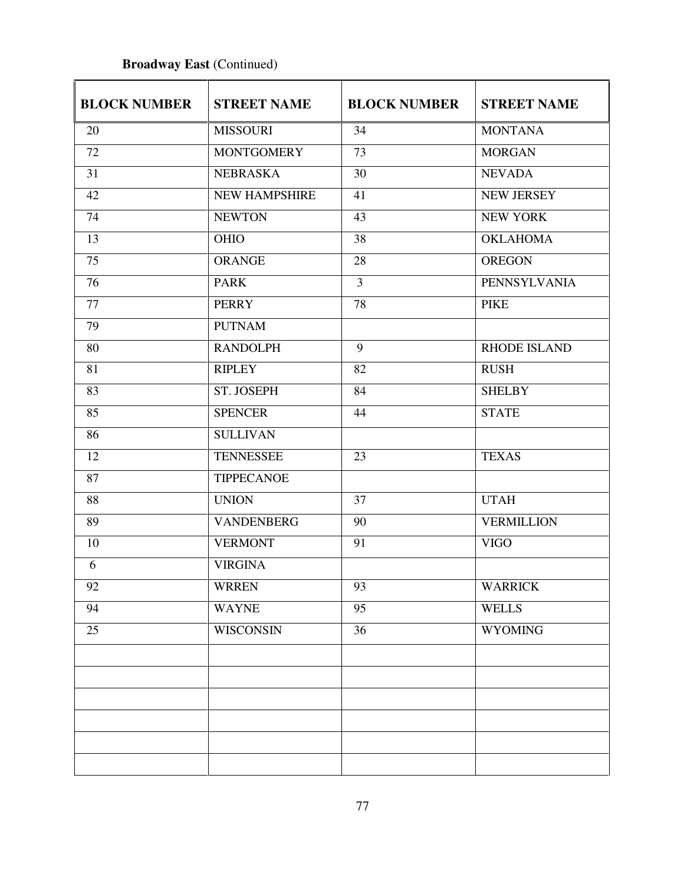**Broadway East** (Continued)

| BLOCK NUMBER | STREET NAME | BLOCK NUMBER | STREET NAME |
|---|---|---|---|
| 20 | MISSOURI | 34 | MONTANA |
| 72 | MONTGOMERY | 73 | MORGAN |
| 31 | NEBRASKA | 30 | NEVADA |
| 42 | NEW HAMPSHIRE | 41 | NEW JERSEY |
| 74 | NEWTON | 43 | NEW YORK |
| 13 | OHIO | 38 | OKLAHOMA |
| 75 | ORANGE | 28 | OREGON |
| 76 | PARK | 3 | PENNSYLVANIA |
| 77 | PERRY | 78 | PIKE |
| 79 | PUTNAM | | |
| 80 | RANDOLPH | 9 | RHODE ISLAND |
| 81 | RIPLEY | 82 | RUSH |
| 83 | ST. JOSEPH | 84 | SHELBY |
| 85 | SPENCER | 44 | STATE |
| 86 | SULLIVAN | | |
| 12 | TENNESSEE | 23 | TEXAS |
| 87 | TIPPECANOE | | |
| 88 | UNION | 37 | UTAH |
| 89 | VANDENBERG | 90 | VERMILLION |
| 10 | VERMONT | 91 | VIGO |
| 6 | VIRGINA | | |
| 92 | WRREN | 93 | WARRICK |
| 94 | WAYNE | 95 | WELLS |
| 25 | WISCONSIN | 36 | WYOMING |
| | | | |
| | | | |
| | | | |
| | | | |
| | | | |
| | | | |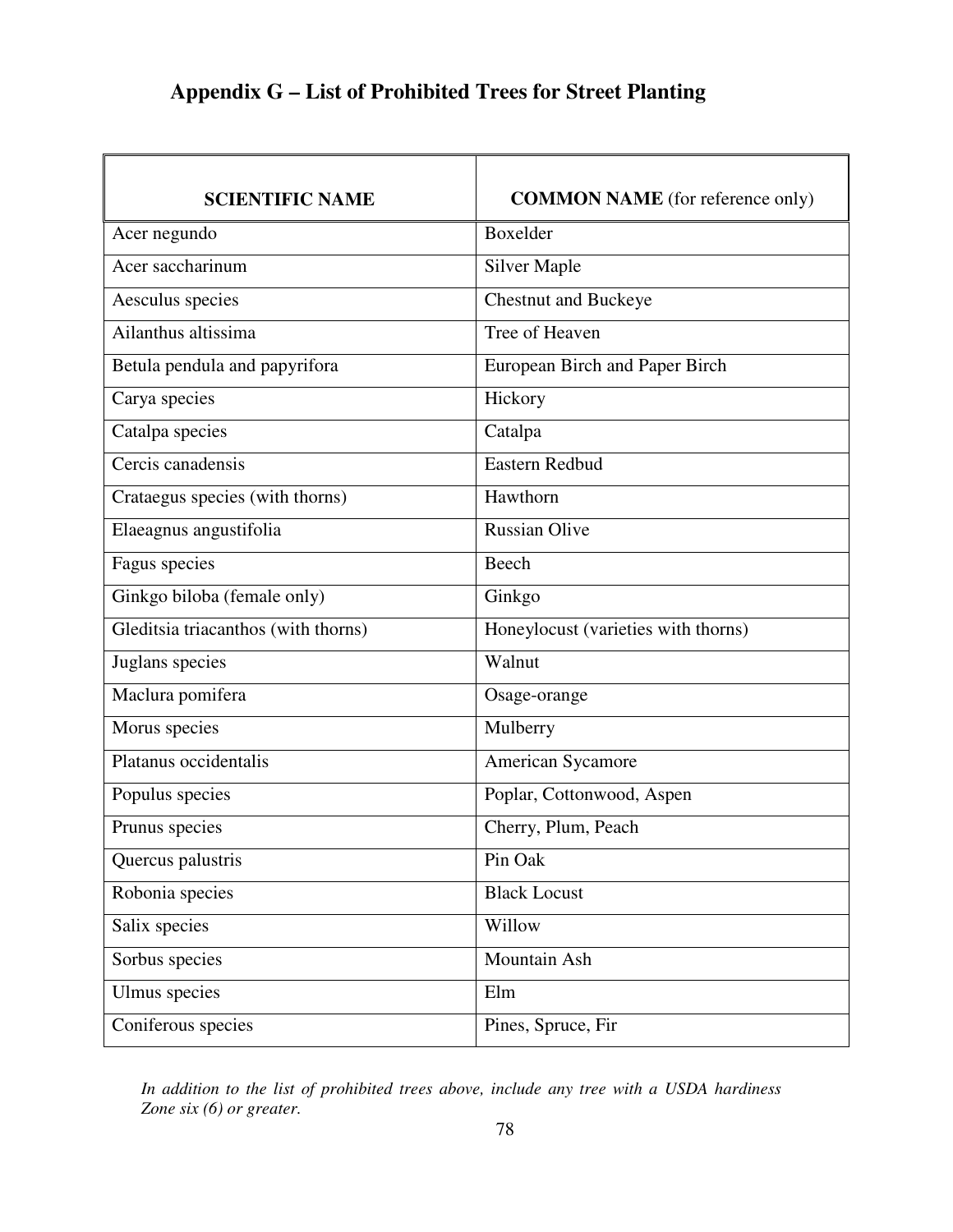# Appendix G – List of Prohibited Trees for Street Planting

| **SCIENTIFIC NAME** | **COMMON NAME** (for reference only) |
|---|---|
| Acer negundo | Boxelder |
| Acer saccharinum | Silver Maple |
| Aesculus species | Chestnut and Buckeye |
| Ailanthus altissima | Tree of Heaven |
| Betula pendula and papyrifora | European Birch and Paper Birch |
| Carya species | Hickory |
| Catalpa species | Catalpa |
| Cercis canadensis | Eastern Redbud |
| Crataegus species (with thorns) | Hawthorn |
| Elaeagnus angustifolia | Russian Olive |
| Fagus species | Beech |
| Ginkgo biloba (female only) | Ginkgo |
| Gleditsia triacanthos (with thorns) | Honeylocust (varieties with thorns) |
| Juglans species | Walnut |
| Maclura pomifera | Osage-orange |
| Morus species | Mulberry |
| Platanus occidentalis | American Sycamore |
| Populus species | Poplar, Cottonwood, Aspen |
| Prunus species | Cherry, Plum, Peach |
| Quercus palustris | Pin Oak |
| Robonia species | Black Locust |
| Salix species | Willow |
| Sorbus species | Mountain Ash |
| Ulmus species | Elm |
| Coniferous species | Pines, Spruce, Fir |

*In addition to the list of prohibited trees above, include any tree with a USDA hardiness Zone six (6) or greater.*